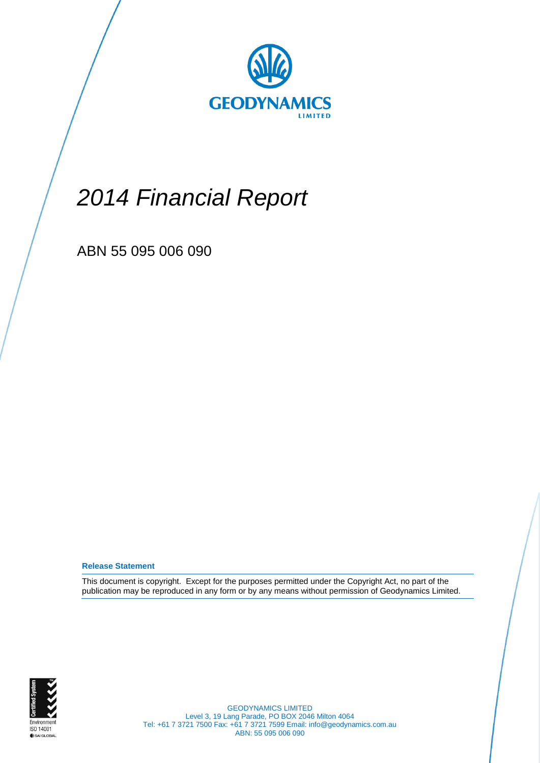GEODYNAMICS

LIMITED

# *2014 Financial Report*

ABN 55 095 006 090

**Release Statement**

This document is copyright. Except for the purposes permitted under the Copyright Act, no part of the publication may be reproduced in any form or by any means without permission of Geodynamics Limited.

Certified System
Environment
ISO 14001
SAI GLOBAL

GEODYNAMICS LIMITED
Level 3, 19 Lang Parade, PO BOX 2046 Milton 4064
Tel: +61 7 3721 7500 Fax: +61 7 3721 7599 Email: info@geodynamics.com.au
ABN: 55 095 006 090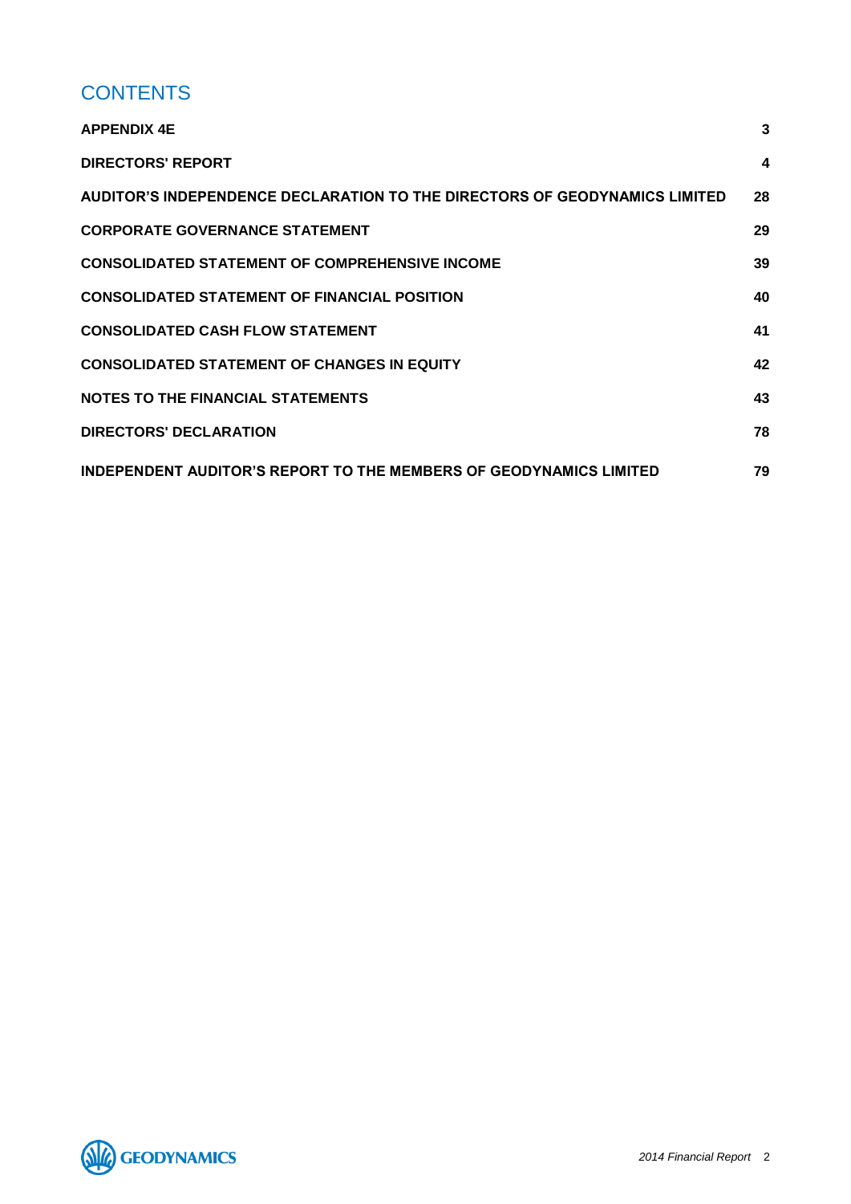# CONTENTS

| | |
|---|---|
| **APPENDIX 4E** | **3** |
| **DIRECTORS' REPORT** | **4** |
| **AUDITOR'S INDEPENDENCE DECLARATION TO THE DIRECTORS OF GEODYNAMICS LIMITED** | **28** |
| **CORPORATE GOVERNANCE STATEMENT** | **29** |
| **CONSOLIDATED STATEMENT OF COMPREHENSIVE INCOME** | **39** |
| **CONSOLIDATED STATEMENT OF FINANCIAL POSITION** | **40** |
| **CONSOLIDATED CASH FLOW STATEMENT** | **41** |
| **CONSOLIDATED STATEMENT OF CHANGES IN EQUITY** | **42** |
| **NOTES TO THE FINANCIAL STATEMENTS** | **43** |
| **DIRECTORS' DECLARATION** | **78** |
| **INDEPENDENT AUDITOR'S REPORT TO THE MEMBERS OF GEODYNAMICS LIMITED** | **79** |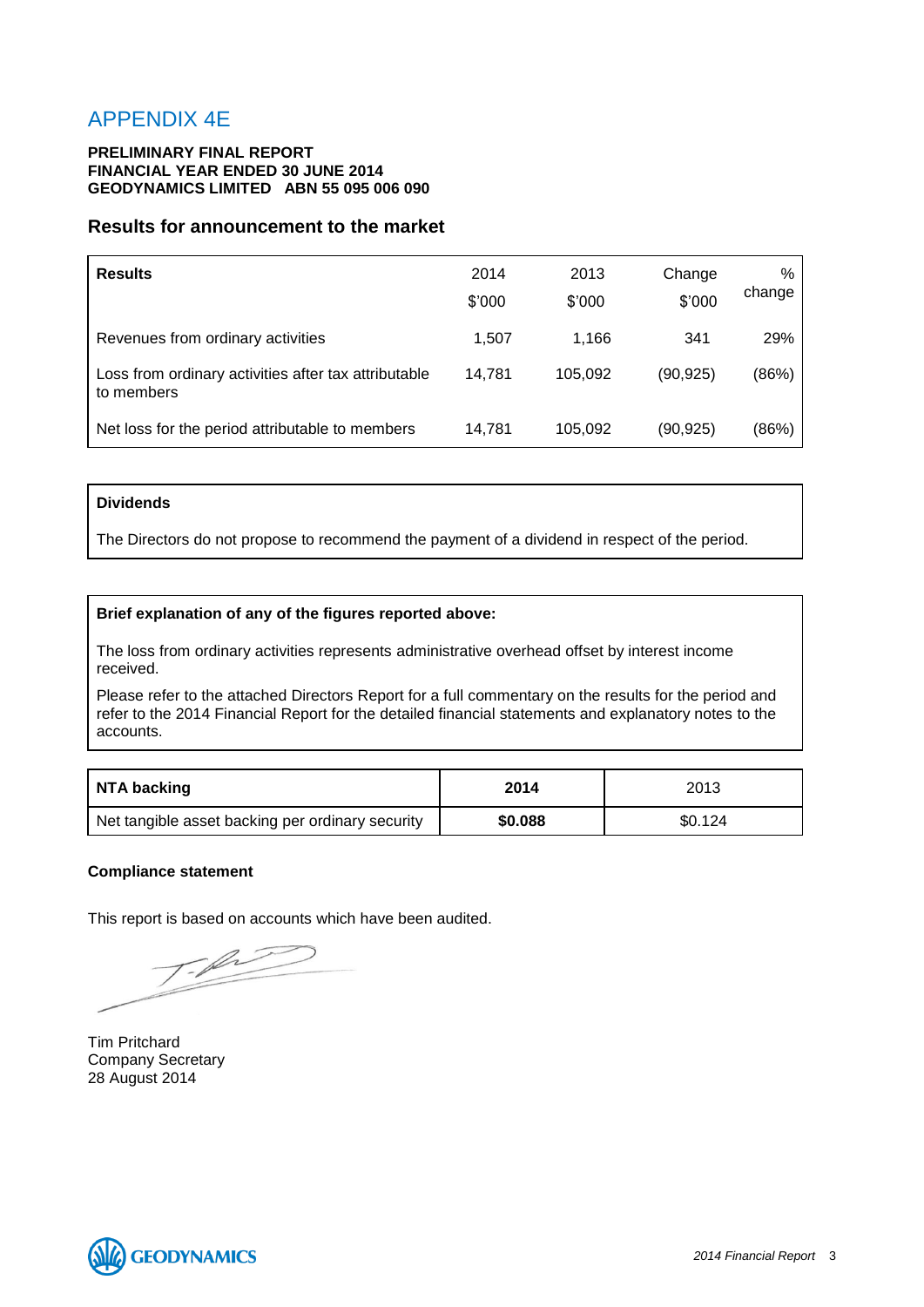# APPENDIX 4E

**PRELIMINARY FINAL REPORT**
**FINANCIAL YEAR ENDED 30 JUNE 2014**
**GEODYNAMICS LIMITED ABN 55 095 006 090**

## Results for announcement to the market

| **Results** | 2014<br>$'000 | 2013<br>$'000 | Change<br>$'000 | %<br>change |
|---|---|---|---|---|
| Revenues from ordinary activities | 1,507 | 1,166 | 341 | 29% |
| Loss from ordinary activities after tax attributable to members | 14,781 | 105,092 | (90,925) | (86%) |
| Net loss for the period attributable to members | 14,781 | 105,092 | (90,925) | (86%) |

**Dividends**

The Directors do not propose to recommend the payment of a dividend in respect of the period.

**Brief explanation of any of the figures reported above:**

The loss from ordinary activities represents administrative overhead offset by interest income received.

Please refer to the attached Directors Report for a full commentary on the results for the period and refer to the 2014 Financial Report for the detailed financial statements and explanatory notes to the accounts.

| **NTA backing** | **2014** | 2013 |
|---|---|---|
| Net tangible asset backing per ordinary security | **$0.088** | $0.124 |

**Compliance statement**

This report is based on accounts which have been audited.

Tim Pritchard
Company Secretary
28 August 2014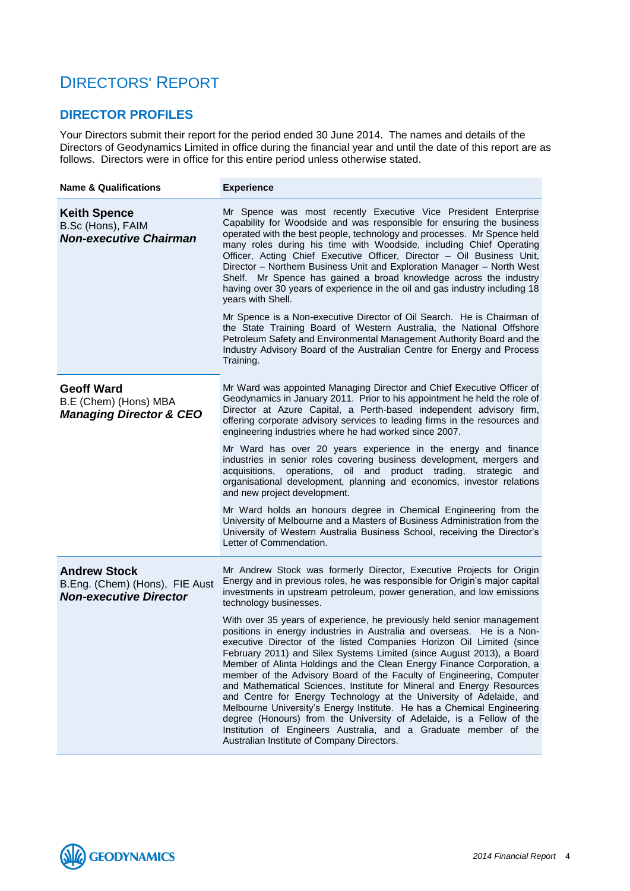# DIRECTORS' REPORT

## DIRECTOR PROFILES

Your Directors submit their report for the period ended 30 June 2014. The names and details of the Directors of Geodynamics Limited in office during the financial year and until the date of this report are as follows. Directors were in office for this entire period unless otherwise stated.

| Name & Qualifications | Experience |
|---|---|
| **Keith Spence**<br>B.Sc (Hons), FAIM<br>***Non-executive Chairman*** | Mr Spence was most recently Executive Vice President Enterprise Capability for Woodside and was responsible for ensuring the business operated with the best people, technology and processes. Mr Spence held many roles during his time with Woodside, including Chief Operating Officer, Acting Chief Executive Officer, Director – Oil Business Unit, Director – Northern Business Unit and Exploration Manager – North West Shelf. Mr Spence has gained a broad knowledge across the industry having over 30 years of experience in the oil and gas industry including 18 years with Shell.<br><br>Mr Spence is a Non-executive Director of Oil Search. He is Chairman of the State Training Board of Western Australia, the National Offshore Petroleum Safety and Environmental Management Authority Board and the Industry Advisory Board of the Australian Centre for Energy and Process Training. |
| **Geoff Ward**<br>B.E (Chem) (Hons) MBA<br>***Managing Director & CEO*** | Mr Ward was appointed Managing Director and Chief Executive Officer of Geodynamics in January 2011. Prior to his appointment he held the role of Director at Azure Capital, a Perth-based independent advisory firm, offering corporate advisory services to leading firms in the resources and engineering industries where he had worked since 2007.<br><br>Mr Ward has over 20 years experience in the energy and finance industries in senior roles covering business development, mergers and acquisitions, operations, oil and product trading, strategic and organisational development, planning and economics, investor relations and new project development.<br><br>Mr Ward holds an honours degree in Chemical Engineering from the University of Melbourne and a Masters of Business Administration from the University of Western Australia Business School, receiving the Director's Letter of Commendation. |
| **Andrew Stock**<br>B.Eng. (Chem) (Hons), FIE Aust<br>***Non-executive Director*** | Mr Andrew Stock was formerly Director, Executive Projects for Origin Energy and in previous roles, he was responsible for Origin's major capital investments in upstream petroleum, power generation, and low emissions technology businesses.<br><br>With over 35 years of experience, he previously held senior management positions in energy industries in Australia and overseas. He is a Non-executive Director of the listed Companies Horizon Oil Limited (since February 2011) and Silex Systems Limited (since August 2013), a Board Member of Alinta Holdings and the Clean Energy Finance Corporation, a member of the Advisory Board of the Faculty of Engineering, Computer and Mathematical Sciences, Institute for Mineral and Energy Resources and Centre for Energy Technology at the University of Adelaide, and Melbourne University's Energy Institute. He has a Chemical Engineering degree (Honours) from the University of Adelaide, is a Fellow of the Institution of Engineers Australia, and a Graduate member of the Australian Institute of Company Directors. |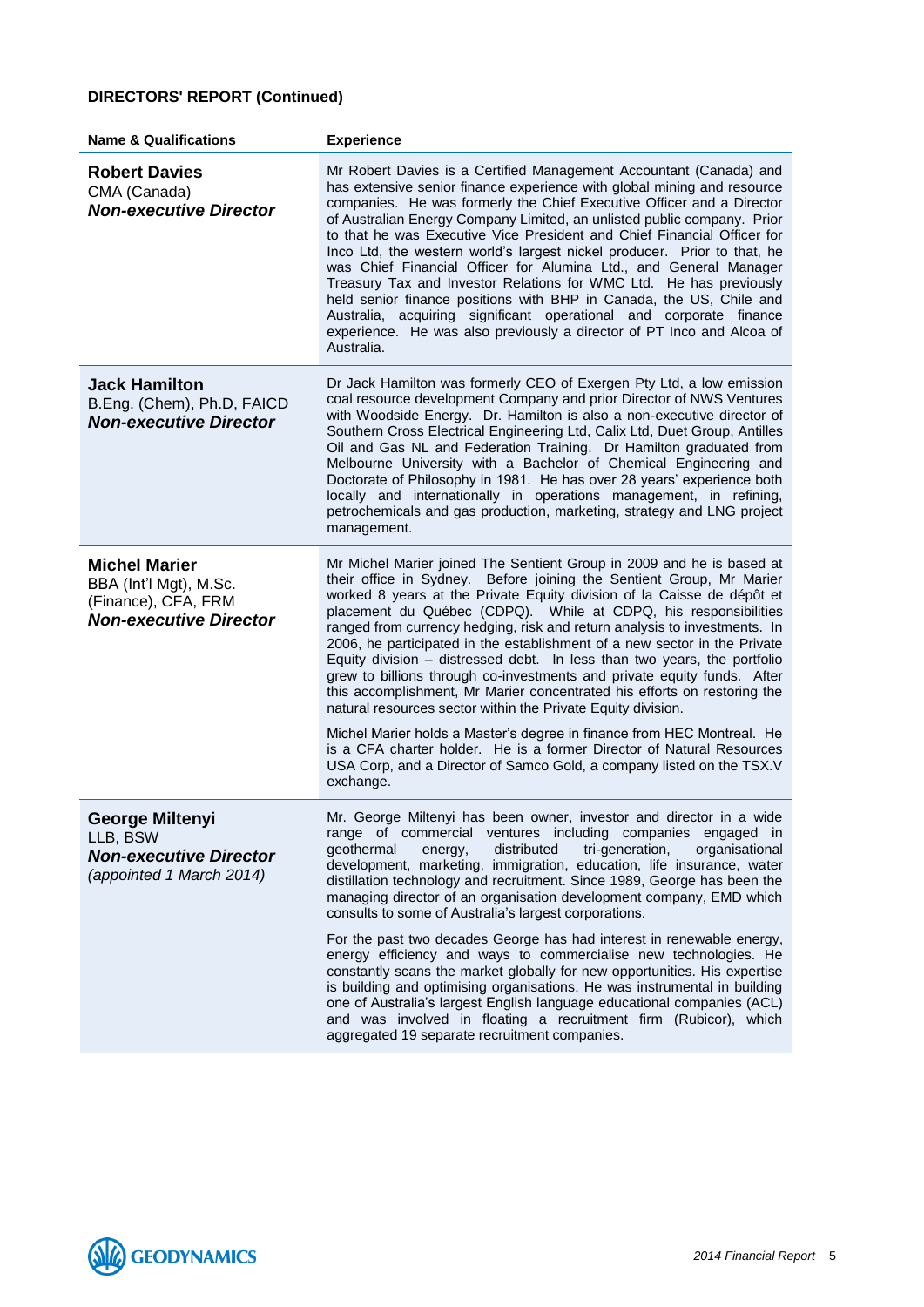**DIRECTORS' REPORT (Continued)**

| Name & Qualifications | Experience |
|---|---|
| **Robert Davies**<br>CMA (Canada)<br>***Non-executive Director*** | Mr Robert Davies is a Certified Management Accountant (Canada) and has extensive senior finance experience with global mining and resource companies. He was formerly the Chief Executive Officer and a Director of Australian Energy Company Limited, an unlisted public company. Prior to that he was Executive Vice President and Chief Financial Officer for Inco Ltd, the western world's largest nickel producer. Prior to that, he was Chief Financial Officer for Alumina Ltd., and General Manager Treasury Tax and Investor Relations for WMC Ltd. He has previously held senior finance positions with BHP in Canada, the US, Chile and Australia, acquiring significant operational and corporate finance experience. He was also previously a director of PT Inco and Alcoa of Australia. |
| **Jack Hamilton**<br>B.Eng. (Chem), Ph.D, FAICD<br>***Non-executive Director*** | Dr Jack Hamilton was formerly CEO of Exergen Pty Ltd, a low emission coal resource development Company and prior Director of NWS Ventures with Woodside Energy. Dr. Hamilton is also a non-executive director of Southern Cross Electrical Engineering Ltd, Calix Ltd, Duet Group, Antilles Oil and Gas NL and Federation Training. Dr Hamilton graduated from Melbourne University with a Bachelor of Chemical Engineering and Doctorate of Philosophy in 1981. He has over 28 years' experience both locally and internationally in operations management, in refining, petrochemicals and gas production, marketing, strategy and LNG project management. |
| **Michel Marier**<br>BBA (Int'l Mgt), M.Sc. (Finance), CFA, FRM<br>***Non-executive Director*** | Mr Michel Marier joined The Sentient Group in 2009 and he is based at their office in Sydney. Before joining the Sentient Group, Mr Marier worked 8 years at the Private Equity division of la Caisse de dépôt et placement du Québec (CDPQ). While at CDPQ, his responsibilities ranged from currency hedging, risk and return analysis to investments. In 2006, he participated in the establishment of a new sector in the Private Equity division – distressed debt. In less than two years, the portfolio grew to billions through co-investments and private equity funds. After this accomplishment, Mr Marier concentrated his efforts on restoring the natural resources sector within the Private Equity division.<br><br>Michel Marier holds a Master's degree in finance from HEC Montreal. He is a CFA charter holder. He is a former Director of Natural Resources USA Corp, and a Director of Samco Gold, a company listed on the TSX.V exchange. |
| **George Miltenyi**<br>LLB, BSW<br>***Non-executive Director***<br>*(appointed 1 March 2014)* | Mr. George Miltenyi has been owner, investor and director in a wide range of commercial ventures including companies engaged in geothermal energy, distributed tri-generation, organisational development, marketing, immigration, education, life insurance, water distillation technology and recruitment. Since 1989, George has been the managing director of an organisation development company, EMD which consults to some of Australia's largest corporations.<br><br>For the past two decades George has had interest in renewable energy, energy efficiency and ways to commercialise new technologies. He constantly scans the market globally for new opportunities. His expertise is building and optimising organisations. He was instrumental in building one of Australia's largest English language educational companies (ACL) and was involved in floating a recruitment firm (Rubicor), which aggregated 19 separate recruitment companies. |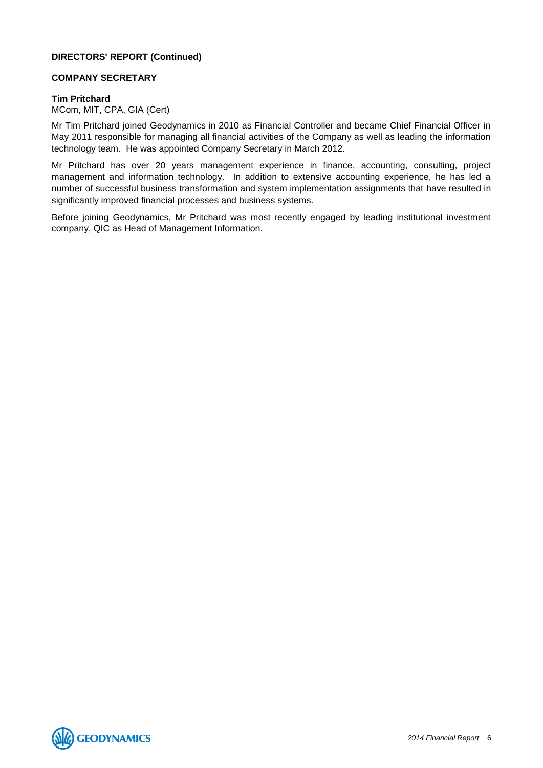**DIRECTORS' REPORT (Continued)**

## COMPANY SECRETARY

**Tim Pritchard**
MCom, MIT, CPA, GIA (Cert)

Mr Tim Pritchard joined Geodynamics in 2010 as Financial Controller and became Chief Financial Officer in May 2011 responsible for managing all financial activities of the Company as well as leading the information technology team. He was appointed Company Secretary in March 2012.

Mr Pritchard has over 20 years management experience in finance, accounting, consulting, project management and information technology. In addition to extensive accounting experience, he has led a number of successful business transformation and system implementation assignments that have resulted in significantly improved financial processes and business systems.

Before joining Geodynamics, Mr Pritchard was most recently engaged by leading institutional investment company, QIC as Head of Management Information.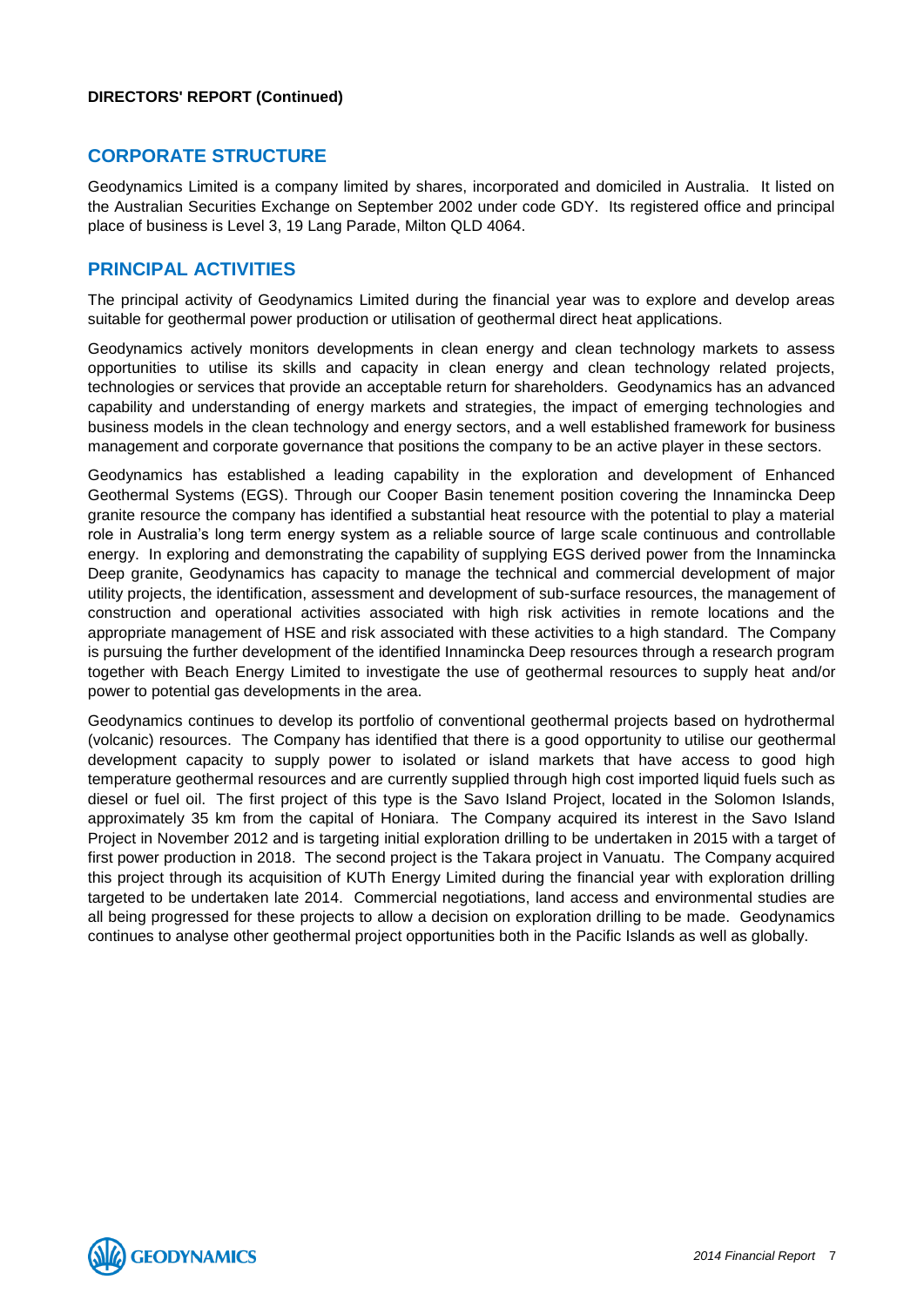**DIRECTORS' REPORT (Continued)**

## CORPORATE STRUCTURE

Geodynamics Limited is a company limited by shares, incorporated and domiciled in Australia. It listed on the Australian Securities Exchange on September 2002 under code GDY. Its registered office and principal place of business is Level 3, 19 Lang Parade, Milton QLD 4064.

## PRINCIPAL ACTIVITIES

The principal activity of Geodynamics Limited during the financial year was to explore and develop areas suitable for geothermal power production or utilisation of geothermal direct heat applications.

Geodynamics actively monitors developments in clean energy and clean technology markets to assess opportunities to utilise its skills and capacity in clean energy and clean technology related projects, technologies or services that provide an acceptable return for shareholders. Geodynamics has an advanced capability and understanding of energy markets and strategies, the impact of emerging technologies and business models in the clean technology and energy sectors, and a well established framework for business management and corporate governance that positions the company to be an active player in these sectors.

Geodynamics has established a leading capability in the exploration and development of Enhanced Geothermal Systems (EGS). Through our Cooper Basin tenement position covering the Innamincka Deep granite resource the company has identified a substantial heat resource with the potential to play a material role in Australia's long term energy system as a reliable source of large scale continuous and controllable energy. In exploring and demonstrating the capability of supplying EGS derived power from the Innamincka Deep granite, Geodynamics has capacity to manage the technical and commercial development of major utility projects, the identification, assessment and development of sub-surface resources, the management of construction and operational activities associated with high risk activities in remote locations and the appropriate management of HSE and risk associated with these activities to a high standard. The Company is pursuing the further development of the identified Innamincka Deep resources through a research program together with Beach Energy Limited to investigate the use of geothermal resources to supply heat and/or power to potential gas developments in the area.

Geodynamics continues to develop its portfolio of conventional geothermal projects based on hydrothermal (volcanic) resources. The Company has identified that there is a good opportunity to utilise our geothermal development capacity to supply power to isolated or island markets that have access to good high temperature geothermal resources and are currently supplied through high cost imported liquid fuels such as diesel or fuel oil. The first project of this type is the Savo Island Project, located in the Solomon Islands, approximately 35 km from the capital of Honiara. The Company acquired its interest in the Savo Island Project in November 2012 and is targeting initial exploration drilling to be undertaken in 2015 with a target of first power production in 2018. The second project is the Takara project in Vanuatu. The Company acquired this project through its acquisition of KUTh Energy Limited during the financial year with exploration drilling targeted to be undertaken late 2014. Commercial negotiations, land access and environmental studies are all being progressed for these projects to allow a decision on exploration drilling to be made. Geodynamics continues to analyse other geothermal project opportunities both in the Pacific Islands as well as globally.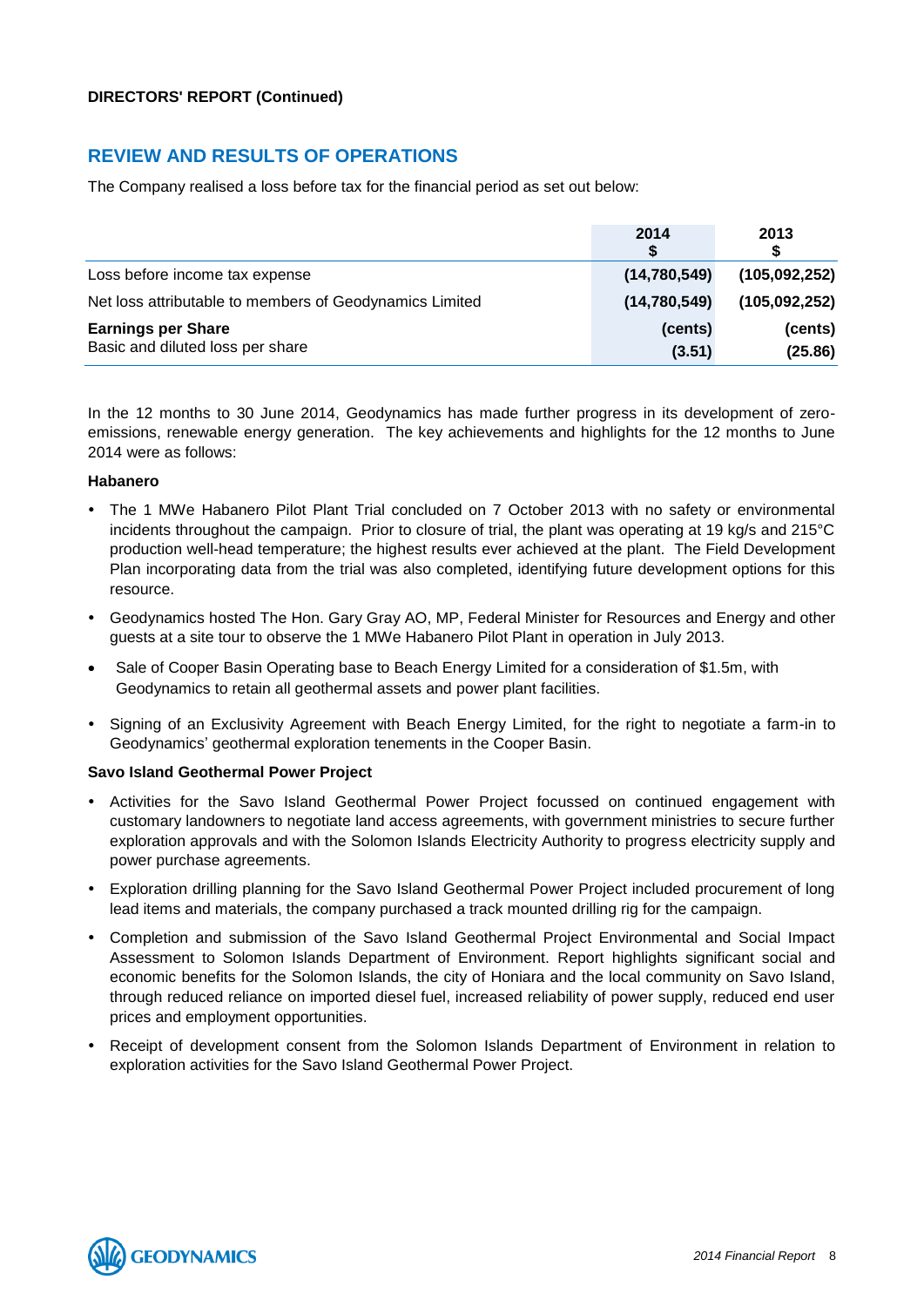**DIRECTORS' REPORT (Continued)**

## REVIEW AND RESULTS OF OPERATIONS

The Company realised a loss before tax for the financial period as set out below:

| | 2014 $ | 2013 $ |
|---|---|---|
| Loss before income tax expense | (14,780,549) | (105,092,252) |
| Net loss attributable to members of Geodynamics Limited | (14,780,549) | (105,092,252) |
| **Earnings per Share** | (cents) | (cents) |
| Basic and diluted loss per share | (3.51) | (25.86) |

In the 12 months to 30 June 2014, Geodynamics has made further progress in its development of zero-emissions, renewable energy generation. The key achievements and highlights for the 12 months to June 2014 were as follows:

**Habanero**

- The 1 MWe Habanero Pilot Plant Trial concluded on 7 October 2013 with no safety or environmental incidents throughout the campaign. Prior to closure of trial, the plant was operating at 19 kg/s and 215°C production well-head temperature; the highest results ever achieved at the plant. The Field Development Plan incorporating data from the trial was also completed, identifying future development options for this resource.
- Geodynamics hosted The Hon. Gary Gray AO, MP, Federal Minister for Resources and Energy and other guests at a site tour to observe the 1 MWe Habanero Pilot Plant in operation in July 2013.
- Sale of Cooper Basin Operating base to Beach Energy Limited for a consideration of $1.5m, with Geodynamics to retain all geothermal assets and power plant facilities.
- Signing of an Exclusivity Agreement with Beach Energy Limited, for the right to negotiate a farm-in to Geodynamics' geothermal exploration tenements in the Cooper Basin.

**Savo Island Geothermal Power Project**

- Activities for the Savo Island Geothermal Power Project focussed on continued engagement with customary landowners to negotiate land access agreements, with government ministries to secure further exploration approvals and with the Solomon Islands Electricity Authority to progress electricity supply and power purchase agreements.
- Exploration drilling planning for the Savo Island Geothermal Power Project included procurement of long lead items and materials, the company purchased a track mounted drilling rig for the campaign.
- Completion and submission of the Savo Island Geothermal Project Environmental and Social Impact Assessment to Solomon Islands Department of Environment. Report highlights significant social and economic benefits for the Solomon Islands, the city of Honiara and the local community on Savo Island, through reduced reliance on imported diesel fuel, increased reliability of power supply, reduced end user prices and employment opportunities.
- Receipt of development consent from the Solomon Islands Department of Environment in relation to exploration activities for the Savo Island Geothermal Power Project.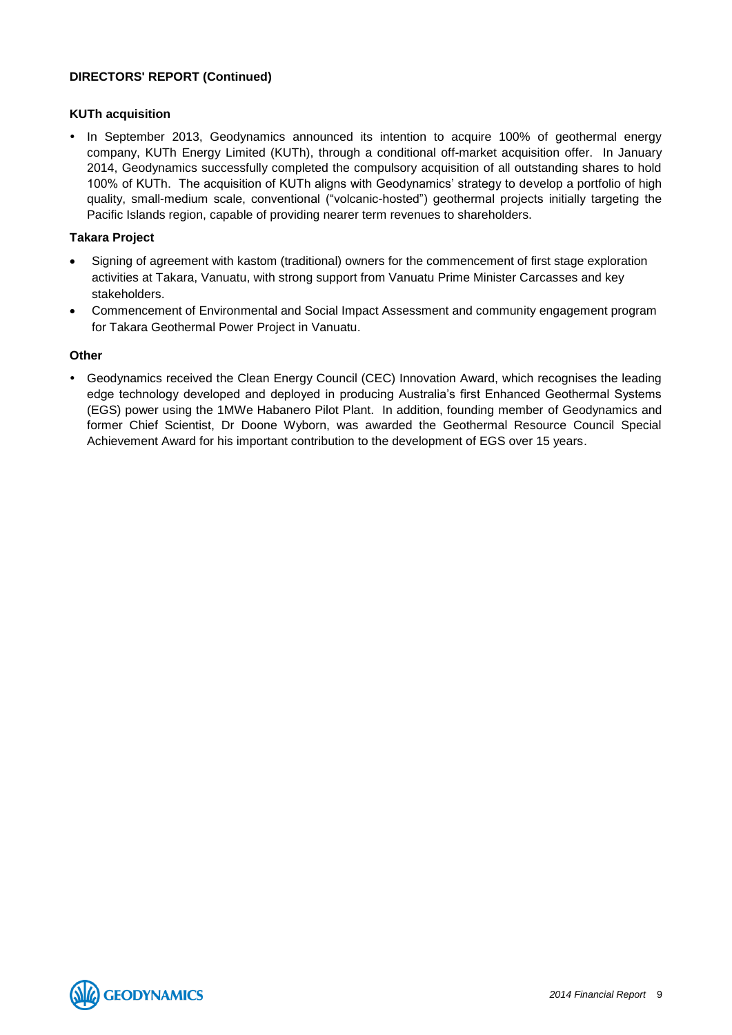**DIRECTORS' REPORT (Continued)**

**KUTh acquisition**

- In September 2013, Geodynamics announced its intention to acquire 100% of geothermal energy company, KUTh Energy Limited (KUTh), through a conditional off-market acquisition offer. In January 2014, Geodynamics successfully completed the compulsory acquisition of all outstanding shares to hold 100% of KUTh. The acquisition of KUTh aligns with Geodynamics' strategy to develop a portfolio of high quality, small-medium scale, conventional ("volcanic-hosted") geothermal projects initially targeting the Pacific Islands region, capable of providing nearer term revenues to shareholders.

**Takara Project**

- Signing of agreement with kastom (traditional) owners for the commencement of first stage exploration activities at Takara, Vanuatu, with strong support from Vanuatu Prime Minister Carcasses and key stakeholders.
- Commencement of Environmental and Social Impact Assessment and community engagement program for Takara Geothermal Power Project in Vanuatu.

**Other**

- Geodynamics received the Clean Energy Council (CEC) Innovation Award, which recognises the leading edge technology developed and deployed in producing Australia's first Enhanced Geothermal Systems (EGS) power using the 1MWe Habanero Pilot Plant. In addition, founding member of Geodynamics and former Chief Scientist, Dr Doone Wyborn, was awarded the Geothermal Resource Council Special Achievement Award for his important contribution to the development of EGS over 15 years.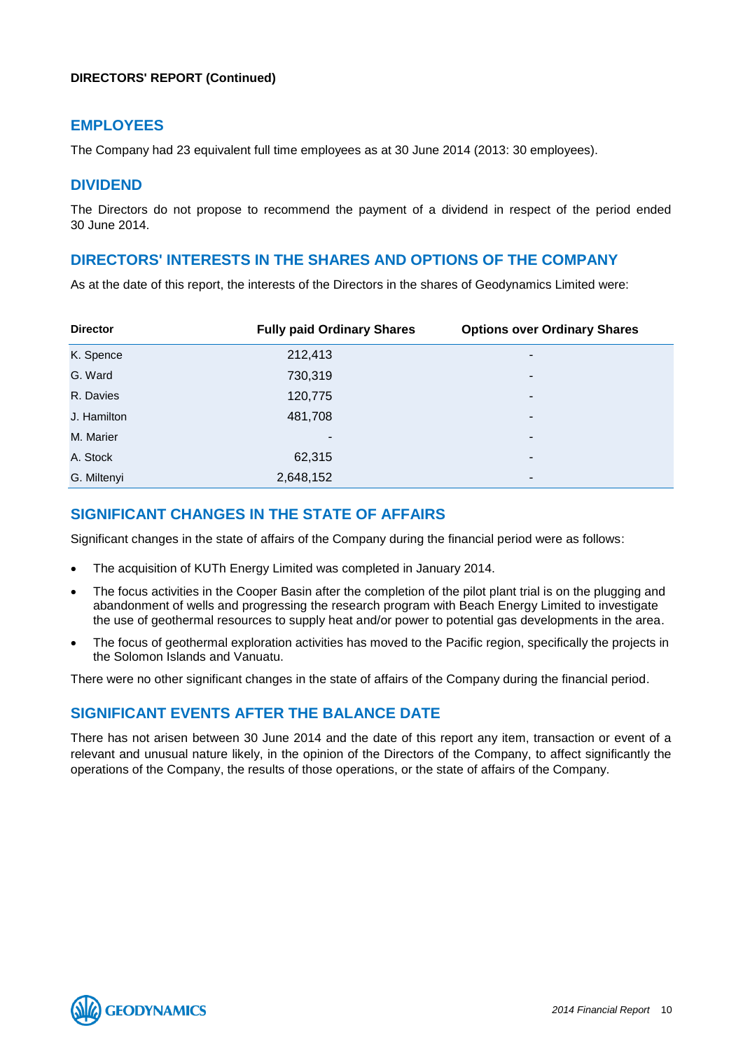**DIRECTORS' REPORT (Continued)**

## EMPLOYEES

The Company had 23 equivalent full time employees as at 30 June 2014 (2013: 30 employees).

## DIVIDEND

The Directors do not propose to recommend the payment of a dividend in respect of the period ended 30 June 2014.

## DIRECTORS' INTERESTS IN THE SHARES AND OPTIONS OF THE COMPANY

As at the date of this report, the interests of the Directors in the shares of Geodynamics Limited were:

| Director | Fully paid Ordinary Shares | Options over Ordinary Shares |
|---|---|---|
| K. Spence | 212,413 | - |
| G. Ward | 730,319 | - |
| R. Davies | 120,775 | - |
| J. Hamilton | 481,708 | - |
| M. Marier | - | - |
| A. Stock | 62,315 | - |
| G. Miltenyi | 2,648,152 | - |

## SIGNIFICANT CHANGES IN THE STATE OF AFFAIRS

Significant changes in the state of affairs of the Company during the financial period were as follows:

- The acquisition of KUTh Energy Limited was completed in January 2014.
- The focus activities in the Cooper Basin after the completion of the pilot plant trial is on the plugging and abandonment of wells and progressing the research program with Beach Energy Limited to investigate the use of geothermal resources to supply heat and/or power to potential gas developments in the area.
- The focus of geothermal exploration activities has moved to the Pacific region, specifically the projects in the Solomon Islands and Vanuatu.

There were no other significant changes in the state of affairs of the Company during the financial period.

## SIGNIFICANT EVENTS AFTER THE BALANCE DATE

There has not arisen between 30 June 2014 and the date of this report any item, transaction or event of a relevant and unusual nature likely, in the opinion of the Directors of the Company, to affect significantly the operations of the Company, the results of those operations, or the state of affairs of the Company.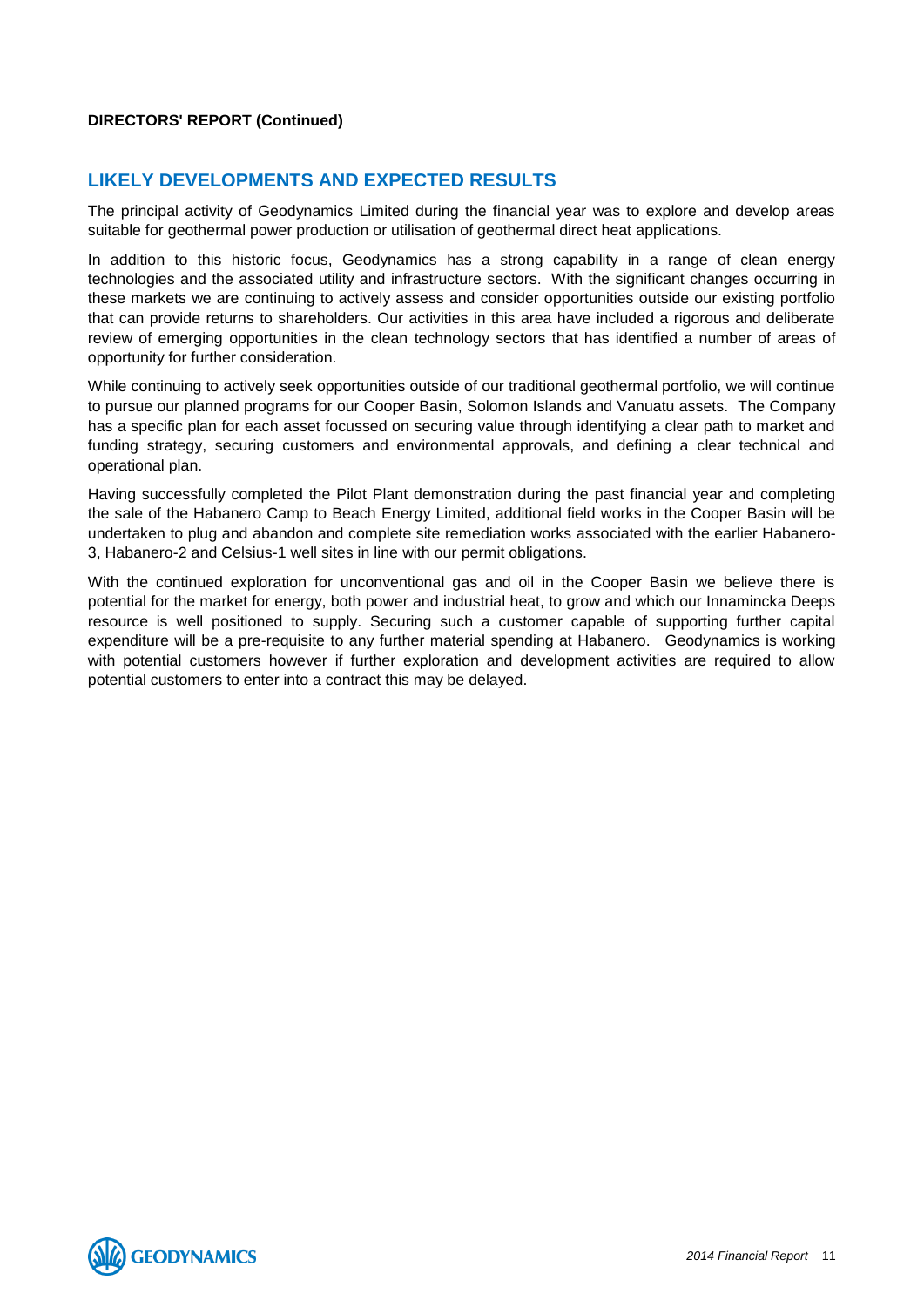**DIRECTORS' REPORT (Continued)**

## LIKELY DEVELOPMENTS AND EXPECTED RESULTS

The principal activity of Geodynamics Limited during the financial year was to explore and develop areas suitable for geothermal power production or utilisation of geothermal direct heat applications.

In addition to this historic focus, Geodynamics has a strong capability in a range of clean energy technologies and the associated utility and infrastructure sectors. With the significant changes occurring in these markets we are continuing to actively assess and consider opportunities outside our existing portfolio that can provide returns to shareholders. Our activities in this area have included a rigorous and deliberate review of emerging opportunities in the clean technology sectors that has identified a number of areas of opportunity for further consideration.

While continuing to actively seek opportunities outside of our traditional geothermal portfolio, we will continue to pursue our planned programs for our Cooper Basin, Solomon Islands and Vanuatu assets. The Company has a specific plan for each asset focussed on securing value through identifying a clear path to market and funding strategy, securing customers and environmental approvals, and defining a clear technical and operational plan.

Having successfully completed the Pilot Plant demonstration during the past financial year and completing the sale of the Habanero Camp to Beach Energy Limited, additional field works in the Cooper Basin will be undertaken to plug and abandon and complete site remediation works associated with the earlier Habanero-3, Habanero-2 and Celsius-1 well sites in line with our permit obligations.

With the continued exploration for unconventional gas and oil in the Cooper Basin we believe there is potential for the market for energy, both power and industrial heat, to grow and which our Innamincka Deeps resource is well positioned to supply. Securing such a customer capable of supporting further capital expenditure will be a pre-requisite to any further material spending at Habanero. Geodynamics is working with potential customers however if further exploration and development activities are required to allow potential customers to enter into a contract this may be delayed.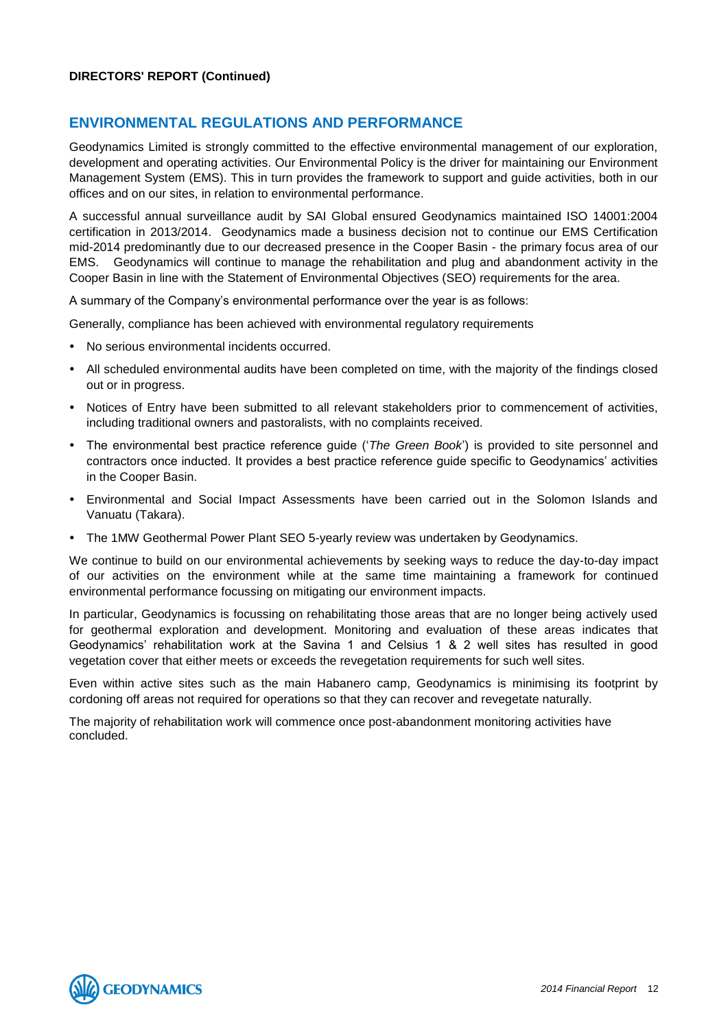**DIRECTORS' REPORT (Continued)**

## ENVIRONMENTAL REGULATIONS AND PERFORMANCE

Geodynamics Limited is strongly committed to the effective environmental management of our exploration, development and operating activities. Our Environmental Policy is the driver for maintaining our Environment Management System (EMS). This in turn provides the framework to support and guide activities, both in our offices and on our sites, in relation to environmental performance.

A successful annual surveillance audit by SAI Global ensured Geodynamics maintained ISO 14001:2004 certification in 2013/2014. Geodynamics made a business decision not to continue our EMS Certification mid-2014 predominantly due to our decreased presence in the Cooper Basin - the primary focus area of our EMS. Geodynamics will continue to manage the rehabilitation and plug and abandonment activity in the Cooper Basin in line with the Statement of Environmental Objectives (SEO) requirements for the area.

A summary of the Company's environmental performance over the year is as follows:

Generally, compliance has been achieved with environmental regulatory requirements

- No serious environmental incidents occurred.
- All scheduled environmental audits have been completed on time, with the majority of the findings closed out or in progress.
- Notices of Entry have been submitted to all relevant stakeholders prior to commencement of activities, including traditional owners and pastoralists, with no complaints received.
- The environmental best practice reference guide ('*The Green Book*') is provided to site personnel and contractors once inducted. It provides a best practice reference guide specific to Geodynamics' activities in the Cooper Basin.
- Environmental and Social Impact Assessments have been carried out in the Solomon Islands and Vanuatu (Takara).
- The 1MW Geothermal Power Plant SEO 5-yearly review was undertaken by Geodynamics.

We continue to build on our environmental achievements by seeking ways to reduce the day-to-day impact of our activities on the environment while at the same time maintaining a framework for continued environmental performance focussing on mitigating our environment impacts.

In particular, Geodynamics is focussing on rehabilitating those areas that are no longer being actively used for geothermal exploration and development. Monitoring and evaluation of these areas indicates that Geodynamics' rehabilitation work at the Savina 1 and Celsius 1 & 2 well sites has resulted in good vegetation cover that either meets or exceeds the revegetation requirements for such well sites.

Even within active sites such as the main Habanero camp, Geodynamics is minimising its footprint by cordoning off areas not required for operations so that they can recover and revegetate naturally.

The majority of rehabilitation work will commence once post-abandonment monitoring activities have concluded.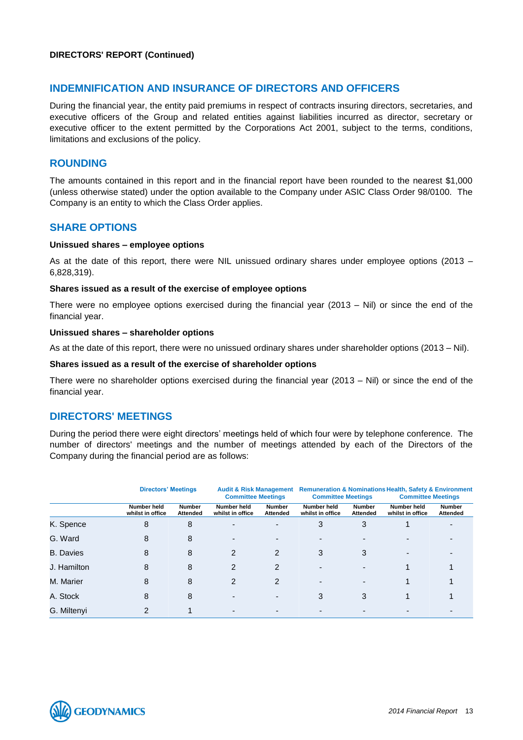**DIRECTORS' REPORT (Continued)**

## INDEMNIFICATION AND INSURANCE OF DIRECTORS AND OFFICERS

During the financial year, the entity paid premiums in respect of contracts insuring directors, secretaries, and executive officers of the Group and related entities against liabilities incurred as director, secretary or executive officer to the extent permitted by the Corporations Act 2001, subject to the terms, conditions, limitations and exclusions of the policy.

## ROUNDING

The amounts contained in this report and in the financial report have been rounded to the nearest $1,000 (unless otherwise stated) under the option available to the Company under ASIC Class Order 98/0100. The Company is an entity to which the Class Order applies.

## SHARE OPTIONS

**Unissued shares – employee options**

As at the date of this report, there were NIL unissued ordinary shares under employee options (2013 – 6,828,319).

**Shares issued as a result of the exercise of employee options**

There were no employee options exercised during the financial year (2013 – Nil) or since the end of the financial year.

**Unissued shares – shareholder options**

As at the date of this report, there were no unissued ordinary shares under shareholder options (2013 – Nil).

**Shares issued as a result of the exercise of shareholder options**

There were no shareholder options exercised during the financial year (2013 – Nil) or since the end of the financial year.

## DIRECTORS' MEETINGS

During the period there were eight directors' meetings held of which four were by telephone conference. The number of directors' meetings and the number of meetings attended by each of the Directors of the Company during the financial period are as follows:

| | Directors' Meetings | | Audit & Risk Management Committee Meetings | | Remuneration & Nominations Committee Meetings | | Health, Safety & Environment Committee Meetings | |
|---|---|---|---|---|---|---|---|---|
| | Number held whilst in office | Number Attended | Number held whilst in office | Number Attended | Number held whilst in office | Number Attended | Number held whilst in office | Number Attended |
| K. Spence | 8 | 8 | - | - | 3 | 3 | 1 | - |
| G. Ward | 8 | 8 | - | - | - | - | - | - |
| B. Davies | 8 | 8 | 2 | 2 | 3 | 3 | - | - |
| J. Hamilton | 8 | 8 | 2 | 2 | - | - | 1 | 1 |
| M. Marier | 8 | 8 | 2 | 2 | - | - | 1 | 1 |
| A. Stock | 8 | 8 | - | - | 3 | 3 | 1 | 1 |
| G. Miltenyi | 2 | 1 | - | - | - | - | - | - |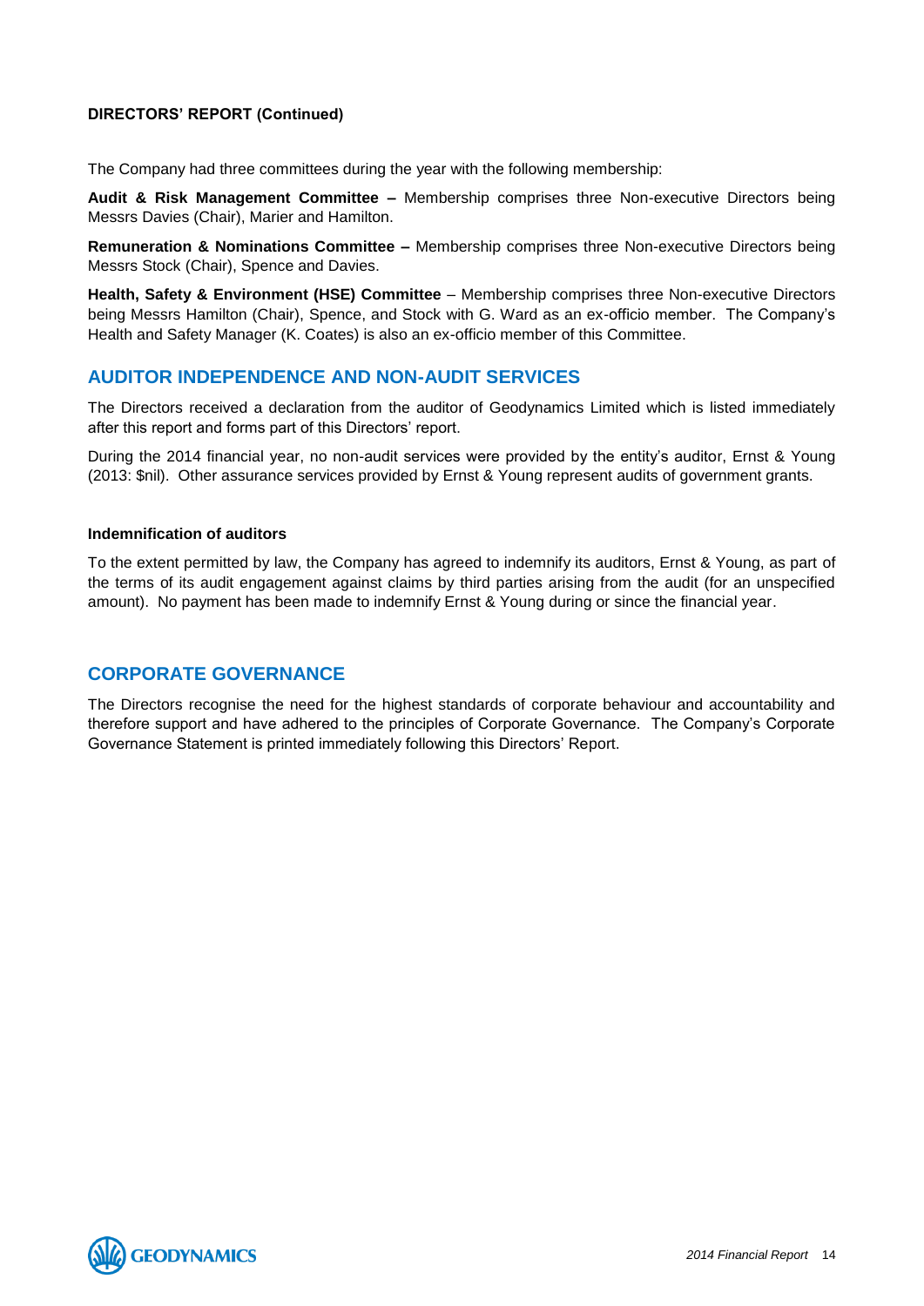**DIRECTORS' REPORT (Continued)**

The Company had three committees during the year with the following membership:

**Audit & Risk Management Committee –** Membership comprises three Non-executive Directors being Messrs Davies (Chair), Marier and Hamilton.

**Remuneration & Nominations Committee –** Membership comprises three Non-executive Directors being Messrs Stock (Chair), Spence and Davies.

**Health, Safety & Environment (HSE) Committee** – Membership comprises three Non-executive Directors being Messrs Hamilton (Chair), Spence, and Stock with G. Ward as an ex-officio member. The Company's Health and Safety Manager (K. Coates) is also an ex-officio member of this Committee.

## AUDITOR INDEPENDENCE AND NON-AUDIT SERVICES

The Directors received a declaration from the auditor of Geodynamics Limited which is listed immediately after this report and forms part of this Directors' report.

During the 2014 financial year, no non-audit services were provided by the entity's auditor, Ernst & Young (2013: $nil). Other assurance services provided by Ernst & Young represent audits of government grants.

### Indemnification of auditors

To the extent permitted by law, the Company has agreed to indemnify its auditors, Ernst & Young, as part of the terms of its audit engagement against claims by third parties arising from the audit (for an unspecified amount). No payment has been made to indemnify Ernst & Young during or since the financial year.

## CORPORATE GOVERNANCE

The Directors recognise the need for the highest standards of corporate behaviour and accountability and therefore support and have adhered to the principles of Corporate Governance. The Company's Corporate Governance Statement is printed immediately following this Directors' Report.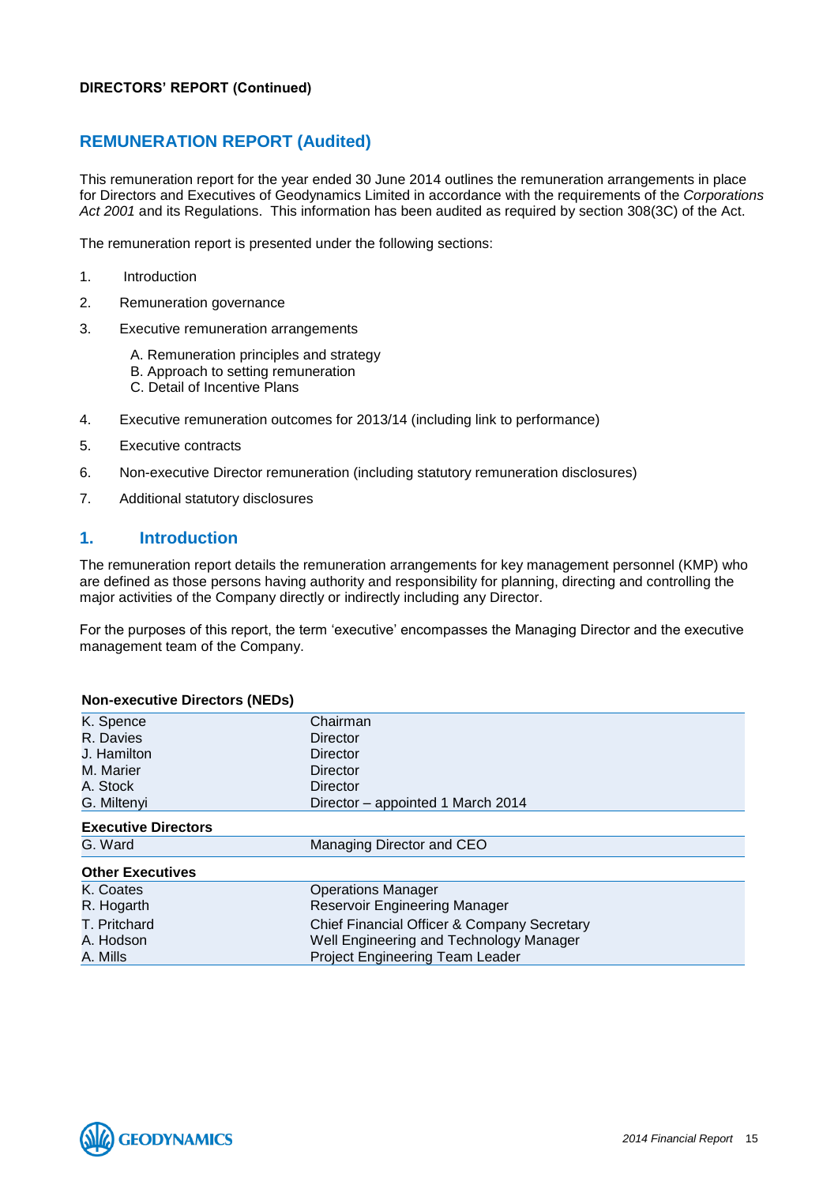**DIRECTORS' REPORT (Continued)**

## REMUNERATION REPORT (Audited)

This remuneration report for the year ended 30 June 2014 outlines the remuneration arrangements in place for Directors and Executives of Geodynamics Limited in accordance with the requirements of the *Corporations Act 2001* and its Regulations. This information has been audited as required by section 308(3C) of the Act.

The remuneration report is presented under the following sections:

1. Introduction
2. Remuneration governance
3. Executive remuneration arrangements
   - A. Remuneration principles and strategy
   - B. Approach to setting remuneration
   - C. Detail of Incentive Plans
4. Executive remuneration outcomes for 2013/14 (including link to performance)
5. Executive contracts
6. Non-executive Director remuneration (including statutory remuneration disclosures)
7. Additional statutory disclosures

## 1. Introduction

The remuneration report details the remuneration arrangements for key management personnel (KMP) who are defined as those persons having authority and responsibility for planning, directing and controlling the major activities of the Company directly or indirectly including any Director.

For the purposes of this report, the term 'executive' encompasses the Managing Director and the executive management team of the Company.

| **Non-executive Directors (NEDs)** | |
|---|---|
| K. Spence | Chairman |
| R. Davies | Director |
| J. Hamilton | Director |
| M. Marier | Director |
| A. Stock | Director |
| G. Miltenyi | Director – appointed 1 March 2014 |
| **Executive Directors** | |
| G. Ward | Managing Director and CEO |
| **Other Executives** | |
| K. Coates | Operations Manager |
| R. Hogarth | Reservoir Engineering Manager |
| T. Pritchard | Chief Financial Officer & Company Secretary |
| A. Hodson | Well Engineering and Technology Manager |
| A. Mills | Project Engineering Team Leader |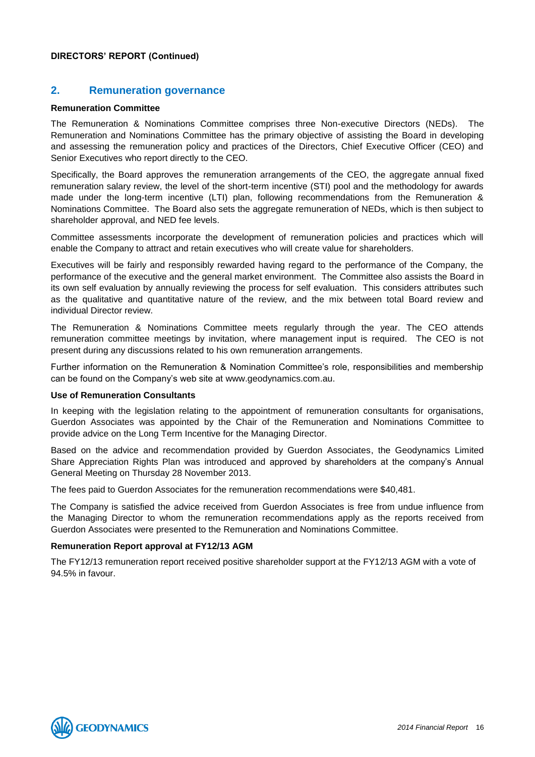**DIRECTORS' REPORT (Continued)**

## 2. Remuneration governance

**Remuneration Committee**

The Remuneration & Nominations Committee comprises three Non-executive Directors (NEDs). The Remuneration and Nominations Committee has the primary objective of assisting the Board in developing and assessing the remuneration policy and practices of the Directors, Chief Executive Officer (CEO) and Senior Executives who report directly to the CEO.

Specifically, the Board approves the remuneration arrangements of the CEO, the aggregate annual fixed remuneration salary review, the level of the short-term incentive (STI) pool and the methodology for awards made under the long-term incentive (LTI) plan, following recommendations from the Remuneration & Nominations Committee. The Board also sets the aggregate remuneration of NEDs, which is then subject to shareholder approval, and NED fee levels.

Committee assessments incorporate the development of remuneration policies and practices which will enable the Company to attract and retain executives who will create value for shareholders.

Executives will be fairly and responsibly rewarded having regard to the performance of the Company, the performance of the executive and the general market environment. The Committee also assists the Board in its own self evaluation by annually reviewing the process for self evaluation. This considers attributes such as the qualitative and quantitative nature of the review, and the mix between total Board review and individual Director review.

The Remuneration & Nominations Committee meets regularly through the year. The CEO attends remuneration committee meetings by invitation, where management input is required. The CEO is not present during any discussions related to his own remuneration arrangements.

Further information on the Remuneration & Nomination Committee's role, responsibilities and membership can be found on the Company's web site at www.geodynamics.com.au.

**Use of Remuneration Consultants**

In keeping with the legislation relating to the appointment of remuneration consultants for organisations, Guerdon Associates was appointed by the Chair of the Remuneration and Nominations Committee to provide advice on the Long Term Incentive for the Managing Director.

Based on the advice and recommendation provided by Guerdon Associates, the Geodynamics Limited Share Appreciation Rights Plan was introduced and approved by shareholders at the company's Annual General Meeting on Thursday 28 November 2013.

The fees paid to Guerdon Associates for the remuneration recommendations were $40,481.

The Company is satisfied the advice received from Guerdon Associates is free from undue influence from the Managing Director to whom the remuneration recommendations apply as the reports received from Guerdon Associates were presented to the Remuneration and Nominations Committee.

**Remuneration Report approval at FY12/13 AGM**

The FY12/13 remuneration report received positive shareholder support at the FY12/13 AGM with a vote of 94.5% in favour.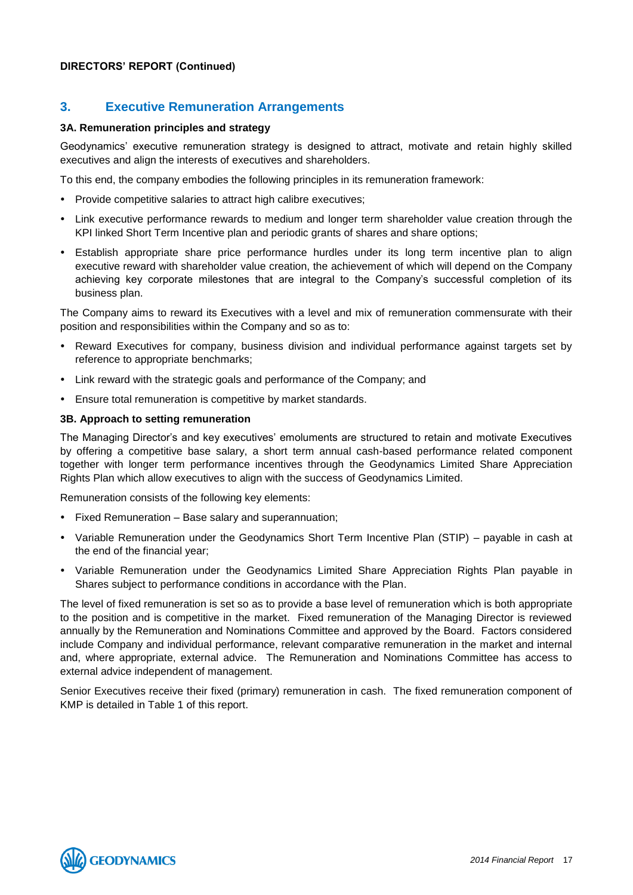**DIRECTORS' REPORT (Continued)**

## 3. Executive Remuneration Arrangements

### 3A. Remuneration principles and strategy

Geodynamics' executive remuneration strategy is designed to attract, motivate and retain highly skilled executives and align the interests of executives and shareholders.

To this end, the company embodies the following principles in its remuneration framework:

- Provide competitive salaries to attract high calibre executives;
- Link executive performance rewards to medium and longer term shareholder value creation through the KPI linked Short Term Incentive plan and periodic grants of shares and share options;
- Establish appropriate share price performance hurdles under its long term incentive plan to align executive reward with shareholder value creation, the achievement of which will depend on the Company achieving key corporate milestones that are integral to the Company's successful completion of its business plan.

The Company aims to reward its Executives with a level and mix of remuneration commensurate with their position and responsibilities within the Company and so as to:

- Reward Executives for company, business division and individual performance against targets set by reference to appropriate benchmarks;
- Link reward with the strategic goals and performance of the Company; and
- Ensure total remuneration is competitive by market standards.

### 3B. Approach to setting remuneration

The Managing Director's and key executives' emoluments are structured to retain and motivate Executives by offering a competitive base salary, a short term annual cash-based performance related component together with longer term performance incentives through the Geodynamics Limited Share Appreciation Rights Plan which allow executives to align with the success of Geodynamics Limited.

Remuneration consists of the following key elements:

- Fixed Remuneration – Base salary and superannuation;
- Variable Remuneration under the Geodynamics Short Term Incentive Plan (STIP) – payable in cash at the end of the financial year;
- Variable Remuneration under the Geodynamics Limited Share Appreciation Rights Plan payable in Shares subject to performance conditions in accordance with the Plan.

The level of fixed remuneration is set so as to provide a base level of remuneration which is both appropriate to the position and is competitive in the market. Fixed remuneration of the Managing Director is reviewed annually by the Remuneration and Nominations Committee and approved by the Board. Factors considered include Company and individual performance, relevant comparative remuneration in the market and internal and, where appropriate, external advice. The Remuneration and Nominations Committee has access to external advice independent of management.

Senior Executives receive their fixed (primary) remuneration in cash. The fixed remuneration component of KMP is detailed in Table 1 of this report.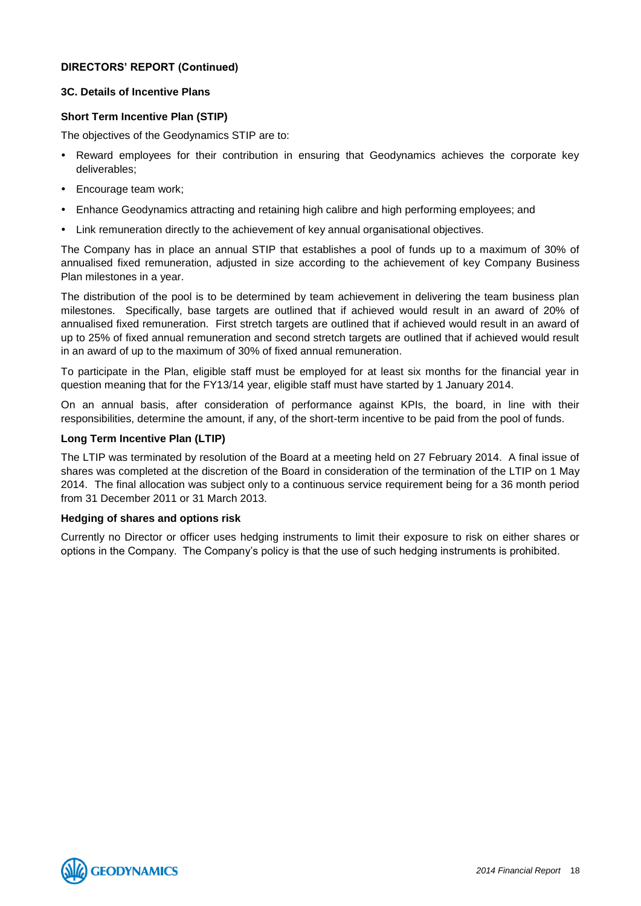**DIRECTORS' REPORT (Continued)**

### 3C. Details of Incentive Plans

#### Short Term Incentive Plan (STIP)

The objectives of the Geodynamics STIP are to:

- Reward employees for their contribution in ensuring that Geodynamics achieves the corporate key deliverables;
- Encourage team work;
- Enhance Geodynamics attracting and retaining high calibre and high performing employees; and
- Link remuneration directly to the achievement of key annual organisational objectives.

The Company has in place an annual STIP that establishes a pool of funds up to a maximum of 30% of annualised fixed remuneration, adjusted in size according to the achievement of key Company Business Plan milestones in a year.

The distribution of the pool is to be determined by team achievement in delivering the team business plan milestones. Specifically, base targets are outlined that if achieved would result in an award of 20% of annualised fixed remuneration. First stretch targets are outlined that if achieved would result in an award of up to 25% of fixed annual remuneration and second stretch targets are outlined that if achieved would result in an award of up to the maximum of 30% of fixed annual remuneration.

To participate in the Plan, eligible staff must be employed for at least six months for the financial year in question meaning that for the FY13/14 year, eligible staff must have started by 1 January 2014.

On an annual basis, after consideration of performance against KPIs, the board, in line with their responsibilities, determine the amount, if any, of the short-term incentive to be paid from the pool of funds.

#### Long Term Incentive Plan (LTIP)

The LTIP was terminated by resolution of the Board at a meeting held on 27 February 2014. A final issue of shares was completed at the discretion of the Board in consideration of the termination of the LTIP on 1 May 2014. The final allocation was subject only to a continuous service requirement being for a 36 month period from 31 December 2011 or 31 March 2013.

#### Hedging of shares and options risk

Currently no Director or officer uses hedging instruments to limit their exposure to risk on either shares or options in the Company. The Company's policy is that the use of such hedging instruments is prohibited.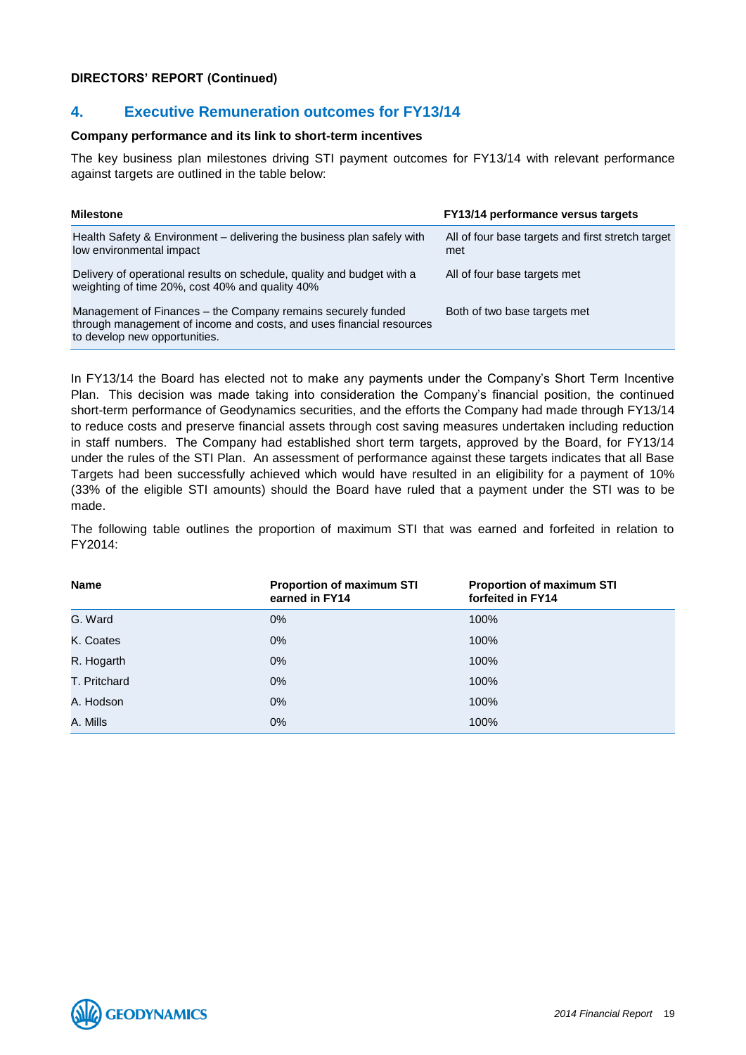**DIRECTORS' REPORT (Continued)**

## 4. Executive Remuneration outcomes for FY13/14

**Company performance and its link to short-term incentives**

The key business plan milestones driving STI payment outcomes for FY13/14 with relevant performance against targets are outlined in the table below:

| Milestone | FY13/14 performance versus targets |
|---|---|
| Health Safety & Environment – delivering the business plan safely with low environmental impact | All of four base targets and first stretch target met |
| Delivery of operational results on schedule, quality and budget with a weighting of time 20%, cost 40% and quality 40% | All of four base targets met |
| Management of Finances – the Company remains securely funded through management of income and costs, and uses financial resources to develop new opportunities. | Both of two base targets met |

In FY13/14 the Board has elected not to make any payments under the Company's Short Term Incentive Plan. This decision was made taking into consideration the Company's financial position, the continued short-term performance of Geodynamics securities, and the efforts the Company had made through FY13/14 to reduce costs and preserve financial assets through cost saving measures undertaken including reduction in staff numbers. The Company had established short term targets, approved by the Board, for FY13/14 under the rules of the STI Plan. An assessment of performance against these targets indicates that all Base Targets had been successfully achieved which would have resulted in an eligibility for a payment of 10% (33% of the eligible STI amounts) should the Board have ruled that a payment under the STI was to be made.

The following table outlines the proportion of maximum STI that was earned and forfeited in relation to FY2014:

| Name | Proportion of maximum STI earned in FY14 | Proportion of maximum STI forfeited in FY14 |
|---|---|---|
| G. Ward | 0% | 100% |
| K. Coates | 0% | 100% |
| R. Hogarth | 0% | 100% |
| T. Pritchard | 0% | 100% |
| A. Hodson | 0% | 100% |
| A. Mills | 0% | 100% |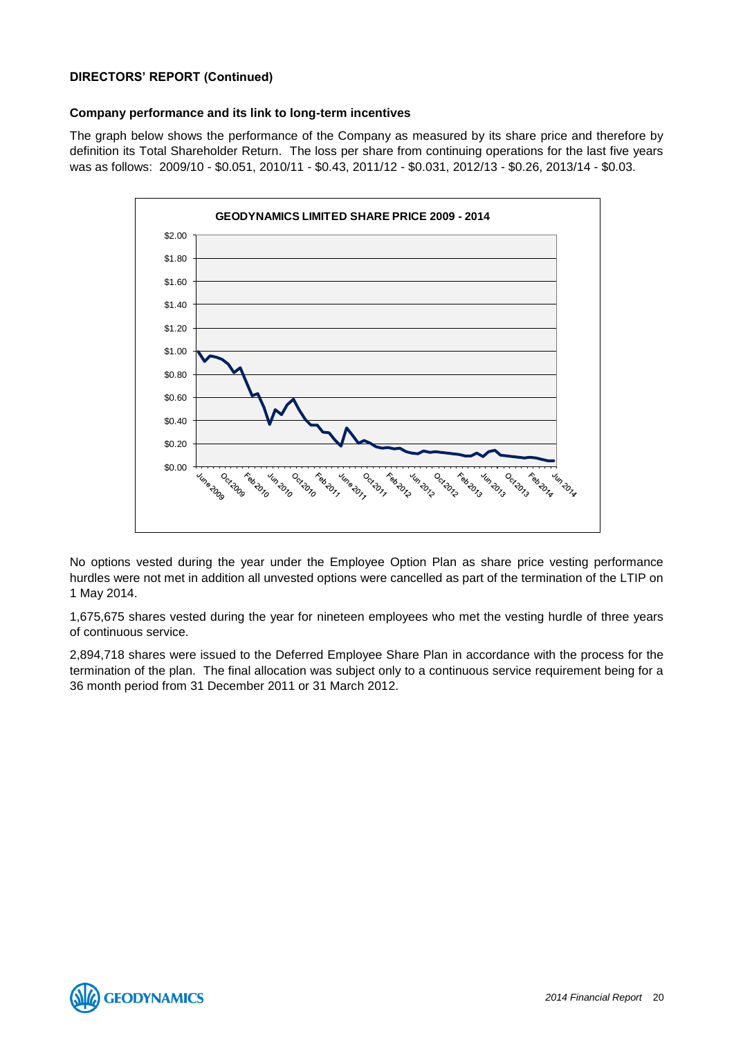**DIRECTORS' REPORT (Continued)**

**Company performance and its link to long-term incentives**

The graph below shows the performance of the Company as measured by its share price and therefore by definition its Total Shareholder Return. The loss per share from continuing operations for the last five years was as follows: 2009/10 - $0.051, 2010/11 - $0.43, 2011/12 - $0.031, 2012/13 - $0.26, 2013/14 - $0.03.

No options vested during the year under the Employee Option Plan as share price vesting performance hurdles were not met in addition all unvested options were cancelled as part of the termination of the LTIP on 1 May 2014.

1,675,675 shares vested during the year for nineteen employees who met the vesting hurdle of three years of continuous service.

2,894,718 shares were issued to the Deferred Employee Share Plan in accordance with the process for the termination of the plan. The final allocation was subject only to a continuous service requirement being for a 36 month period from 31 December 2011 or 31 March 2012.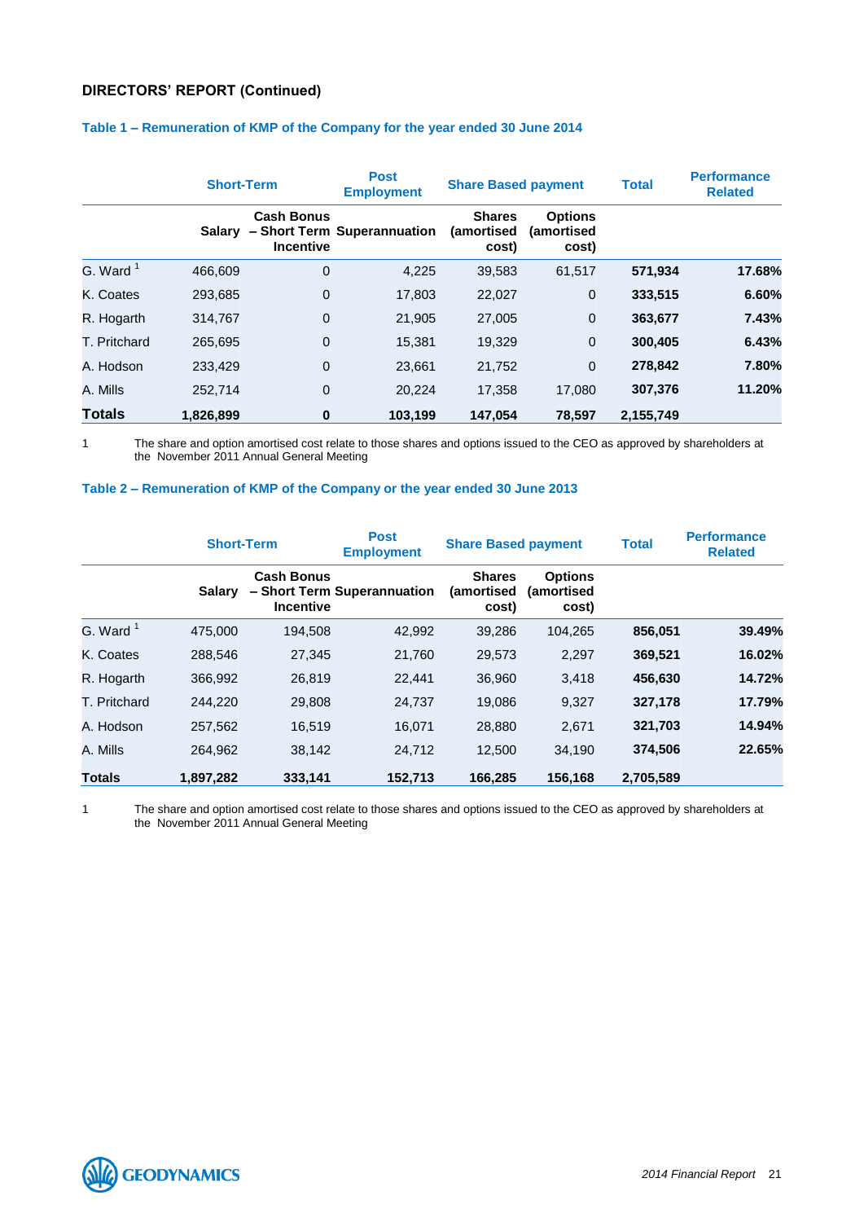## DIRECTORS' REPORT (Continued)

### Table 1 – Remuneration of KMP of the Company for the year ended 30 June 2014

| | Short-Term | | Post Employment | Share Based payment | | Total | Performance Related |
|---|---|---|---|---|---|---|---|
| | Salary | Cash Bonus – Short Term Incentive | Superannuation | Shares (amortised cost) | Options (amortised cost) | | |
| G. Ward [1] | 466,609 | 0 | 4,225 | 39,583 | 61,517 | **571,934** | **17.68%** |
| K. Coates | 293,685 | 0 | 17,803 | 22,027 | 0 | **333,515** | **6.60%** |
| R. Hogarth | 314,767 | 0 | 21,905 | 27,005 | 0 | **363,677** | **7.43%** |
| T. Pritchard | 265,695 | 0 | 15,381 | 19,329 | 0 | **300,405** | **6.43%** |
| A. Hodson | 233,429 | 0 | 23,661 | 21,752 | 0 | **278,842** | **7.80%** |
| A. Mills | 252,714 | 0 | 20,224 | 17,358 | 17,080 | **307,376** | **11.20%** |
| **Totals** | **1,826,899** | **0** | **103,199** | **147,054** | **78,597** | **2,155,749** | |

1 The share and option amortised cost relate to those shares and options issued to the CEO as approved by shareholders at the November 2011 Annual General Meeting

### Table 2 – Remuneration of KMP of the Company or the year ended 30 June 2013

| | Short-Term | | Post Employment | Share Based payment | | Total | Performance Related |
|---|---|---|---|---|---|---|---|
| | Salary | Cash Bonus – Short Term Incentive | Superannuation | Shares (amortised cost) | Options (amortised cost) | | |
| G. Ward [1] | 475,000 | 194,508 | 42,992 | 39,286 | 104,265 | **856,051** | **39.49%** |
| K. Coates | 288,546 | 27,345 | 21,760 | 29,573 | 2,297 | **369,521** | **16.02%** |
| R. Hogarth | 366,992 | 26,819 | 22,441 | 36,960 | 3,418 | **456,630** | **14.72%** |
| T. Pritchard | 244,220 | 29,808 | 24,737 | 19,086 | 9,327 | **327,178** | **17.79%** |
| A. Hodson | 257,562 | 16,519 | 16,071 | 28,880 | 2,671 | **321,703** | **14.94%** |
| A. Mills | 264,962 | 38,142 | 24,712 | 12,500 | 34,190 | **374,506** | **22.65%** |
| **Totals** | **1,897,282** | **333,141** | **152,713** | **166,285** | **156,168** | **2,705,589** | |

1 The share and option amortised cost relate to those shares and options issued to the CEO as approved by shareholders at the November 2011 Annual General Meeting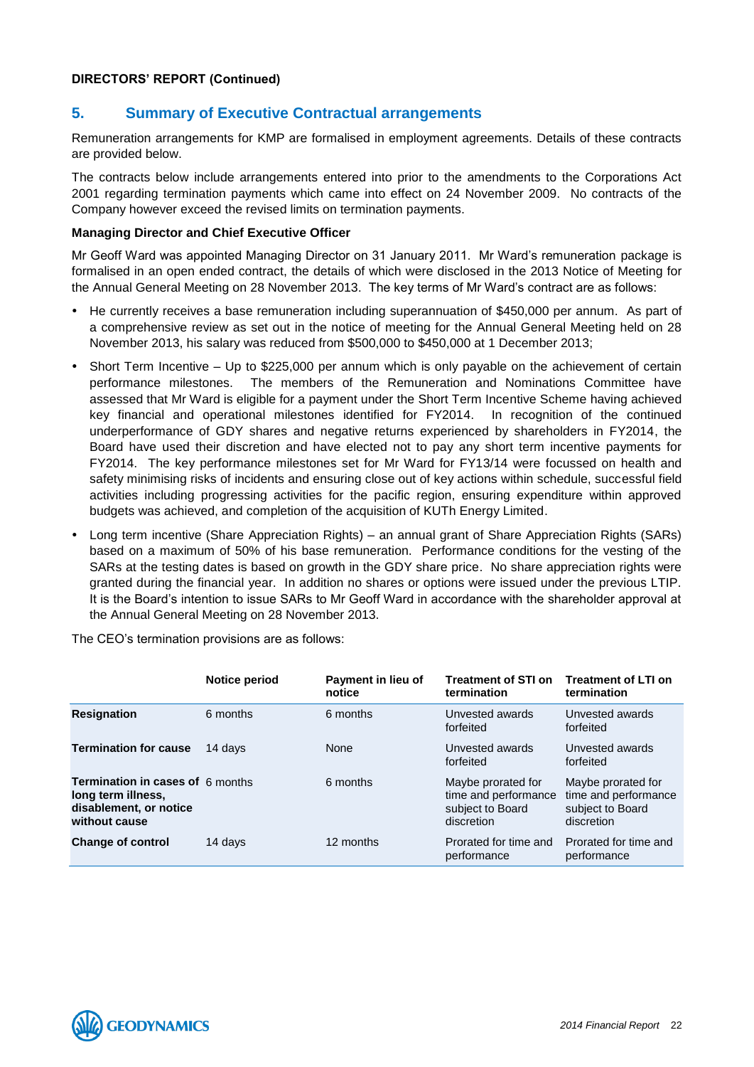**DIRECTORS' REPORT (Continued)**

## 5. Summary of Executive Contractual arrangements

Remuneration arrangements for KMP are formalised in employment agreements. Details of these contracts are provided below.

The contracts below include arrangements entered into prior to the amendments to the Corporations Act 2001 regarding termination payments which came into effect on 24 November 2009. No contracts of the Company however exceed the revised limits on termination payments.

### Managing Director and Chief Executive Officer

Mr Geoff Ward was appointed Managing Director on 31 January 2011. Mr Ward's remuneration package is formalised in an open ended contract, the details of which were disclosed in the 2013 Notice of Meeting for the Annual General Meeting on 28 November 2013. The key terms of Mr Ward's contract are as follows:

- He currently receives a base remuneration including superannuation of $450,000 per annum. As part of a comprehensive review as set out in the notice of meeting for the Annual General Meeting held on 28 November 2013, his salary was reduced from $500,000 to $450,000 at 1 December 2013;
- Short Term Incentive – Up to $225,000 per annum which is only payable on the achievement of certain performance milestones. The members of the Remuneration and Nominations Committee have assessed that Mr Ward is eligible for a payment under the Short Term Incentive Scheme having achieved key financial and operational milestones identified for FY2014. In recognition of the continued underperformance of GDY shares and negative returns experienced by shareholders in FY2014, the Board have used their discretion and have elected not to pay any short term incentive payments for FY2014. The key performance milestones set for Mr Ward for FY13/14 were focussed on health and safety minimising risks of incidents and ensuring close out of key actions within schedule, successful field activities including progressing activities for the pacific region, ensuring expenditure within approved budgets was achieved, and completion of the acquisition of KUTh Energy Limited.
- Long term incentive (Share Appreciation Rights) – an annual grant of Share Appreciation Rights (SARs) based on a maximum of 50% of his base remuneration. Performance conditions for the vesting of the SARs at the testing dates is based on growth in the GDY share price. No share appreciation rights were granted during the financial year. In addition no shares or options were issued under the previous LTIP. It is the Board's intention to issue SARs to Mr Geoff Ward in accordance with the shareholder approval at the Annual General Meeting on 28 November 2013.

The CEO's termination provisions are as follows:

| | Notice period | Payment in lieu of notice | Treatment of STI on termination | Treatment of LTI on termination |
|---|---|---|---|---|
| **Resignation** | 6 months | 6 months | Unvested awards forfeited | Unvested awards forfeited |
| **Termination for cause** | 14 days | None | Unvested awards forfeited | Unvested awards forfeited |
| **Termination in cases of long term illness, disablement, or notice without cause** | 6 months | 6 months | Maybe prorated for time and performance subject to Board discretion | Maybe prorated for time and performance subject to Board discretion |
| **Change of control** | 14 days | 12 months | Prorated for time and performance | Prorated for time and performance |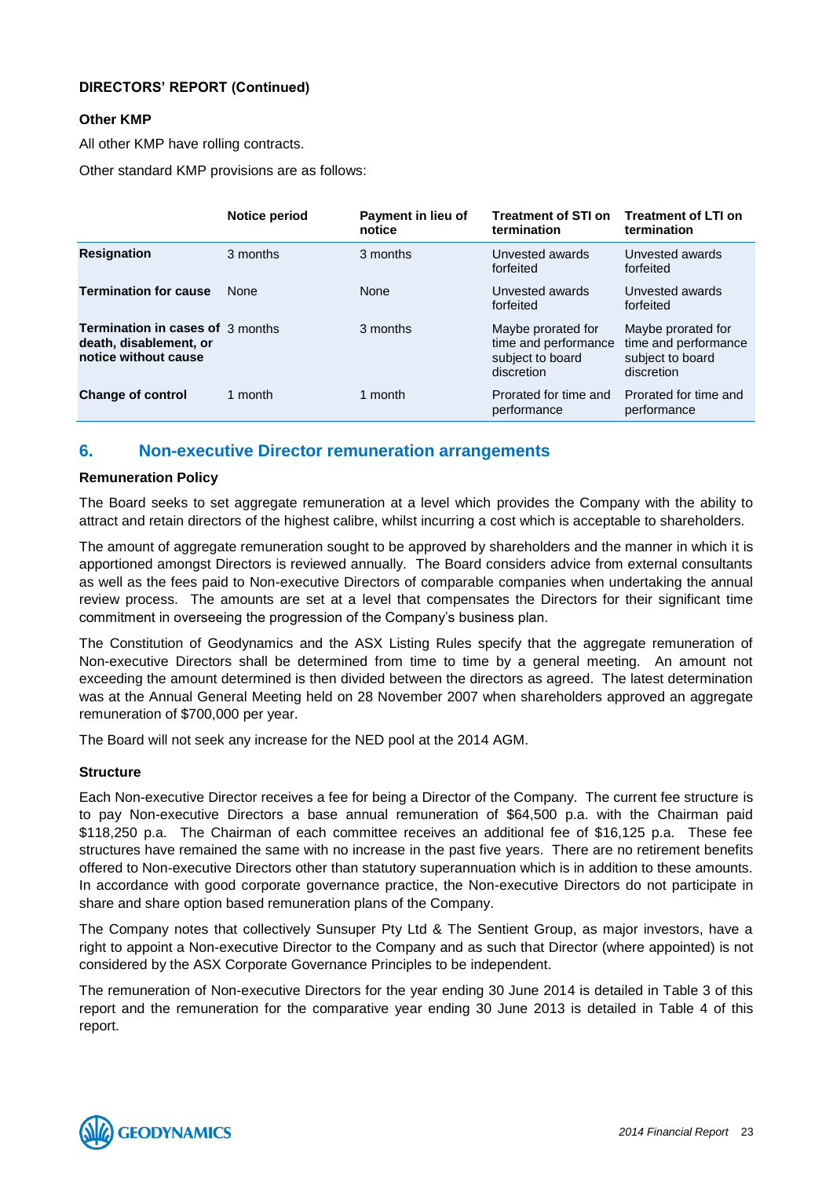**DIRECTORS' REPORT (Continued)**

**Other KMP**

All other KMP have rolling contracts.

Other standard KMP provisions are as follows:

| | Notice period | Payment in lieu of notice | Treatment of STI on termination | Treatment of LTI on termination |
|---|---|---|---|---|
| **Resignation** | 3 months | 3 months | Unvested awards forfeited | Unvested awards forfeited |
| **Termination for cause** | None | None | Unvested awards forfeited | Unvested awards forfeited |
| **Termination in cases of death, disablement, or notice without cause** | 3 months | 3 months | Maybe prorated for time and performance subject to board discretion | Maybe prorated for time and performance subject to board discretion |
| **Change of control** | 1 month | 1 month | Prorated for time and performance | Prorated for time and performance |

## 6. Non-executive Director remuneration arrangements

**Remuneration Policy**

The Board seeks to set aggregate remuneration at a level which provides the Company with the ability to attract and retain directors of the highest calibre, whilst incurring a cost which is acceptable to shareholders.

The amount of aggregate remuneration sought to be approved by shareholders and the manner in which it is apportioned amongst Directors is reviewed annually. The Board considers advice from external consultants as well as the fees paid to Non-executive Directors of comparable companies when undertaking the annual review process. The amounts are set at a level that compensates the Directors for their significant time commitment in overseeing the progression of the Company's business plan.

The Constitution of Geodynamics and the ASX Listing Rules specify that the aggregate remuneration of Non-executive Directors shall be determined from time to time by a general meeting. An amount not exceeding the amount determined is then divided between the directors as agreed. The latest determination was at the Annual General Meeting held on 28 November 2007 when shareholders approved an aggregate remuneration of $700,000 per year.

The Board will not seek any increase for the NED pool at the 2014 AGM.

**Structure**

Each Non-executive Director receives a fee for being a Director of the Company. The current fee structure is to pay Non-executive Directors a base annual remuneration of $64,500 p.a. with the Chairman paid $118,250 p.a. The Chairman of each committee receives an additional fee of $16,125 p.a. These fee structures have remained the same with no increase in the past five years. There are no retirement benefits offered to Non-executive Directors other than statutory superannuation which is in addition to these amounts. In accordance with good corporate governance practice, the Non-executive Directors do not participate in share and share option based remuneration plans of the Company.

The Company notes that collectively Sunsuper Pty Ltd & The Sentient Group, as major investors, have a right to appoint a Non-executive Director to the Company and as such that Director (where appointed) is not considered by the ASX Corporate Governance Principles to be independent.

The remuneration of Non-executive Directors for the year ending 30 June 2014 is detailed in Table 3 of this report and the remuneration for the comparative year ending 30 June 2013 is detailed in Table 4 of this report.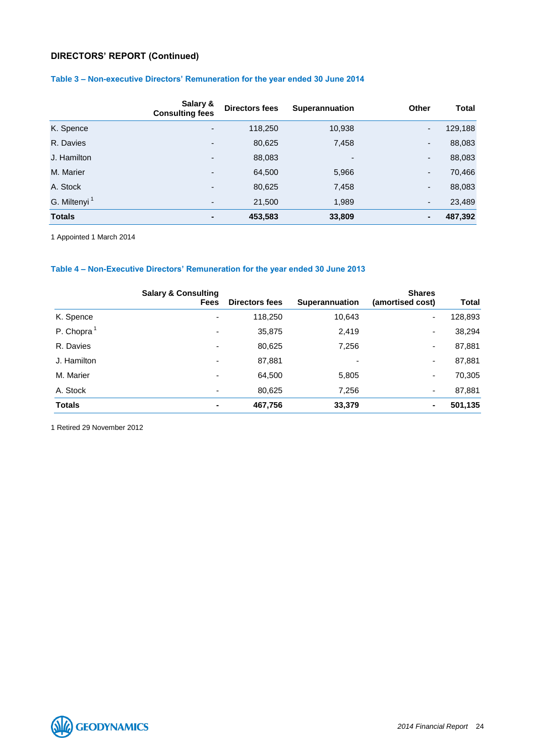## DIRECTORS' REPORT (Continued)

### Table 3 – Non-executive Directors' Remuneration for the year ended 30 June 2014

| | Salary & Consulting fees | Directors fees | Superannuation | Other | Total |
|---|---|---|---|---|---|
| K. Spence | - | 118,250 | 10,938 | - | 129,188 |
| R. Davies | - | 80,625 | 7,458 | - | 88,083 |
| J. Hamilton | - | 88,083 | - | - | 88,083 |
| M. Marier | - | 64,500 | 5,966 | - | 70,466 |
| A. Stock | - | 80,625 | 7,458 | - | 88,083 |
| G. Miltenyi [1] | - | 21,500 | 1,989 | - | 23,489 |
| **Totals** | **-** | **453,583** | **33,809** | **-** | **487,392** |

1 Appointed 1 March 2014

### Table 4 – Non-Executive Directors' Remuneration for the year ended 30 June 2013

| | Salary & Consulting Fees | Directors fees | Superannuation | Shares (amortised cost) | Total |
|---|---|---|---|---|---|
| K. Spence | - | 118,250 | 10,643 | - | 128,893 |
| P. Chopra [1] | - | 35,875 | 2,419 | - | 38,294 |
| R. Davies | - | 80,625 | 7,256 | - | 87,881 |
| J. Hamilton | - | 87,881 | - | - | 87,881 |
| M. Marier | - | 64,500 | 5,805 | - | 70,305 |
| A. Stock | - | 80,625 | 7,256 | - | 87,881 |
| **Totals** | **-** | **467,756** | **33,379** | **-** | **501,135** |

1 Retired 29 November 2012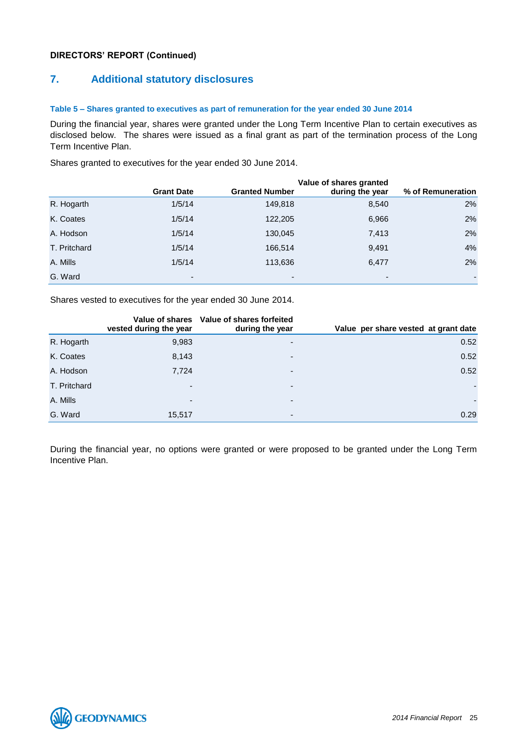**DIRECTORS' REPORT (Continued)**

## 7. Additional statutory disclosures

#### Table 5 – Shares granted to executives as part of remuneration for the year ended 30 June 2014

During the financial year, shares were granted under the Long Term Incentive Plan to certain executives as disclosed below. The shares were issued as a final grant as part of the termination process of the Long Term Incentive Plan.

Shares granted to executives for the year ended 30 June 2014.

| | Grant Date | Granted Number | Value of shares granted during the year | % of Remuneration |
|---|---|---|---|---|
| R. Hogarth | 1/5/14 | 149,818 | 8,540 | 2% |
| K. Coates | 1/5/14 | 122,205 | 6,966 | 2% |
| A. Hodson | 1/5/14 | 130,045 | 7,413 | 2% |
| T. Pritchard | 1/5/14 | 166,514 | 9,491 | 4% |
| A. Mills | 1/5/14 | 113,636 | 6,477 | 2% |
| G. Ward | - | - | - | - |

Shares vested to executives for the year ended 30 June 2014.

| | Value of shares vested during the year | Value of shares forfeited during the year | Value per share vested at grant date |
|---|---|---|---|
| R. Hogarth | 9,983 | - | 0.52 |
| K. Coates | 8,143 | - | 0.52 |
| A. Hodson | 7,724 | - | 0.52 |
| T. Pritchard | - | - | - |
| A. Mills | - | - | - |
| G. Ward | 15,517 | - | 0.29 |

During the financial year, no options were granted or were proposed to be granted under the Long Term Incentive Plan.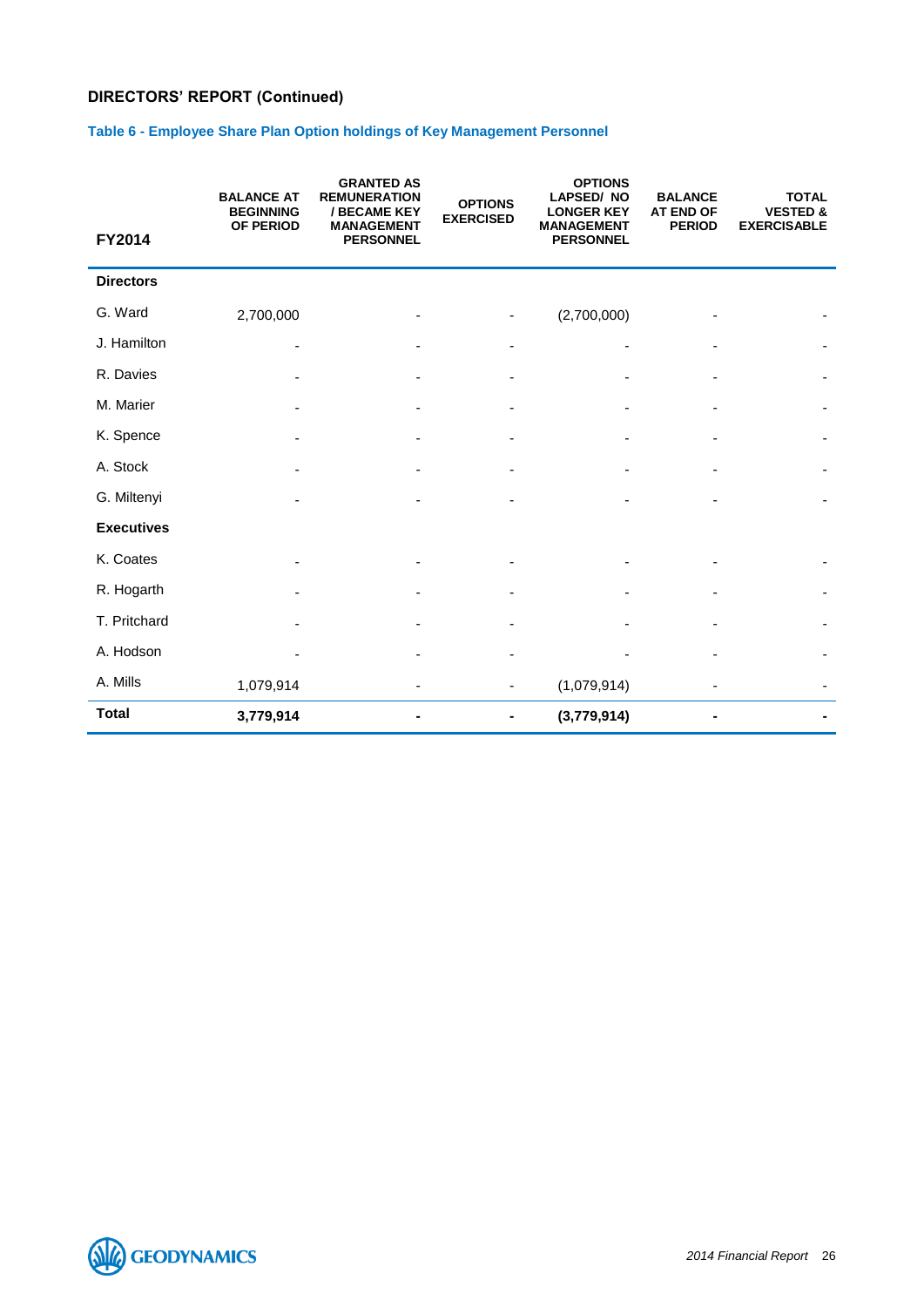## DIRECTORS' REPORT (Continued)

### Table 6 - Employee Share Plan Option holdings of Key Management Personnel

| FY2014 | BALANCE AT BEGINNING OF PERIOD | GRANTED AS REMUNERATION / BECAME KEY MANAGEMENT PERSONNEL | OPTIONS EXERCISED | OPTIONS LAPSED/ NO LONGER KEY MANAGEMENT PERSONNEL | BALANCE AT END OF PERIOD | TOTAL VESTED & EXERCISABLE |
|---|---|---|---|---|---|---|
| **Directors** | | | | | | |
| G. Ward | 2,700,000 | - | - | (2,700,000) | - | - |
| J. Hamilton | - | - | - | - | - | - |
| R. Davies | - | - | - | - | - | - |
| M. Marier | - | - | - | - | - | - |
| K. Spence | - | - | - | - | - | - |
| A. Stock | - | - | - | - | - | - |
| G. Miltenyi | - | - | - | - | - | - |
| **Executives** | | | | | | |
| K. Coates | - | - | - | - | - | - |
| R. Hogarth | - | - | - | - | - | - |
| T. Pritchard | - | - | - | - | - | - |
| A. Hodson | - | - | - | - | - | - |
| A. Mills | 1,079,914 | - | - | (1,079,914) | - | - |
| **Total** | **3,779,914** | **-** | **-** | **(3,779,914)** | **-** | **-** |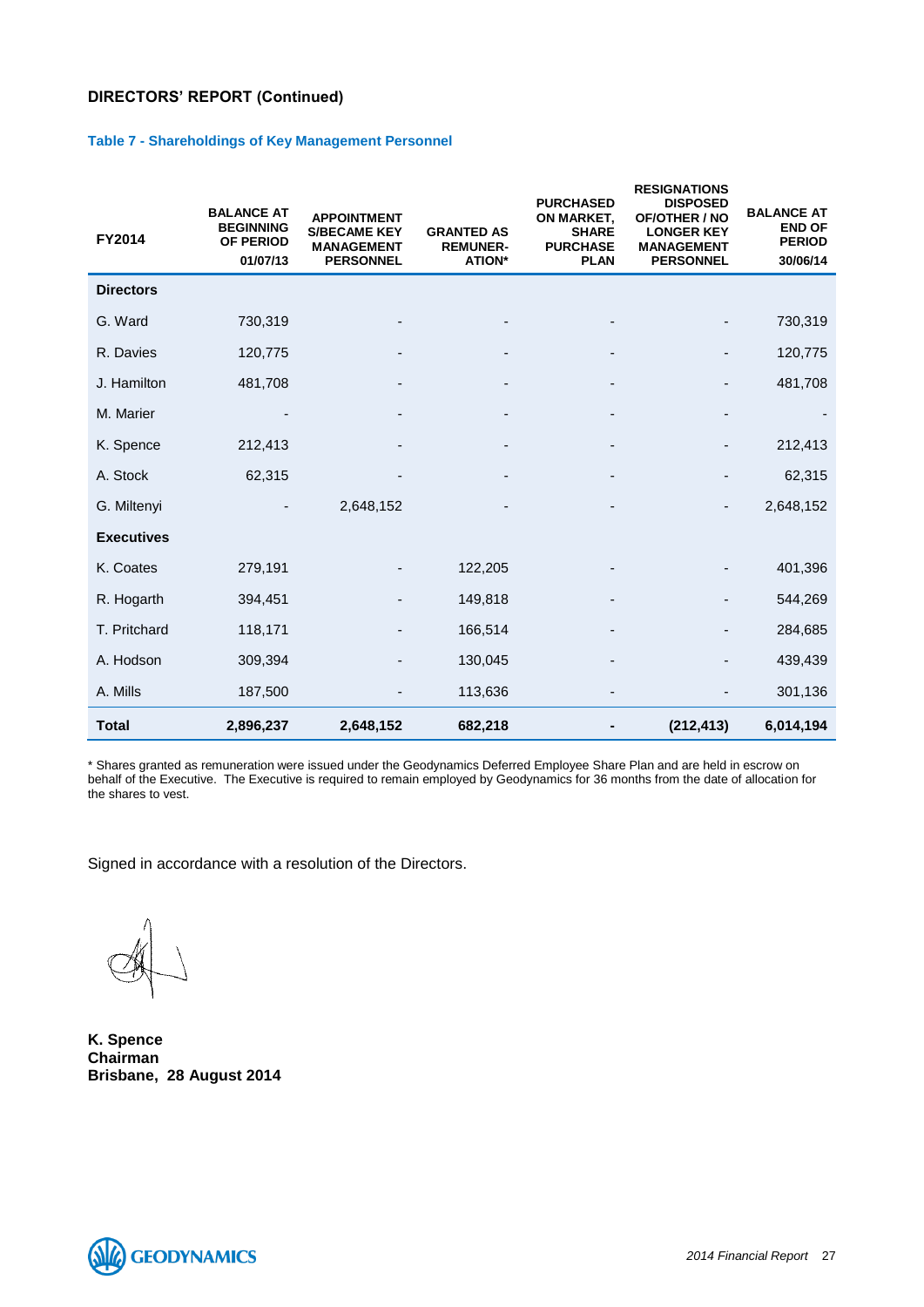## DIRECTORS' REPORT (Continued)

### Table 7 - Shareholdings of Key Management Personnel

| FY2014 | BALANCE AT BEGINNING OF PERIOD 01/07/13 | APPOINTMENT S/BECAME KEY MANAGEMENT PERSONNEL | GRANTED AS REMUNER-ATION* | PURCHASED ON MARKET, SHARE PURCHASE PLAN | RESIGNATIONS DISPOSED OF/OTHER / NO LONGER KEY MANAGEMENT PERSONNEL | BALANCE AT END OF PERIOD 30/06/14 |
|---|---|---|---|---|---|---|
| **Directors** | | | | | | |
| G. Ward | 730,319 | - | - | - | - | 730,319 |
| R. Davies | 120,775 | - | - | - | - | 120,775 |
| J. Hamilton | 481,708 | - | - | - | - | 481,708 |
| M. Marier | - | - | - | - | - | - |
| K. Spence | 212,413 | - | - | - | - | 212,413 |
| A. Stock | 62,315 | - | - | - | - | 62,315 |
| G. Miltenyi | - | 2,648,152 | - | - | - | 2,648,152 |
| **Executives** | | | | | | |
| K. Coates | 279,191 | - | 122,205 | - | - | 401,396 |
| R. Hogarth | 394,451 | - | 149,818 | - | - | 544,269 |
| T. Pritchard | 118,171 | - | 166,514 | - | - | 284,685 |
| A. Hodson | 309,394 | - | 130,045 | - | - | 439,439 |
| A. Mills | 187,500 | - | 113,636 | - | - | 301,136 |
| **Total** | **2,896,237** | **2,648,152** | **682,218** | **-** | **(212,413)** | **6,014,194** |

* Shares granted as remuneration were issued under the Geodynamics Deferred Employee Share Plan and are held in escrow on behalf of the Executive. The Executive is required to remain employed by Geodynamics for 36 months from the date of allocation for the shares to vest.

Signed in accordance with a resolution of the Directors.

**K. Spence**
**Chairman**
**Brisbane, 28 August 2014**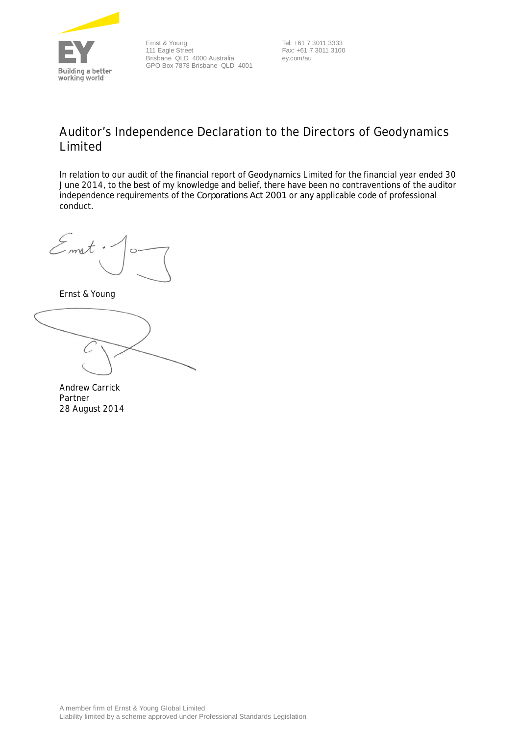Ernst & Young
111 Eagle Street
Brisbane QLD 4000 Australia
GPO Box 7878 Brisbane QLD 4001

Tel: +61 7 3011 3333
Fax: +61 7 3011 3100
ey.com/au

# Auditor's Independence Declaration to the Directors of Geodynamics Limited

In relation to our audit of the financial report of Geodynamics Limited for the financial year ended 30 June 2014, to the best of my knowledge and belief, there have been no contraventions of the auditor independence requirements of the *Corporations Act 2001* or any applicable code of professional conduct.

Ernst & Young

Andrew Carrick
Partner
28 August 2014

A member firm of Ernst & Young Global Limited
Liability limited by a scheme approved under Professional Standards Legislation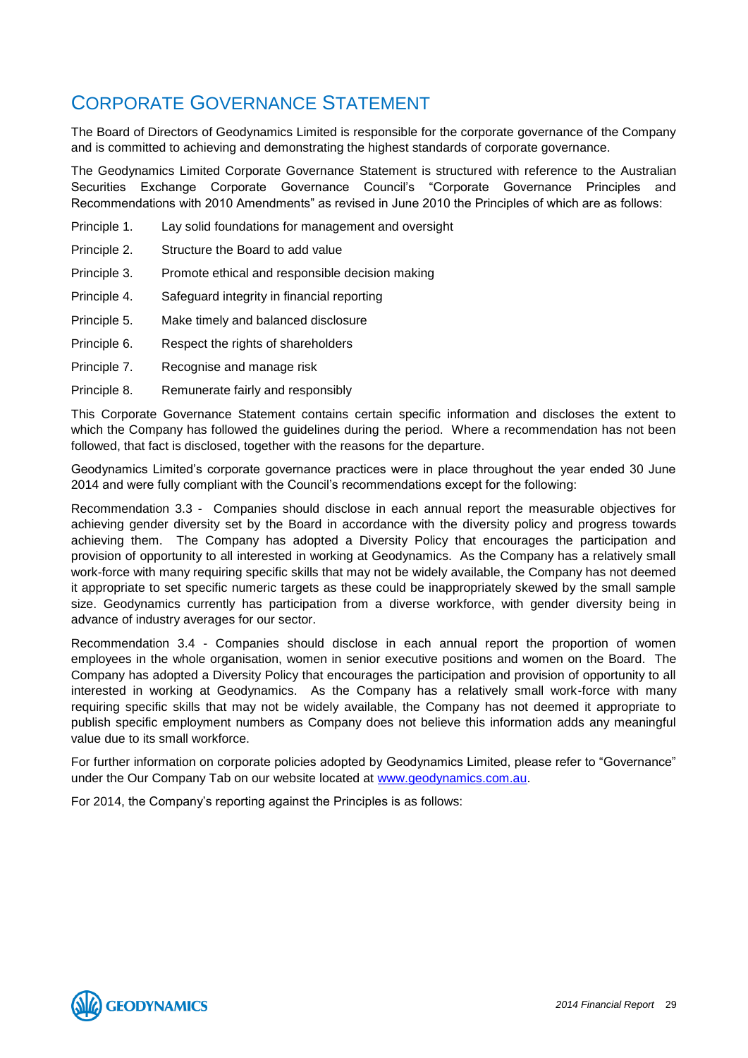# CORPORATE GOVERNANCE STATEMENT

The Board of Directors of Geodynamics Limited is responsible for the corporate governance of the Company and is committed to achieving and demonstrating the highest standards of corporate governance.

The Geodynamics Limited Corporate Governance Statement is structured with reference to the Australian Securities Exchange Corporate Governance Council's "Corporate Governance Principles and Recommendations with 2010 Amendments" as revised in June 2010 the Principles of which are as follows:

- Principle 1. Lay solid foundations for management and oversight
- Principle 2. Structure the Board to add value
- Principle 3. Promote ethical and responsible decision making
- Principle 4. Safeguard integrity in financial reporting
- Principle 5. Make timely and balanced disclosure
- Principle 6. Respect the rights of shareholders
- Principle 7. Recognise and manage risk
- Principle 8. Remunerate fairly and responsibly

This Corporate Governance Statement contains certain specific information and discloses the extent to which the Company has followed the guidelines during the period. Where a recommendation has not been followed, that fact is disclosed, together with the reasons for the departure.

Geodynamics Limited's corporate governance practices were in place throughout the year ended 30 June 2014 and were fully compliant with the Council's recommendations except for the following:

Recommendation 3.3 - Companies should disclose in each annual report the measurable objectives for achieving gender diversity set by the Board in accordance with the diversity policy and progress towards achieving them. The Company has adopted a Diversity Policy that encourages the participation and provision of opportunity to all interested in working at Geodynamics. As the Company has a relatively small work-force with many requiring specific skills that may not be widely available, the Company has not deemed it appropriate to set specific numeric targets as these could be inappropriately skewed by the small sample size. Geodynamics currently has participation from a diverse workforce, with gender diversity being in advance of industry averages for our sector.

Recommendation 3.4 - Companies should disclose in each annual report the proportion of women employees in the whole organisation, women in senior executive positions and women on the Board. The Company has adopted a Diversity Policy that encourages the participation and provision of opportunity to all interested in working at Geodynamics. As the Company has a relatively small work-force with many requiring specific skills that may not be widely available, the Company has not deemed it appropriate to publish specific employment numbers as Company does not believe this information adds any meaningful value due to its small workforce.

For further information on corporate policies adopted by Geodynamics Limited, please refer to "Governance" under the Our Company Tab on our website located at www.geodynamics.com.au.

For 2014, the Company's reporting against the Principles is as follows: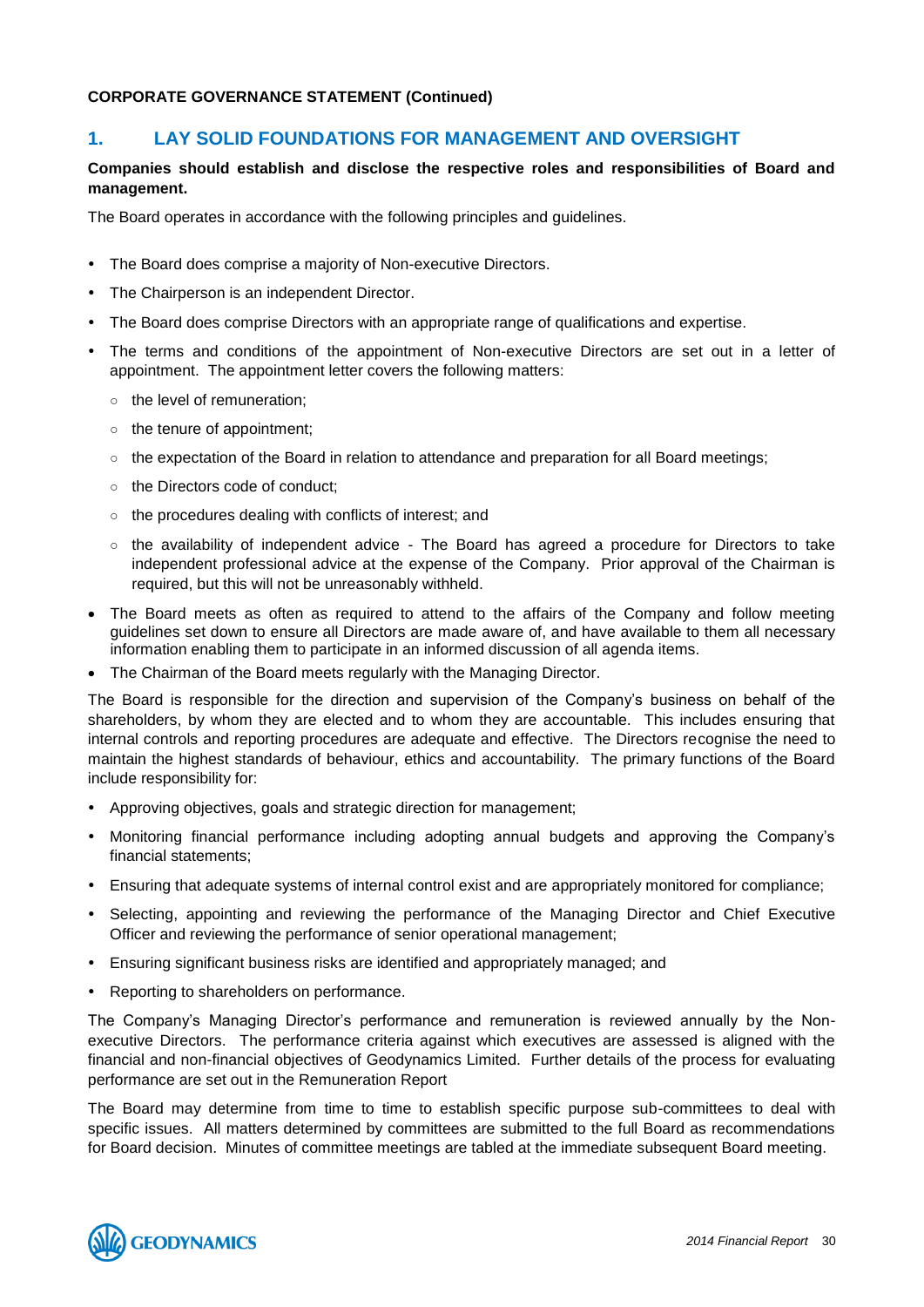**CORPORATE GOVERNANCE STATEMENT (Continued)**

## 1. LAY SOLID FOUNDATIONS FOR MANAGEMENT AND OVERSIGHT

**Companies should establish and disclose the respective roles and responsibilities of Board and management.**

The Board operates in accordance with the following principles and guidelines.

- The Board does comprise a majority of Non-executive Directors.
- The Chairperson is an independent Director.
- The Board does comprise Directors with an appropriate range of qualifications and expertise.
- The terms and conditions of the appointment of Non-executive Directors are set out in a letter of appointment. The appointment letter covers the following matters:
  - the level of remuneration;
  - the tenure of appointment;
  - the expectation of the Board in relation to attendance and preparation for all Board meetings;
  - the Directors code of conduct;
  - the procedures dealing with conflicts of interest; and
  - the availability of independent advice - The Board has agreed a procedure for Directors to take independent professional advice at the expense of the Company. Prior approval of the Chairman is required, but this will not be unreasonably withheld.
- The Board meets as often as required to attend to the affairs of the Company and follow meeting guidelines set down to ensure all Directors are made aware of, and have available to them all necessary information enabling them to participate in an informed discussion of all agenda items.
- The Chairman of the Board meets regularly with the Managing Director.

The Board is responsible for the direction and supervision of the Company's business on behalf of the shareholders, by whom they are elected and to whom they are accountable. This includes ensuring that internal controls and reporting procedures are adequate and effective. The Directors recognise the need to maintain the highest standards of behaviour, ethics and accountability. The primary functions of the Board include responsibility for:

- Approving objectives, goals and strategic direction for management;
- Monitoring financial performance including adopting annual budgets and approving the Company's financial statements;
- Ensuring that adequate systems of internal control exist and are appropriately monitored for compliance;
- Selecting, appointing and reviewing the performance of the Managing Director and Chief Executive Officer and reviewing the performance of senior operational management;
- Ensuring significant business risks are identified and appropriately managed; and
- Reporting to shareholders on performance.

The Company's Managing Director's performance and remuneration is reviewed annually by the Non-executive Directors. The performance criteria against which executives are assessed is aligned with the financial and non-financial objectives of Geodynamics Limited. Further details of the process for evaluating performance are set out in the Remuneration Report

The Board may determine from time to time to establish specific purpose sub-committees to deal with specific issues. All matters determined by committees are submitted to the full Board as recommendations for Board decision. Minutes of committee meetings are tabled at the immediate subsequent Board meeting.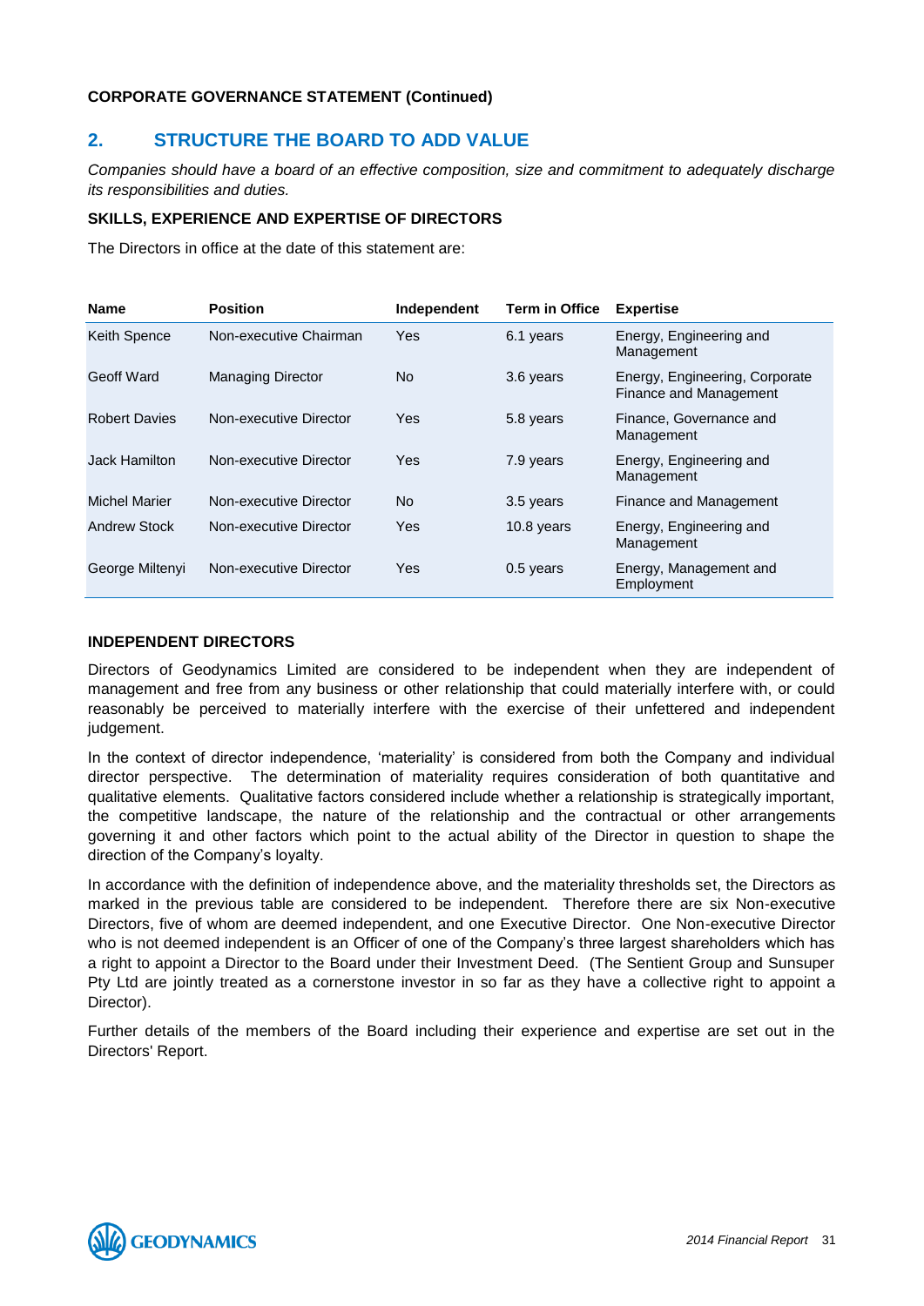**CORPORATE GOVERNANCE STATEMENT (Continued)**

## 2. STRUCTURE THE BOARD TO ADD VALUE

*Companies should have a board of an effective composition, size and commitment to adequately discharge its responsibilities and duties.*

### SKILLS, EXPERIENCE AND EXPERTISE OF DIRECTORS

The Directors in office at the date of this statement are:

| Name | Position | Independent | Term in Office | Expertise |
|---|---|---|---|---|
| Keith Spence | Non-executive Chairman | Yes | 6.1 years | Energy, Engineering and Management |
| Geoff Ward | Managing Director | No | 3.6 years | Energy, Engineering, Corporate Finance and Management |
| Robert Davies | Non-executive Director | Yes | 5.8 years | Finance, Governance and Management |
| Jack Hamilton | Non-executive Director | Yes | 7.9 years | Energy, Engineering and Management |
| Michel Marier | Non-executive Director | No | 3.5 years | Finance and Management |
| Andrew Stock | Non-executive Director | Yes | 10.8 years | Energy, Engineering and Management |
| George Miltenyi | Non-executive Director | Yes | 0.5 years | Energy, Management and Employment |

### INDEPENDENT DIRECTORS

Directors of Geodynamics Limited are considered to be independent when they are independent of management and free from any business or other relationship that could materially interfere with, or could reasonably be perceived to materially interfere with the exercise of their unfettered and independent judgement.

In the context of director independence, 'materiality' is considered from both the Company and individual director perspective. The determination of materiality requires consideration of both quantitative and qualitative elements. Qualitative factors considered include whether a relationship is strategically important, the competitive landscape, the nature of the relationship and the contractual or other arrangements governing it and other factors which point to the actual ability of the Director in question to shape the direction of the Company's loyalty.

In accordance with the definition of independence above, and the materiality thresholds set, the Directors as marked in the previous table are considered to be independent. Therefore there are six Non-executive Directors, five of whom are deemed independent, and one Executive Director. One Non-executive Director who is not deemed independent is an Officer of one of the Company's three largest shareholders which has a right to appoint a Director to the Board under their Investment Deed. (The Sentient Group and Sunsuper Pty Ltd are jointly treated as a cornerstone investor in so far as they have a collective right to appoint a Director).

Further details of the members of the Board including their experience and expertise are set out in the Directors' Report.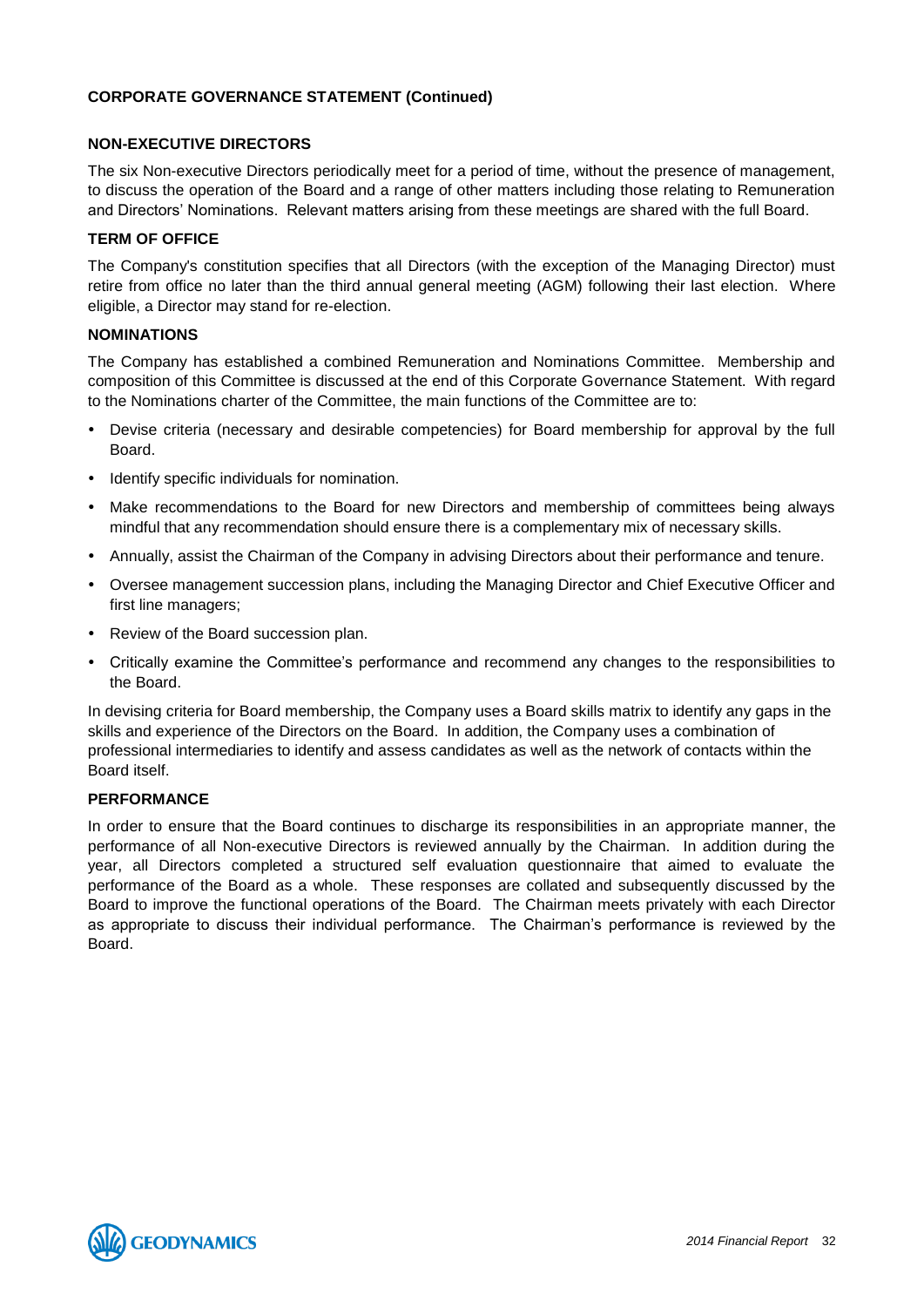## CORPORATE GOVERNANCE STATEMENT (Continued)

### NON-EXECUTIVE DIRECTORS

The six Non-executive Directors periodically meet for a period of time, without the presence of management, to discuss the operation of the Board and a range of other matters including those relating to Remuneration and Directors' Nominations. Relevant matters arising from these meetings are shared with the full Board.

### TERM OF OFFICE

The Company's constitution specifies that all Directors (with the exception of the Managing Director) must retire from office no later than the third annual general meeting (AGM) following their last election. Where eligible, a Director may stand for re-election.

### NOMINATIONS

The Company has established a combined Remuneration and Nominations Committee. Membership and composition of this Committee is discussed at the end of this Corporate Governance Statement. With regard to the Nominations charter of the Committee, the main functions of the Committee are to:

- Devise criteria (necessary and desirable competencies) for Board membership for approval by the full Board.
- Identify specific individuals for nomination.
- Make recommendations to the Board for new Directors and membership of committees being always mindful that any recommendation should ensure there is a complementary mix of necessary skills.
- Annually, assist the Chairman of the Company in advising Directors about their performance and tenure.
- Oversee management succession plans, including the Managing Director and Chief Executive Officer and first line managers;
- Review of the Board succession plan.
- Critically examine the Committee's performance and recommend any changes to the responsibilities to the Board.

In devising criteria for Board membership, the Company uses a Board skills matrix to identify any gaps in the skills and experience of the Directors on the Board. In addition, the Company uses a combination of professional intermediaries to identify and assess candidates as well as the network of contacts within the Board itself.

### PERFORMANCE

In order to ensure that the Board continues to discharge its responsibilities in an appropriate manner, the performance of all Non-executive Directors is reviewed annually by the Chairman. In addition during the year, all Directors completed a structured self evaluation questionnaire that aimed to evaluate the performance of the Board as a whole. These responses are collated and subsequently discussed by the Board to improve the functional operations of the Board. The Chairman meets privately with each Director as appropriate to discuss their individual performance. The Chairman's performance is reviewed by the Board.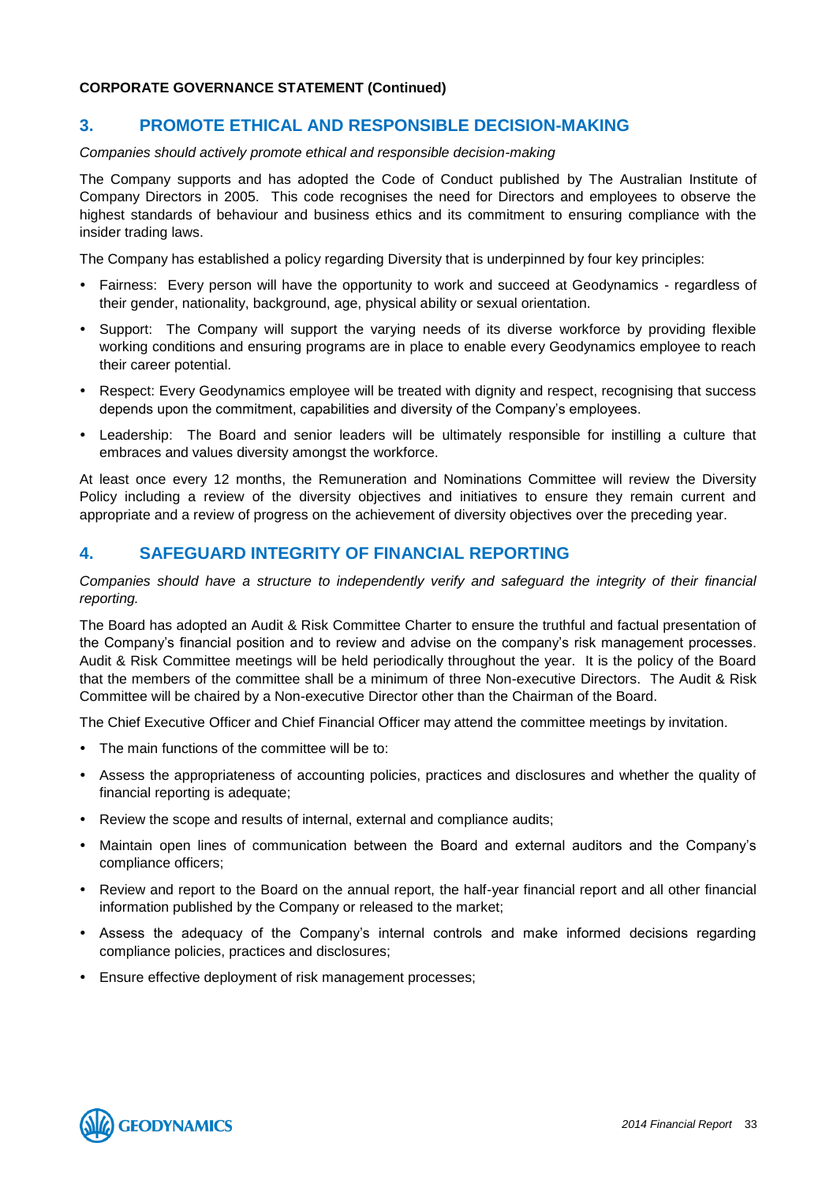**CORPORATE GOVERNANCE STATEMENT (Continued)**

## 3. PROMOTE ETHICAL AND RESPONSIBLE DECISION-MAKING

*Companies should actively promote ethical and responsible decision-making*

The Company supports and has adopted the Code of Conduct published by The Australian Institute of Company Directors in 2005. This code recognises the need for Directors and employees to observe the highest standards of behaviour and business ethics and its commitment to ensuring compliance with the insider trading laws.

The Company has established a policy regarding Diversity that is underpinned by four key principles:

- Fairness: Every person will have the opportunity to work and succeed at Geodynamics - regardless of their gender, nationality, background, age, physical ability or sexual orientation.
- Support: The Company will support the varying needs of its diverse workforce by providing flexible working conditions and ensuring programs are in place to enable every Geodynamics employee to reach their career potential.
- Respect: Every Geodynamics employee will be treated with dignity and respect, recognising that success depends upon the commitment, capabilities and diversity of the Company's employees.
- Leadership: The Board and senior leaders will be ultimately responsible for instilling a culture that embraces and values diversity amongst the workforce.

At least once every 12 months, the Remuneration and Nominations Committee will review the Diversity Policy including a review of the diversity objectives and initiatives to ensure they remain current and appropriate and a review of progress on the achievement of diversity objectives over the preceding year.

## 4. SAFEGUARD INTEGRITY OF FINANCIAL REPORTING

*Companies should have a structure to independently verify and safeguard the integrity of their financial reporting.*

The Board has adopted an Audit & Risk Committee Charter to ensure the truthful and factual presentation of the Company's financial position and to review and advise on the company's risk management processes. Audit & Risk Committee meetings will be held periodically throughout the year. It is the policy of the Board that the members of the committee shall be a minimum of three Non-executive Directors. The Audit & Risk Committee will be chaired by a Non-executive Director other than the Chairman of the Board.

The Chief Executive Officer and Chief Financial Officer may attend the committee meetings by invitation.

- The main functions of the committee will be to:
- Assess the appropriateness of accounting policies, practices and disclosures and whether the quality of financial reporting is adequate;
- Review the scope and results of internal, external and compliance audits;
- Maintain open lines of communication between the Board and external auditors and the Company's compliance officers;
- Review and report to the Board on the annual report, the half-year financial report and all other financial information published by the Company or released to the market;
- Assess the adequacy of the Company's internal controls and make informed decisions regarding compliance policies, practices and disclosures;
- Ensure effective deployment of risk management processes;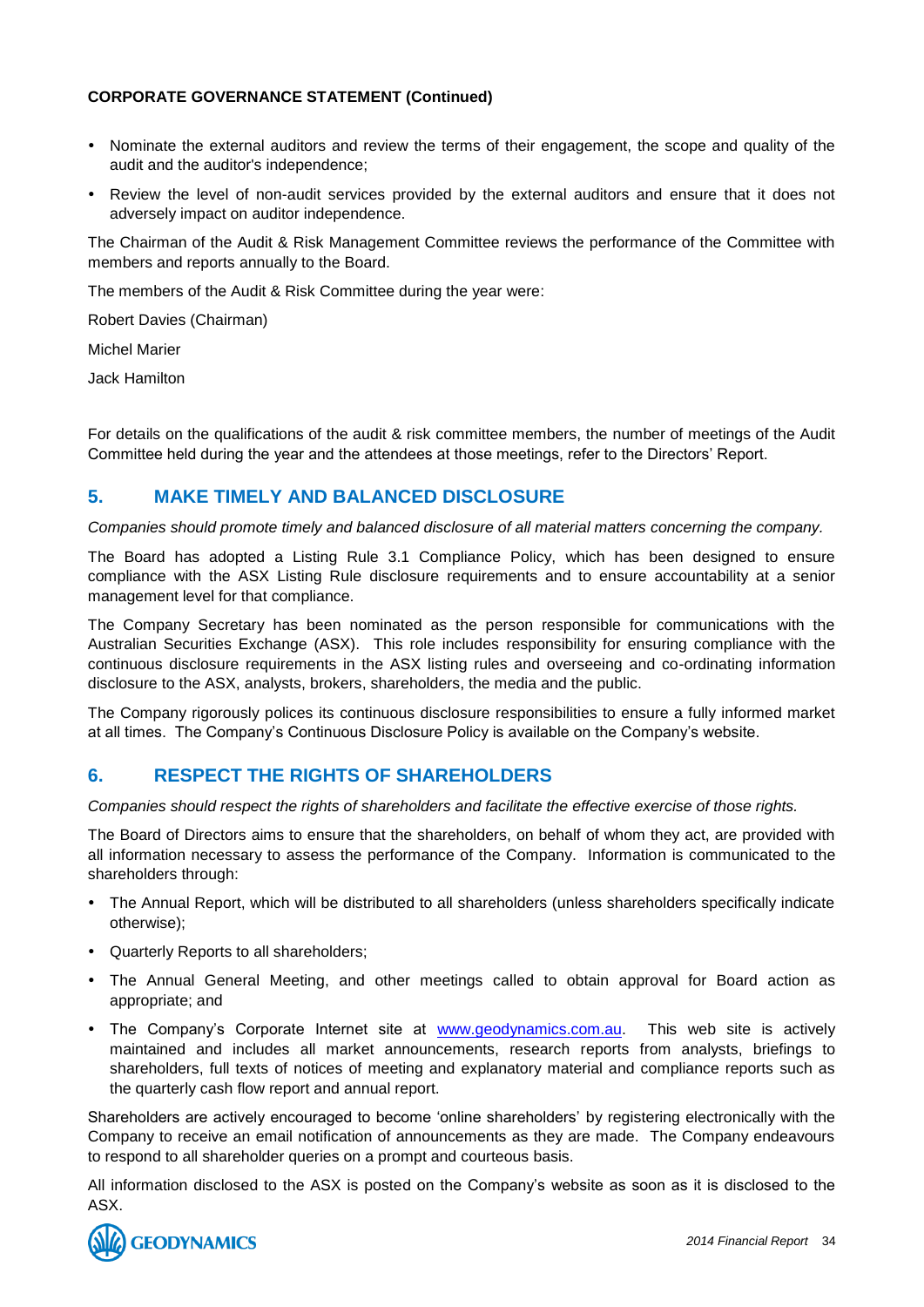- Nominate the external auditors and review the terms of their engagement, the scope and quality of the audit and the auditor's independence;
- Review the level of non-audit services provided by the external auditors and ensure that it does not adversely impact on auditor independence.

The Chairman of the Audit & Risk Management Committee reviews the performance of the Committee with members and reports annually to the Board.

The members of the Audit & Risk Committee during the year were:

Robert Davies (Chairman)

Michel Marier

Jack Hamilton

For details on the qualifications of the audit & risk committee members, the number of meetings of the Audit Committee held during the year and the attendees at those meetings, refer to the Directors' Report.

## 5. MAKE TIMELY AND BALANCED DISCLOSURE

*Companies should promote timely and balanced disclosure of all material matters concerning the company.*

The Board has adopted a Listing Rule 3.1 Compliance Policy, which has been designed to ensure compliance with the ASX Listing Rule disclosure requirements and to ensure accountability at a senior management level for that compliance.

The Company Secretary has been nominated as the person responsible for communications with the Australian Securities Exchange (ASX). This role includes responsibility for ensuring compliance with the continuous disclosure requirements in the ASX listing rules and overseeing and co-ordinating information disclosure to the ASX, analysts, brokers, shareholders, the media and the public.

The Company rigorously polices its continuous disclosure responsibilities to ensure a fully informed market at all times. The Company's Continuous Disclosure Policy is available on the Company's website.

## 6. RESPECT THE RIGHTS OF SHAREHOLDERS

*Companies should respect the rights of shareholders and facilitate the effective exercise of those rights.*

The Board of Directors aims to ensure that the shareholders, on behalf of whom they act, are provided with all information necessary to assess the performance of the Company. Information is communicated to the shareholders through:

- The Annual Report, which will be distributed to all shareholders (unless shareholders specifically indicate otherwise);
- Quarterly Reports to all shareholders;
- The Annual General Meeting, and other meetings called to obtain approval for Board action as appropriate; and
- The Company's Corporate Internet site at www.geodynamics.com.au. This web site is actively maintained and includes all market announcements, research reports from analysts, briefings to shareholders, full texts of notices of meeting and explanatory material and compliance reports such as the quarterly cash flow report and annual report.

Shareholders are actively encouraged to become 'online shareholders' by registering electronically with the Company to receive an email notification of announcements as they are made. The Company endeavours to respond to all shareholder queries on a prompt and courteous basis.

All information disclosed to the ASX is posted on the Company's website as soon as it is disclosed to the ASX.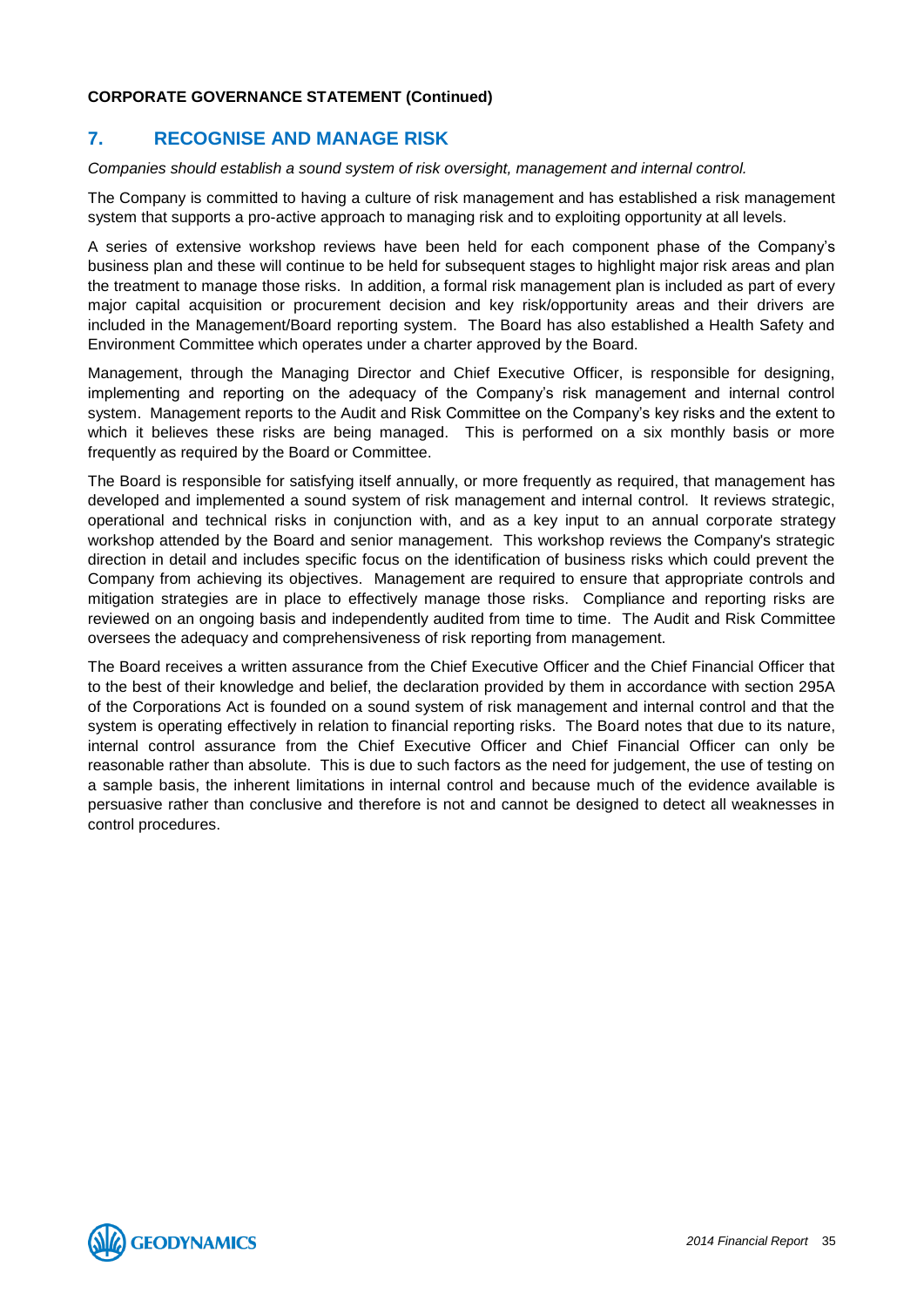**CORPORATE GOVERNANCE STATEMENT (Continued)**

## 7. RECOGNISE AND MANAGE RISK

*Companies should establish a sound system of risk oversight, management and internal control.*

The Company is committed to having a culture of risk management and has established a risk management system that supports a pro-active approach to managing risk and to exploiting opportunity at all levels.

A series of extensive workshop reviews have been held for each component phase of the Company's business plan and these will continue to be held for subsequent stages to highlight major risk areas and plan the treatment to manage those risks. In addition, a formal risk management plan is included as part of every major capital acquisition or procurement decision and key risk/opportunity areas and their drivers are included in the Management/Board reporting system. The Board has also established a Health Safety and Environment Committee which operates under a charter approved by the Board.

Management, through the Managing Director and Chief Executive Officer, is responsible for designing, implementing and reporting on the adequacy of the Company's risk management and internal control system. Management reports to the Audit and Risk Committee on the Company's key risks and the extent to which it believes these risks are being managed. This is performed on a six monthly basis or more frequently as required by the Board or Committee.

The Board is responsible for satisfying itself annually, or more frequently as required, that management has developed and implemented a sound system of risk management and internal control. It reviews strategic, operational and technical risks in conjunction with, and as a key input to an annual corporate strategy workshop attended by the Board and senior management. This workshop reviews the Company's strategic direction in detail and includes specific focus on the identification of business risks which could prevent the Company from achieving its objectives. Management are required to ensure that appropriate controls and mitigation strategies are in place to effectively manage those risks. Compliance and reporting risks are reviewed on an ongoing basis and independently audited from time to time. The Audit and Risk Committee oversees the adequacy and comprehensiveness of risk reporting from management.

The Board receives a written assurance from the Chief Executive Officer and the Chief Financial Officer that to the best of their knowledge and belief, the declaration provided by them in accordance with section 295A of the Corporations Act is founded on a sound system of risk management and internal control and that the system is operating effectively in relation to financial reporting risks. The Board notes that due to its nature, internal control assurance from the Chief Executive Officer and Chief Financial Officer can only be reasonable rather than absolute. This is due to such factors as the need for judgement, the use of testing on a sample basis, the inherent limitations in internal control and because much of the evidence available is persuasive rather than conclusive and therefore is not and cannot be designed to detect all weaknesses in control procedures.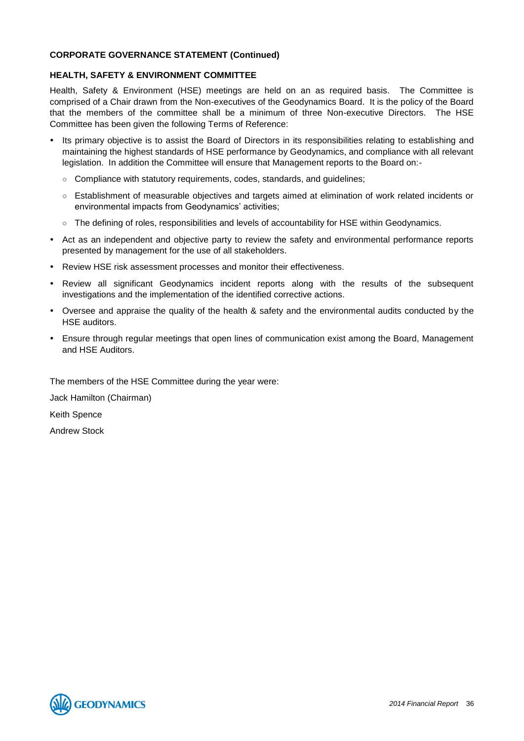**CORPORATE GOVERNANCE STATEMENT (Continued)**

## HEALTH, SAFETY & ENVIRONMENT COMMITTEE

Health, Safety & Environment (HSE) meetings are held on an as required basis. The Committee is comprised of a Chair drawn from the Non-executives of the Geodynamics Board. It is the policy of the Board that the members of the committee shall be a minimum of three Non-executive Directors. The HSE Committee has been given the following Terms of Reference:

- Its primary objective is to assist the Board of Directors in its responsibilities relating to establishing and maintaining the highest standards of HSE performance by Geodynamics, and compliance with all relevant legislation. In addition the Committee will ensure that Management reports to the Board on:-
  - Compliance with statutory requirements, codes, standards, and guidelines;
  - Establishment of measurable objectives and targets aimed at elimination of work related incidents or environmental impacts from Geodynamics' activities;
  - The defining of roles, responsibilities and levels of accountability for HSE within Geodynamics.
- Act as an independent and objective party to review the safety and environmental performance reports presented by management for the use of all stakeholders.
- Review HSE risk assessment processes and monitor their effectiveness.
- Review all significant Geodynamics incident reports along with the results of the subsequent investigations and the implementation of the identified corrective actions.
- Oversee and appraise the quality of the health & safety and the environmental audits conducted by the HSE auditors.
- Ensure through regular meetings that open lines of communication exist among the Board, Management and HSE Auditors.

The members of the HSE Committee during the year were:

Jack Hamilton (Chairman)

Keith Spence

Andrew Stock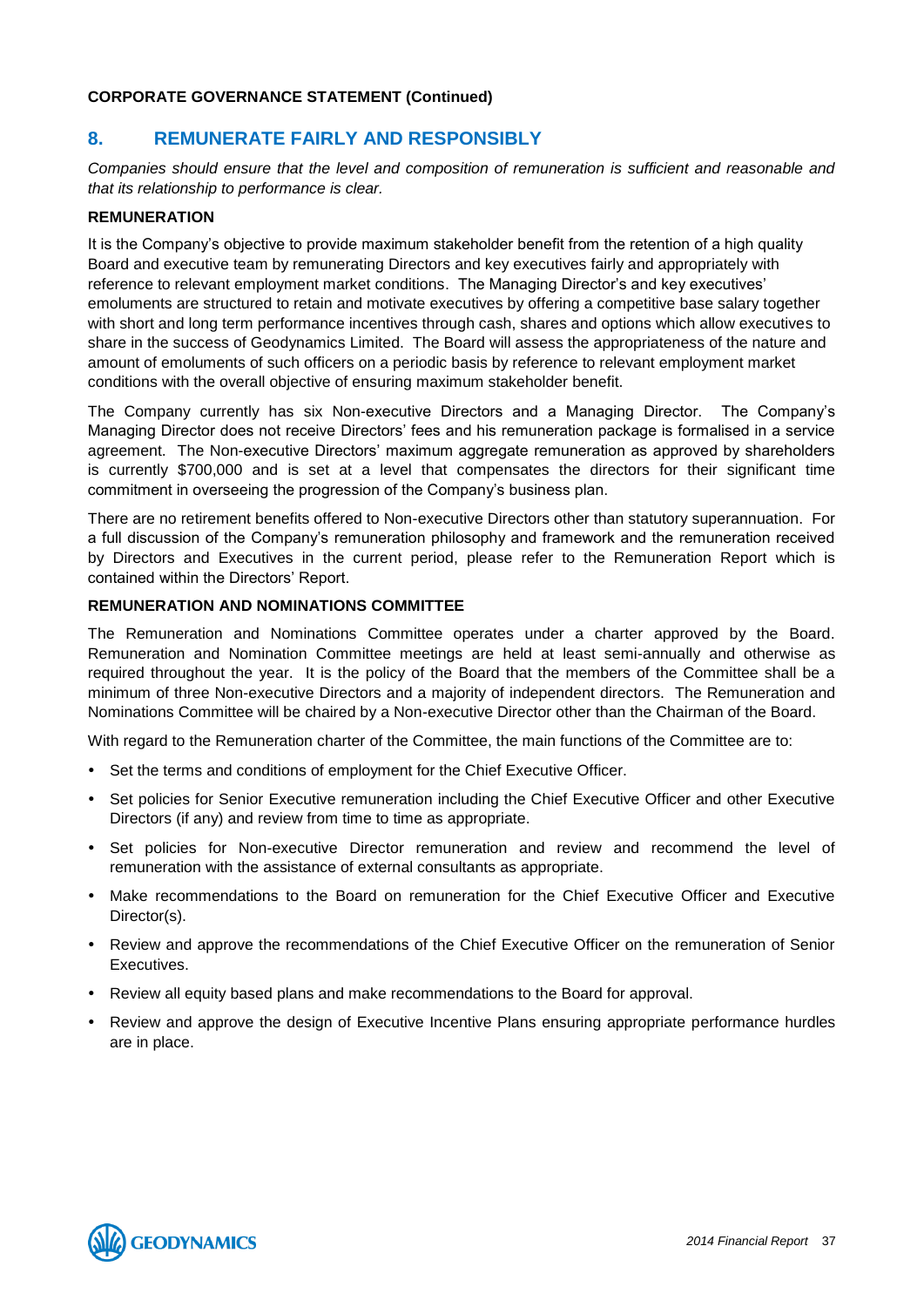**CORPORATE GOVERNANCE STATEMENT (Continued)**

## 8. REMUNERATE FAIRLY AND RESPONSIBLY

*Companies should ensure that the level and composition of remuneration is sufficient and reasonable and that its relationship to performance is clear.*

### REMUNERATION

It is the Company's objective to provide maximum stakeholder benefit from the retention of a high quality Board and executive team by remunerating Directors and key executives fairly and appropriately with reference to relevant employment market conditions. The Managing Director's and key executives' emoluments are structured to retain and motivate executives by offering a competitive base salary together with short and long term performance incentives through cash, shares and options which allow executives to share in the success of Geodynamics Limited. The Board will assess the appropriateness of the nature and amount of emoluments of such officers on a periodic basis by reference to relevant employment market conditions with the overall objective of ensuring maximum stakeholder benefit.

The Company currently has six Non-executive Directors and a Managing Director. The Company's Managing Director does not receive Directors' fees and his remuneration package is formalised in a service agreement. The Non-executive Directors' maximum aggregate remuneration as approved by shareholders is currently $700,000 and is set at a level that compensates the directors for their significant time commitment in overseeing the progression of the Company's business plan.

There are no retirement benefits offered to Non-executive Directors other than statutory superannuation. For a full discussion of the Company's remuneration philosophy and framework and the remuneration received by Directors and Executives in the current period, please refer to the Remuneration Report which is contained within the Directors' Report.

### REMUNERATION AND NOMINATIONS COMMITTEE

The Remuneration and Nominations Committee operates under a charter approved by the Board. Remuneration and Nomination Committee meetings are held at least semi-annually and otherwise as required throughout the year. It is the policy of the Board that the members of the Committee shall be a minimum of three Non-executive Directors and a majority of independent directors. The Remuneration and Nominations Committee will be chaired by a Non-executive Director other than the Chairman of the Board.

With regard to the Remuneration charter of the Committee, the main functions of the Committee are to:

- Set the terms and conditions of employment for the Chief Executive Officer.
- Set policies for Senior Executive remuneration including the Chief Executive Officer and other Executive Directors (if any) and review from time to time as appropriate.
- Set policies for Non-executive Director remuneration and review and recommend the level of remuneration with the assistance of external consultants as appropriate.
- Make recommendations to the Board on remuneration for the Chief Executive Officer and Executive Director(s).
- Review and approve the recommendations of the Chief Executive Officer on the remuneration of Senior Executives.
- Review all equity based plans and make recommendations to the Board for approval.
- Review and approve the design of Executive Incentive Plans ensuring appropriate performance hurdles are in place.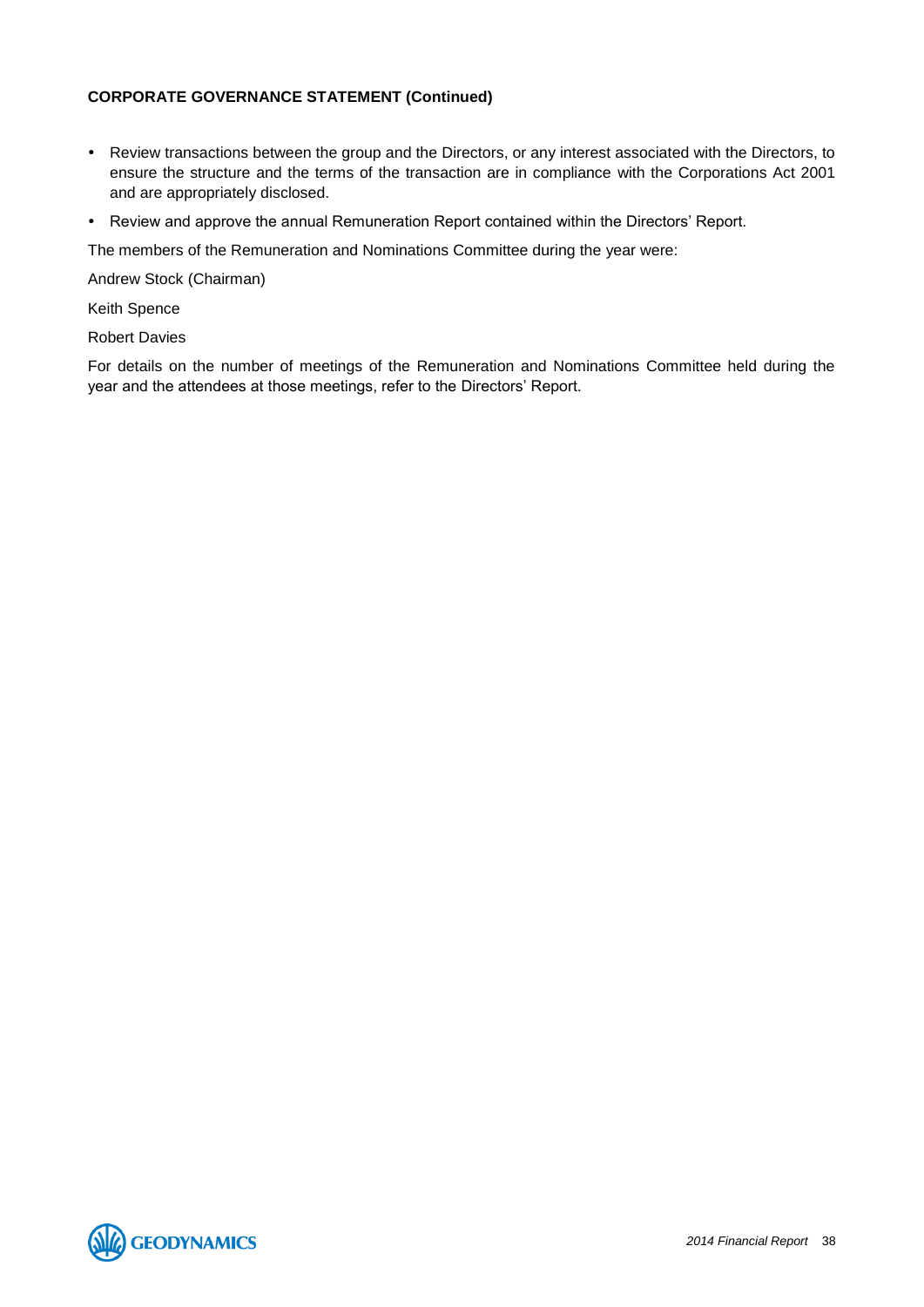**CORPORATE GOVERNANCE STATEMENT (Continued)**

- Review transactions between the group and the Directors, or any interest associated with the Directors, to ensure the structure and the terms of the transaction are in compliance with the Corporations Act 2001 and are appropriately disclosed.
- Review and approve the annual Remuneration Report contained within the Directors' Report.

The members of the Remuneration and Nominations Committee during the year were:

Andrew Stock (Chairman)

Keith Spence

Robert Davies

For details on the number of meetings of the Remuneration and Nominations Committee held during the year and the attendees at those meetings, refer to the Directors' Report.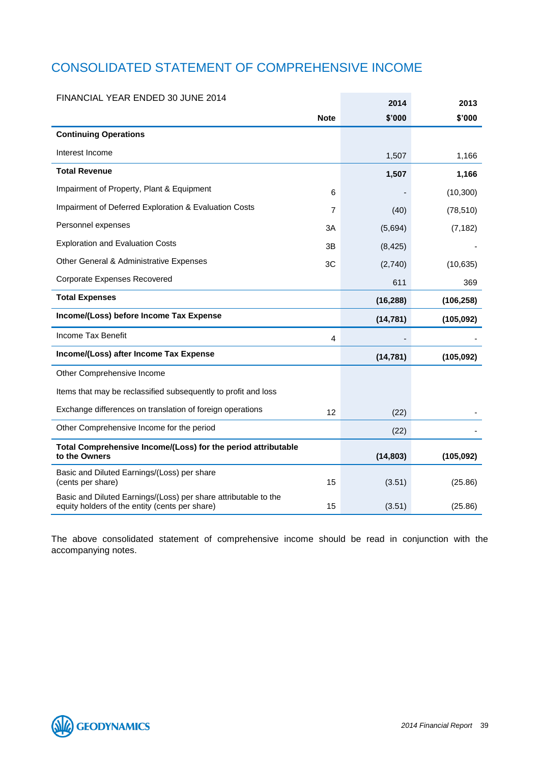# CONSOLIDATED STATEMENT OF COMPREHENSIVE INCOME

| FINANCIAL YEAR ENDED 30 JUNE 2014 | Note | 2014 $'000 | 2013 $'000 |
|---|---|---|---|
| **Continuing Operations** | | | |
| Interest Income | | 1,507 | 1,166 |
| **Total Revenue** | | **1,507** | **1,166** |
| Impairment of Property, Plant & Equipment | 6 | - | (10,300) |
| Impairment of Deferred Exploration & Evaluation Costs | 7 | (40) | (78,510) |
| Personnel expenses | 3A | (5,694) | (7,182) |
| Exploration and Evaluation Costs | 3B | (8,425) | - |
| Other General & Administrative Expenses | 3C | (2,740) | (10,635) |
| Corporate Expenses Recovered | | 611 | 369 |
| **Total Expenses** | | **(16,288)** | **(106,258)** |
| **Income/(Loss) before Income Tax Expense** | | **(14,781)** | **(105,092)** |
| Income Tax Benefit | 4 | - | - |
| **Income/(Loss) after Income Tax Expense** | | **(14,781)** | **(105,092)** |
| Other Comprehensive Income | | | |
| Items that may be reclassified subsequently to profit and loss | | | |
| Exchange differences on translation of foreign operations | 12 | (22) | - |
| Other Comprehensive Income for the period | | (22) | - |
| **Total Comprehensive Income/(Loss) for the period attributable to the Owners** | | **(14,803)** | **(105,092)** |
| Basic and Diluted Earnings/(Loss) per share (cents per share) | 15 | (3.51) | (25.86) |
| Basic and Diluted Earnings/(Loss) per share attributable to the equity holders of the entity (cents per share) | 15 | (3.51) | (25.86) |

The above consolidated statement of comprehensive income should be read in conjunction with the accompanying notes.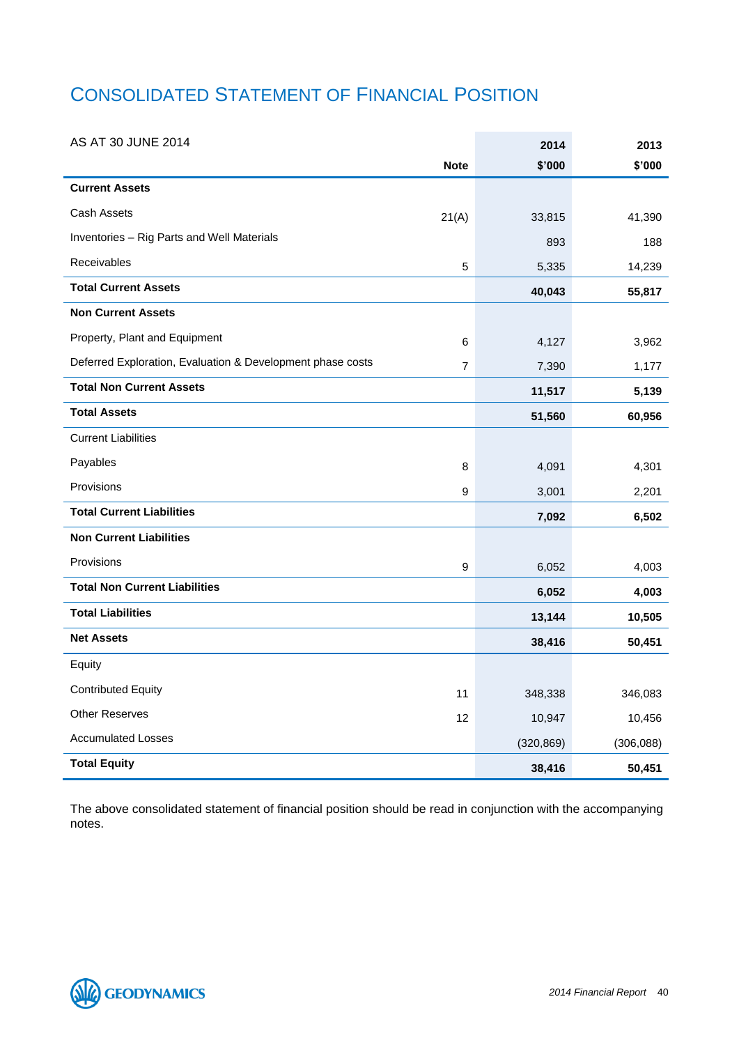# CONSOLIDATED STATEMENT OF FINANCIAL POSITION

| AS AT 30 JUNE 2014 | Note | 2014 $'000 | 2013 $'000 |
|---|---|---|---|
| **Current Assets** | | | |
| Cash Assets | 21(A) | 33,815 | 41,390 |
| Inventories – Rig Parts and Well Materials | | 893 | 188 |
| Receivables | 5 | 5,335 | 14,239 |
| **Total Current Assets** | | **40,043** | **55,817** |
| **Non Current Assets** | | | |
| Property, Plant and Equipment | 6 | 4,127 | 3,962 |
| Deferred Exploration, Evaluation & Development phase costs | 7 | 7,390 | 1,177 |
| **Total Non Current Assets** | | **11,517** | **5,139** |
| **Total Assets** | | **51,560** | **60,956** |
| Current Liabilities | | | |
| Payables | 8 | 4,091 | 4,301 |
| Provisions | 9 | 3,001 | 2,201 |
| **Total Current Liabilities** | | **7,092** | **6,502** |
| **Non Current Liabilities** | | | |
| Provisions | 9 | 6,052 | 4,003 |
| **Total Non Current Liabilities** | | **6,052** | **4,003** |
| **Total Liabilities** | | **13,144** | **10,505** |
| **Net Assets** | | **38,416** | **50,451** |
| Equity | | | |
| Contributed Equity | 11 | 348,338 | 346,083 |
| Other Reserves | 12 | 10,947 | 10,456 |
| Accumulated Losses | | (320,869) | (306,088) |
| **Total Equity** | | **38,416** | **50,451** |

The above consolidated statement of financial position should be read in conjunction with the accompanying notes.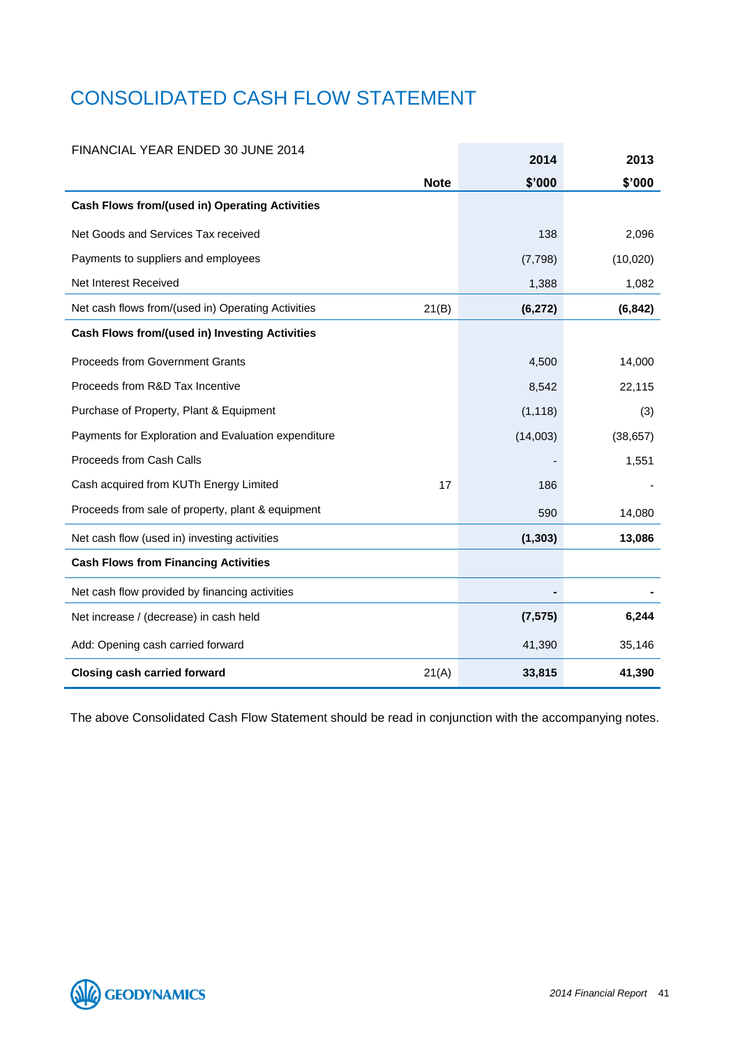# CONSOLIDATED CASH FLOW STATEMENT

| FINANCIAL YEAR ENDED 30 JUNE 2014 | Note | 2014 $'000 | 2013 $'000 |
|---|---|---|---|
| **Cash Flows from/(used in) Operating Activities** | | | |
| Net Goods and Services Tax received | | 138 | 2,096 |
| Payments to suppliers and employees | | (7,798) | (10,020) |
| Net Interest Received | | 1,388 | 1,082 |
| Net cash flows from/(used in) Operating Activities | 21(B) | **(6,272)** | **(6,842)** |
| **Cash Flows from/(used in) Investing Activities** | | | |
| Proceeds from Government Grants | | 4,500 | 14,000 |
| Proceeds from R&D Tax Incentive | | 8,542 | 22,115 |
| Purchase of Property, Plant & Equipment | | (1,118) | (3) |
| Payments for Exploration and Evaluation expenditure | | (14,003) | (38,657) |
| Proceeds from Cash Calls | | - | 1,551 |
| Cash acquired from KUTh Energy Limited | 17 | 186 | - |
| Proceeds from sale of property, plant & equipment | | 590 | 14,080 |
| Net cash flow (used in) investing activities | | **(1,303)** | **13,086** |
| **Cash Flows from Financing Activities** | | | |
| Net cash flow provided by financing activities | | **-** | **-** |
| Net increase / (decrease) in cash held | | **(7,575)** | **6,244** |
| Add: Opening cash carried forward | | 41,390 | 35,146 |
| **Closing cash carried forward** | 21(A) | **33,815** | **41,390** |

The above Consolidated Cash Flow Statement should be read in conjunction with the accompanying notes.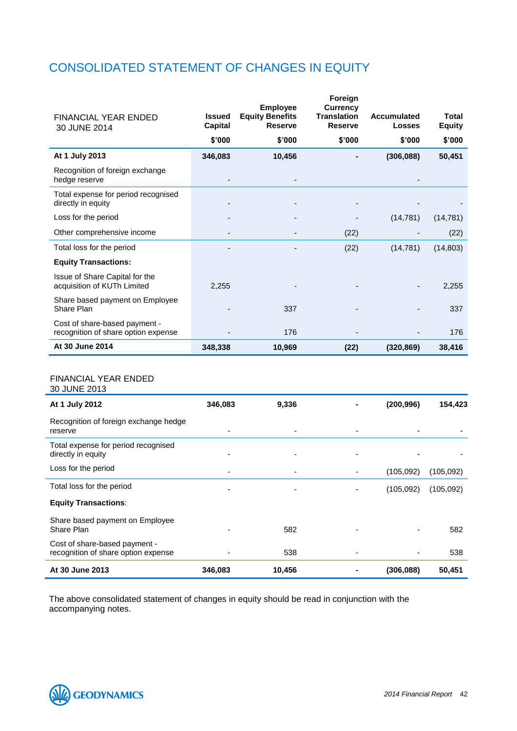# CONSOLIDATED STATEMENT OF CHANGES IN EQUITY

| FINANCIAL YEAR ENDED 30 JUNE 2014 | Issued Capital | Employee Equity Benefits Reserve | Foreign Currency Translation Reserve | Accumulated Losses | Total Equity |
|---|---|---|---|---|---|
| | $'000 | $'000 | $'000 | $'000 | $'000 |
| **At 1 July 2013** | **346,083** | **10,456** | **-** | **(306,088)** | **50,451** |
| Recognition of foreign exchange hedge reserve | - | - | | - | |
| Total expense for period recognised directly in equity | - | - | - | - | - |
| Loss for the period | - | - | - | (14,781) | (14,781) |
| Other comprehensive income | - | - | (22) | - | (22) |
| Total loss for the period | - | - | (22) | (14,781) | (14,803) |
| **Equity Transactions:** | | | | | |
| Issue of Share Capital for the acquisition of KUTh Limited | 2,255 | - | - | - | 2,255 |
| Share based payment on Employee Share Plan | - | 337 | - | - | 337 |
| Cost of share-based payment - recognition of share option expense | - | 176 | - | - | 176 |
| **At 30 June 2014** | **348,338** | **10,969** | **(22)** | **(320,869)** | **38,416** |

| FINANCIAL YEAR ENDED 30 JUNE 2013 | Issued Capital | Employee Equity Benefits Reserve | Foreign Currency Translation Reserve | Accumulated Losses | Total Equity |
|---|---|---|---|---|---|
| **At 1 July 2012** | **346,083** | **9,336** | **-** | **(200,996)** | **154,423** |
| Recognition of foreign exchange hedge reserve | - | - | - | - | - |
| Total expense for period recognised directly in equity | - | - | - | - | - |
| Loss for the period | - | - | - | (105,092) | (105,092) |
| Total loss for the period | - | - | - | (105,092) | (105,092) |
| **Equity Transactions**: | | | | | |
| Share based payment on Employee Share Plan | - | 582 | - | - | 582 |
| Cost of share-based payment - recognition of share option expense | - | 538 | - | - | 538 |
| **At 30 June 2013** | **346,083** | **10,456** | **-** | **(306,088)** | **50,451** |

The above consolidated statement of changes in equity should be read in conjunction with the accompanying notes.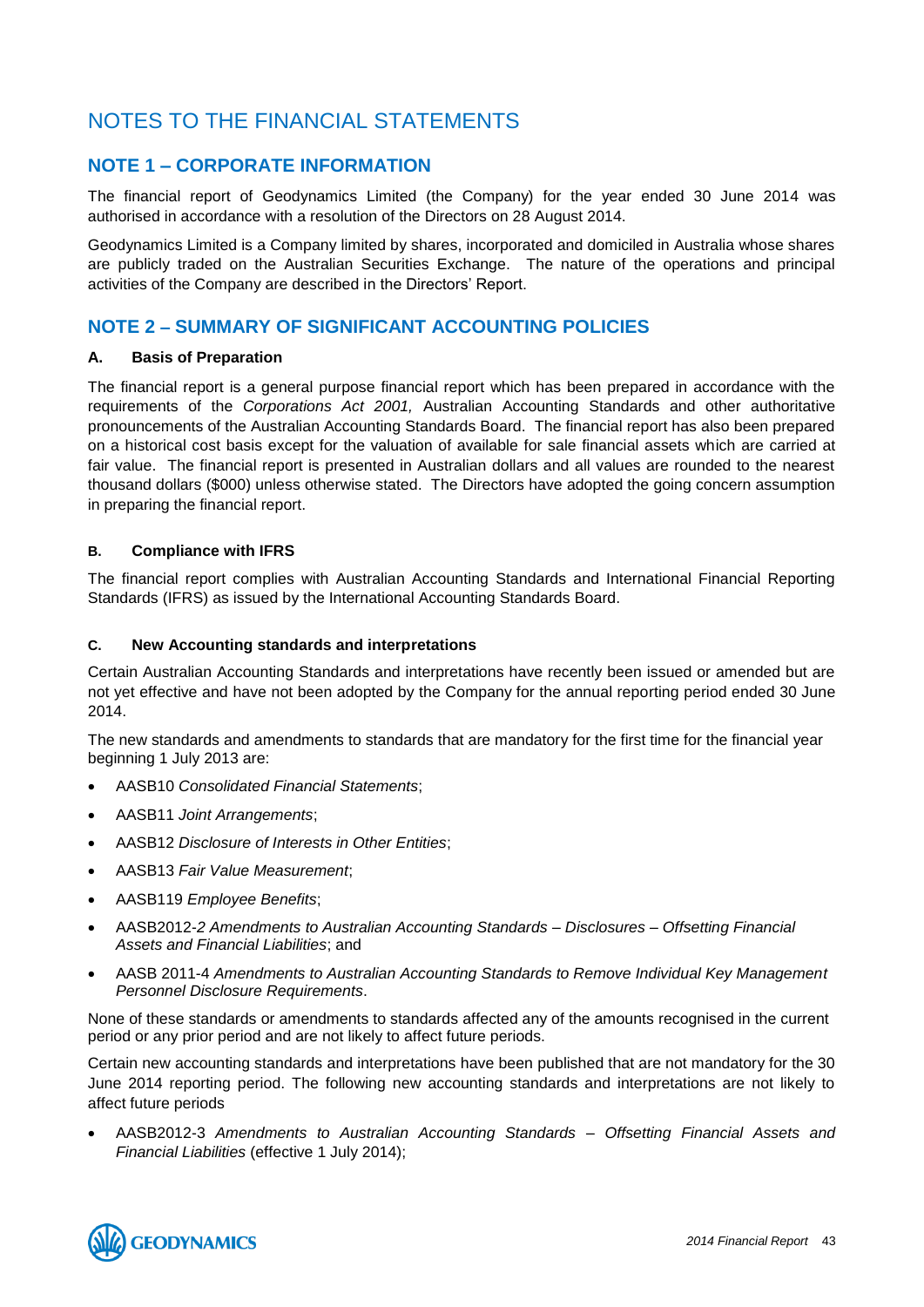# NOTES TO THE FINANCIAL STATEMENTS

## NOTE 1 – CORPORATE INFORMATION

The financial report of Geodynamics Limited (the Company) for the year ended 30 June 2014 was authorised in accordance with a resolution of the Directors on 28 August 2014.

Geodynamics Limited is a Company limited by shares, incorporated and domiciled in Australia whose shares are publicly traded on the Australian Securities Exchange. The nature of the operations and principal activities of the Company are described in the Directors' Report.

## NOTE 2 – SUMMARY OF SIGNIFICANT ACCOUNTING POLICIES

### A. Basis of Preparation

The financial report is a general purpose financial report which has been prepared in accordance with the requirements of the *Corporations Act 2001,* Australian Accounting Standards and other authoritative pronouncements of the Australian Accounting Standards Board. The financial report has also been prepared on a historical cost basis except for the valuation of available for sale financial assets which are carried at fair value. The financial report is presented in Australian dollars and all values are rounded to the nearest thousand dollars ($000) unless otherwise stated. The Directors have adopted the going concern assumption in preparing the financial report.

### B. Compliance with IFRS

The financial report complies with Australian Accounting Standards and International Financial Reporting Standards (IFRS) as issued by the International Accounting Standards Board.

### C. New Accounting standards and interpretations

Certain Australian Accounting Standards and interpretations have recently been issued or amended but are not yet effective and have not been adopted by the Company for the annual reporting period ended 30 June 2014.

The new standards and amendments to standards that are mandatory for the first time for the financial year beginning 1 July 2013 are:

- AASB10 *Consolidated Financial Statements*;
- AASB11 *Joint Arrangements*;
- AASB12 *Disclosure of Interests in Other Entities*;
- AASB13 *Fair Value Measurement*;
- AASB119 *Employee Benefits*;
- AASB2012-*2 Amendments to Australian Accounting Standards – Disclosures – Offsetting Financial Assets and Financial Liabilities*; and
- AASB 2011-4 *Amendments to Australian Accounting Standards to Remove Individual Key Management Personnel Disclosure Requirements*.

None of these standards or amendments to standards affected any of the amounts recognised in the current period or any prior period and are not likely to affect future periods.

Certain new accounting standards and interpretations have been published that are not mandatory for the 30 June 2014 reporting period. The following new accounting standards and interpretations are not likely to affect future periods

- AASB2012-3 *Amendments to Australian Accounting Standards – Offsetting Financial Assets and Financial Liabilities* (effective 1 July 2014);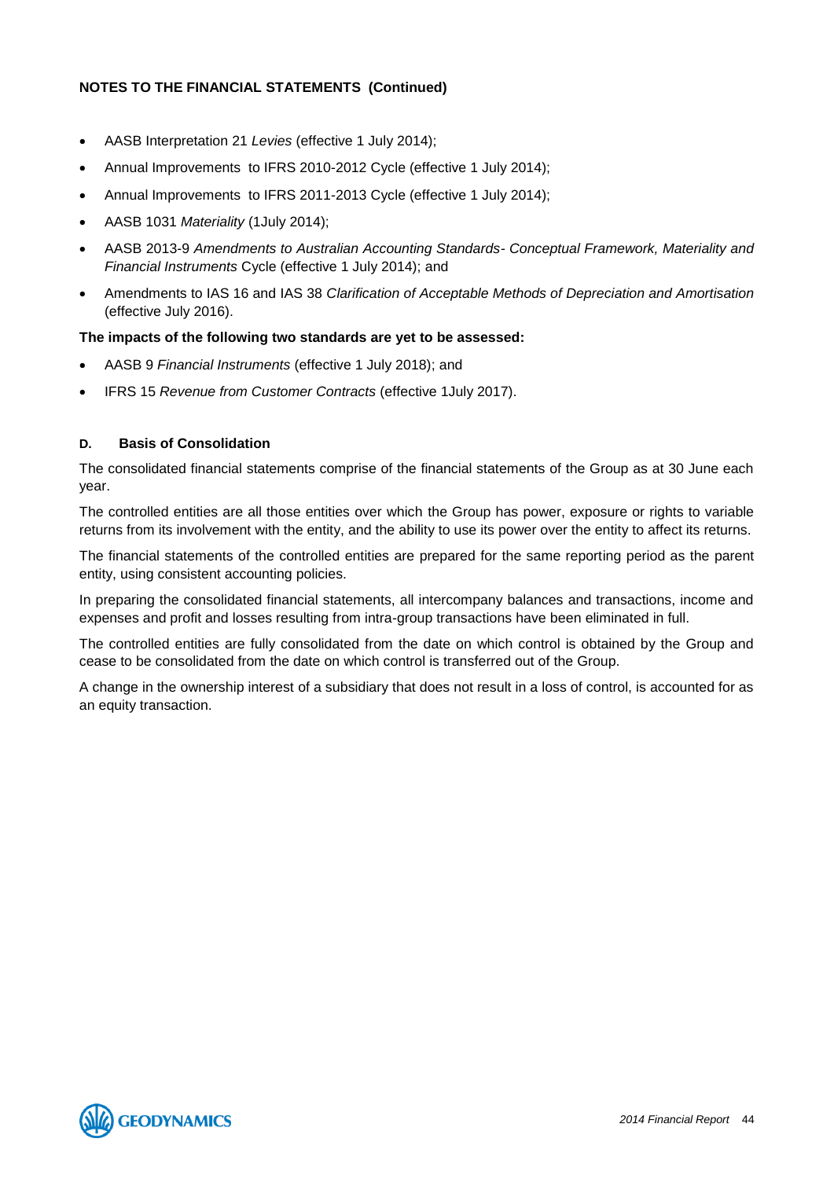**NOTES TO THE FINANCIAL STATEMENTS (Continued)**

- AASB Interpretation 21 *Levies* (effective 1 July 2014);
- Annual Improvements to IFRS 2010-2012 Cycle (effective 1 July 2014);
- Annual Improvements to IFRS 2011-2013 Cycle (effective 1 July 2014);
- AASB 1031 *Materiality* (1July 2014);
- AASB 2013-9 *Amendments to Australian Accounting Standards- Conceptual Framework, Materiality and Financial Instruments* Cycle (effective 1 July 2014); and
- Amendments to IAS 16 and IAS 38 *Clarification of Acceptable Methods of Depreciation and Amortisation* (effective July 2016).

**The impacts of the following two standards are yet to be assessed:**

- AASB 9 *Financial Instruments* (effective 1 July 2018); and
- IFRS 15 *Revenue from Customer Contracts* (effective 1July 2017).

### D. Basis of Consolidation

The consolidated financial statements comprise of the financial statements of the Group as at 30 June each year.

The controlled entities are all those entities over which the Group has power, exposure or rights to variable returns from its involvement with the entity, and the ability to use its power over the entity to affect its returns.

The financial statements of the controlled entities are prepared for the same reporting period as the parent entity, using consistent accounting policies.

In preparing the consolidated financial statements, all intercompany balances and transactions, income and expenses and profit and losses resulting from intra-group transactions have been eliminated in full.

The controlled entities are fully consolidated from the date on which control is obtained by the Group and cease to be consolidated from the date on which control is transferred out of the Group.

A change in the ownership interest of a subsidiary that does not result in a loss of control, is accounted for as an equity transaction.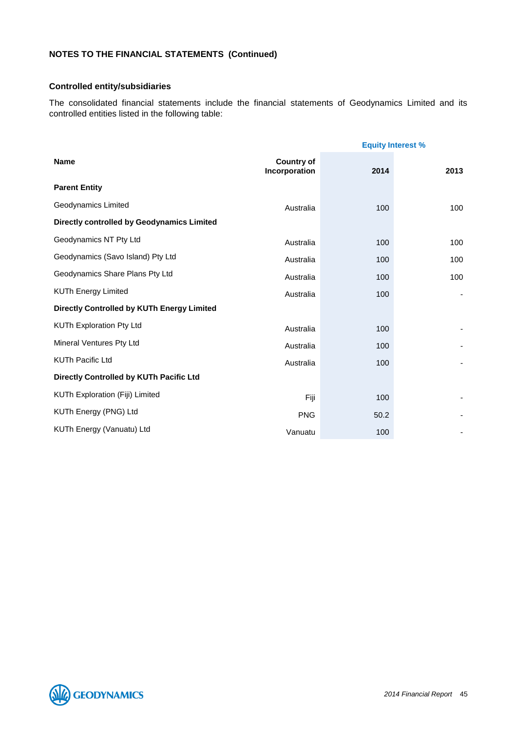**NOTES TO THE FINANCIAL STATEMENTS (Continued)**

**Controlled entity/subsidiaries**

The consolidated financial statements include the financial statements of Geodynamics Limited and its controlled entities listed in the following table:

| Name | Country of Incorporation | Equity Interest % 2014 | Equity Interest % 2013 |
|---|---|---|---|
| **Parent Entity** | | | |
| Geodynamics Limited | Australia | 100 | 100 |
| **Directly controlled by Geodynamics Limited** | | | |
| Geodynamics NT Pty Ltd | Australia | 100 | 100 |
| Geodynamics (Savo Island) Pty Ltd | Australia | 100 | 100 |
| Geodynamics Share Plans Pty Ltd | Australia | 100 | 100 |
| KUTh Energy Limited | Australia | 100 | - |
| **Directly Controlled by KUTh Energy Limited** | | | |
| KUTh Exploration Pty Ltd | Australia | 100 | - |
| Mineral Ventures Pty Ltd | Australia | 100 | - |
| KUTh Pacific Ltd | Australia | 100 | - |
| **Directly Controlled by KUTh Pacific Ltd** | | | |
| KUTh Exploration (Fiji) Limited | Fiji | 100 | - |
| KUTh Energy (PNG) Ltd | PNG | 50.2 | - |
| KUTh Energy (Vanuatu) Ltd | Vanuatu | 100 | - |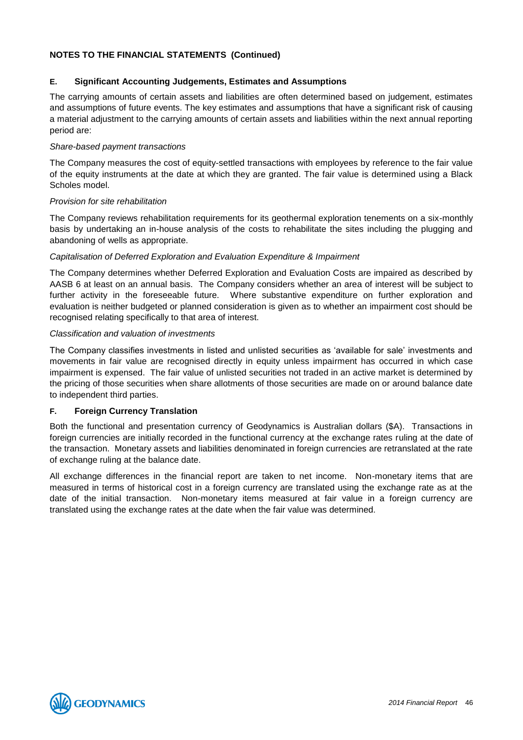## NOTES TO THE FINANCIAL STATEMENTS (Continued)

### E. Significant Accounting Judgements, Estimates and Assumptions

The carrying amounts of certain assets and liabilities are often determined based on judgement, estimates and assumptions of future events. The key estimates and assumptions that have a significant risk of causing a material adjustment to the carrying amounts of certain assets and liabilities within the next annual reporting period are:

*Share-based payment transactions*

The Company measures the cost of equity-settled transactions with employees by reference to the fair value of the equity instruments at the date at which they are granted. The fair value is determined using a Black Scholes model.

*Provision for site rehabilitation*

The Company reviews rehabilitation requirements for its geothermal exploration tenements on a six-monthly basis by undertaking an in-house analysis of the costs to rehabilitate the sites including the plugging and abandoning of wells as appropriate.

*Capitalisation of Deferred Exploration and Evaluation Expenditure & Impairment*

The Company determines whether Deferred Exploration and Evaluation Costs are impaired as described by AASB 6 at least on an annual basis. The Company considers whether an area of interest will be subject to further activity in the foreseeable future. Where substantive expenditure on further exploration and evaluation is neither budgeted or planned consideration is given as to whether an impairment cost should be recognised relating specifically to that area of interest.

*Classification and valuation of investments*

The Company classifies investments in listed and unlisted securities as 'available for sale' investments and movements in fair value are recognised directly in equity unless impairment has occurred in which case impairment is expensed. The fair value of unlisted securities not traded in an active market is determined by the pricing of those securities when share allotments of those securities are made on or around balance date to independent third parties.

### F. Foreign Currency Translation

Both the functional and presentation currency of Geodynamics is Australian dollars ($A). Transactions in foreign currencies are initially recorded in the functional currency at the exchange rates ruling at the date of the transaction. Monetary assets and liabilities denominated in foreign currencies are retranslated at the rate of exchange ruling at the balance date.

All exchange differences in the financial report are taken to net income. Non-monetary items that are measured in terms of historical cost in a foreign currency are translated using the exchange rate as at the date of the initial transaction. Non-monetary items measured at fair value in a foreign currency are translated using the exchange rates at the date when the fair value was determined.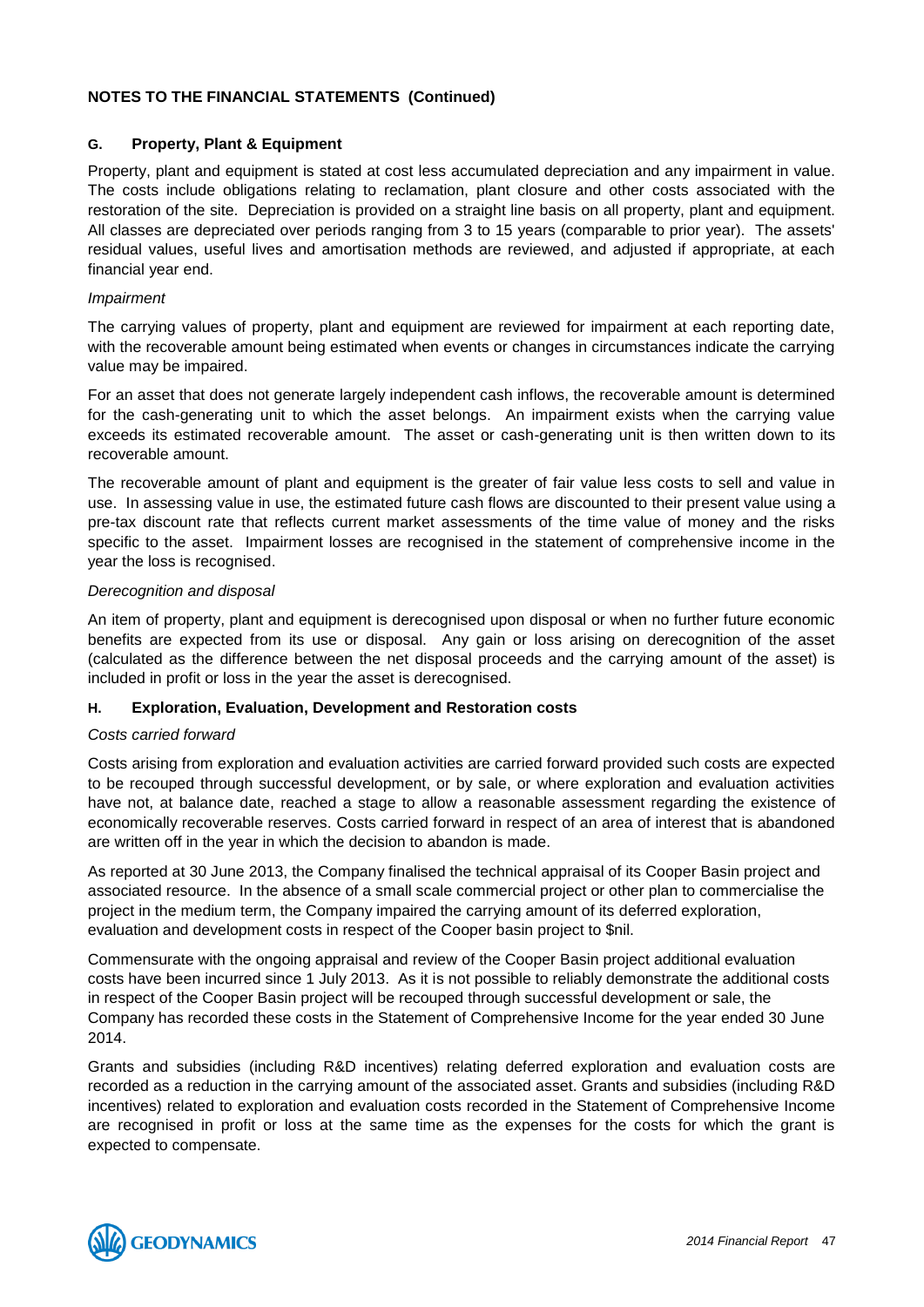## NOTES TO THE FINANCIAL STATEMENTS (Continued)

### G. Property, Plant & Equipment

Property, plant and equipment is stated at cost less accumulated depreciation and any impairment in value. The costs include obligations relating to reclamation, plant closure and other costs associated with the restoration of the site. Depreciation is provided on a straight line basis on all property, plant and equipment. All classes are depreciated over periods ranging from 3 to 15 years (comparable to prior year). The assets' residual values, useful lives and amortisation methods are reviewed, and adjusted if appropriate, at each financial year end.

*Impairment*

The carrying values of property, plant and equipment are reviewed for impairment at each reporting date, with the recoverable amount being estimated when events or changes in circumstances indicate the carrying value may be impaired.

For an asset that does not generate largely independent cash inflows, the recoverable amount is determined for the cash-generating unit to which the asset belongs. An impairment exists when the carrying value exceeds its estimated recoverable amount. The asset or cash-generating unit is then written down to its recoverable amount.

The recoverable amount of plant and equipment is the greater of fair value less costs to sell and value in use. In assessing value in use, the estimated future cash flows are discounted to their present value using a pre-tax discount rate that reflects current market assessments of the time value of money and the risks specific to the asset. Impairment losses are recognised in the statement of comprehensive income in the year the loss is recognised.

*Derecognition and disposal*

An item of property, plant and equipment is derecognised upon disposal or when no further future economic benefits are expected from its use or disposal. Any gain or loss arising on derecognition of the asset (calculated as the difference between the net disposal proceeds and the carrying amount of the asset) is included in profit or loss in the year the asset is derecognised.

### H. Exploration, Evaluation, Development and Restoration costs

*Costs carried forward*

Costs arising from exploration and evaluation activities are carried forward provided such costs are expected to be recouped through successful development, or by sale, or where exploration and evaluation activities have not, at balance date, reached a stage to allow a reasonable assessment regarding the existence of economically recoverable reserves. Costs carried forward in respect of an area of interest that is abandoned are written off in the year in which the decision to abandon is made.

As reported at 30 June 2013, the Company finalised the technical appraisal of its Cooper Basin project and associated resource. In the absence of a small scale commercial project or other plan to commercialise the project in the medium term, the Company impaired the carrying amount of its deferred exploration, evaluation and development costs in respect of the Cooper basin project to $nil.

Commensurate with the ongoing appraisal and review of the Cooper Basin project additional evaluation costs have been incurred since 1 July 2013. As it is not possible to reliably demonstrate the additional costs in respect of the Cooper Basin project will be recouped through successful development or sale, the Company has recorded these costs in the Statement of Comprehensive Income for the year ended 30 June 2014.

Grants and subsidies (including R&D incentives) relating deferred exploration and evaluation costs are recorded as a reduction in the carrying amount of the associated asset. Grants and subsidies (including R&D incentives) related to exploration and evaluation costs recorded in the Statement of Comprehensive Income are recognised in profit or loss at the same time as the expenses for the costs for which the grant is expected to compensate.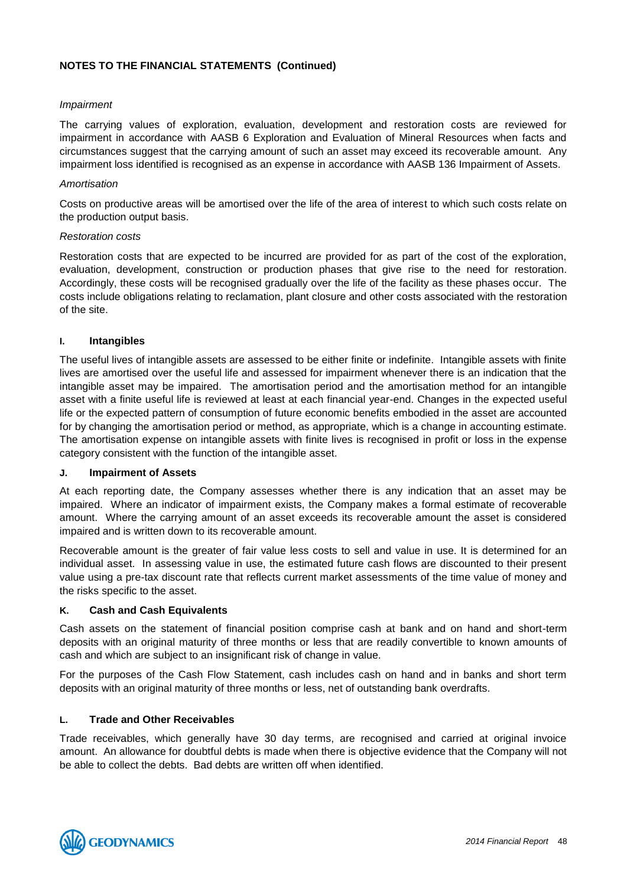## NOTES TO THE FINANCIAL STATEMENTS (Continued)

*Impairment*

The carrying values of exploration, evaluation, development and restoration costs are reviewed for impairment in accordance with AASB 6 Exploration and Evaluation of Mineral Resources when facts and circumstances suggest that the carrying amount of such an asset may exceed its recoverable amount. Any impairment loss identified is recognised as an expense in accordance with AASB 136 Impairment of Assets.

*Amortisation*

Costs on productive areas will be amortised over the life of the area of interest to which such costs relate on the production output basis.

*Restoration costs*

Restoration costs that are expected to be incurred are provided for as part of the cost of the exploration, evaluation, development, construction or production phases that give rise to the need for restoration. Accordingly, these costs will be recognised gradually over the life of the facility as these phases occur. The costs include obligations relating to reclamation, plant closure and other costs associated with the restoration of the site.

### I. Intangibles

The useful lives of intangible assets are assessed to be either finite or indefinite. Intangible assets with finite lives are amortised over the useful life and assessed for impairment whenever there is an indication that the intangible asset may be impaired. The amortisation period and the amortisation method for an intangible asset with a finite useful life is reviewed at least at each financial year-end. Changes in the expected useful life or the expected pattern of consumption of future economic benefits embodied in the asset are accounted for by changing the amortisation period or method, as appropriate, which is a change in accounting estimate. The amortisation expense on intangible assets with finite lives is recognised in profit or loss in the expense category consistent with the function of the intangible asset.

### J. Impairment of Assets

At each reporting date, the Company assesses whether there is any indication that an asset may be impaired. Where an indicator of impairment exists, the Company makes a formal estimate of recoverable amount. Where the carrying amount of an asset exceeds its recoverable amount the asset is considered impaired and is written down to its recoverable amount.

Recoverable amount is the greater of fair value less costs to sell and value in use. It is determined for an individual asset. In assessing value in use, the estimated future cash flows are discounted to their present value using a pre-tax discount rate that reflects current market assessments of the time value of money and the risks specific to the asset.

### K. Cash and Cash Equivalents

Cash assets on the statement of financial position comprise cash at bank and on hand and short-term deposits with an original maturity of three months or less that are readily convertible to known amounts of cash and which are subject to an insignificant risk of change in value.

For the purposes of the Cash Flow Statement, cash includes cash on hand and in banks and short term deposits with an original maturity of three months or less, net of outstanding bank overdrafts.

### L. Trade and Other Receivables

Trade receivables, which generally have 30 day terms, are recognised and carried at original invoice amount. An allowance for doubtful debts is made when there is objective evidence that the Company will not be able to collect the debts. Bad debts are written off when identified.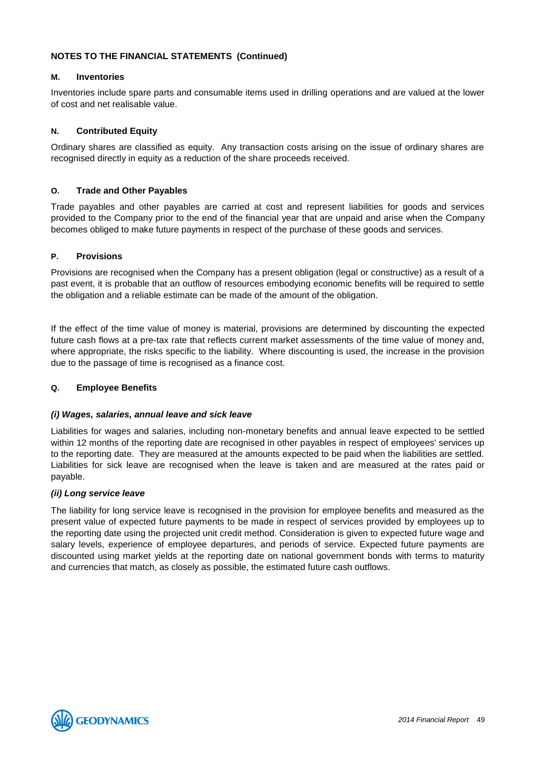## NOTES TO THE FINANCIAL STATEMENTS (Continued)

### M. Inventories

Inventories include spare parts and consumable items used in drilling operations and are valued at the lower of cost and net realisable value.

### N. Contributed Equity

Ordinary shares are classified as equity. Any transaction costs arising on the issue of ordinary shares are recognised directly in equity as a reduction of the share proceeds received.

### O. Trade and Other Payables

Trade payables and other payables are carried at cost and represent liabilities for goods and services provided to the Company prior to the end of the financial year that are unpaid and arise when the Company becomes obliged to make future payments in respect of the purchase of these goods and services.

### P. Provisions

Provisions are recognised when the Company has a present obligation (legal or constructive) as a result of a past event, it is probable that an outflow of resources embodying economic benefits will be required to settle the obligation and a reliable estimate can be made of the amount of the obligation.

If the effect of the time value of money is material, provisions are determined by discounting the expected future cash flows at a pre-tax rate that reflects current market assessments of the time value of money and, where appropriate, the risks specific to the liability. Where discounting is used, the increase in the provision due to the passage of time is recognised as a finance cost.

### Q. Employee Benefits

***(i) Wages, salaries, annual leave and sick leave***

Liabilities for wages and salaries, including non-monetary benefits and annual leave expected to be settled within 12 months of the reporting date are recognised in other payables in respect of employees' services up to the reporting date. They are measured at the amounts expected to be paid when the liabilities are settled. Liabilities for sick leave are recognised when the leave is taken and are measured at the rates paid or payable.

***(ii) Long service leave***

The liability for long service leave is recognised in the provision for employee benefits and measured as the present value of expected future payments to be made in respect of services provided by employees up to the reporting date using the projected unit credit method. Consideration is given to expected future wage and salary levels, experience of employee departures, and periods of service. Expected future payments are discounted using market yields at the reporting date on national government bonds with terms to maturity and currencies that match, as closely as possible, the estimated future cash outflows.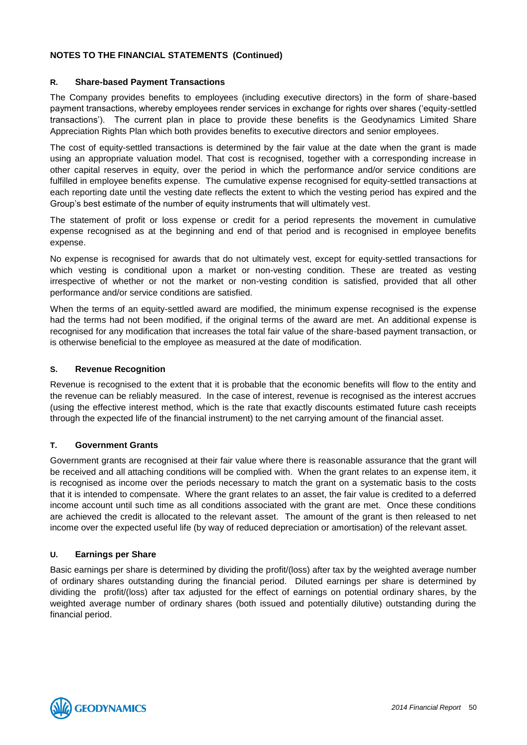**NOTES TO THE FINANCIAL STATEMENTS (Continued)**

### R. Share-based Payment Transactions

The Company provides benefits to employees (including executive directors) in the form of share-based payment transactions, whereby employees render services in exchange for rights over shares ('equity-settled transactions'). The current plan in place to provide these benefits is the Geodynamics Limited Share Appreciation Rights Plan which both provides benefits to executive directors and senior employees.

The cost of equity-settled transactions is determined by the fair value at the date when the grant is made using an appropriate valuation model. That cost is recognised, together with a corresponding increase in other capital reserves in equity, over the period in which the performance and/or service conditions are fulfilled in employee benefits expense. The cumulative expense recognised for equity-settled transactions at each reporting date until the vesting date reflects the extent to which the vesting period has expired and the Group's best estimate of the number of equity instruments that will ultimately vest.

The statement of profit or loss expense or credit for a period represents the movement in cumulative expense recognised as at the beginning and end of that period and is recognised in employee benefits expense.

No expense is recognised for awards that do not ultimately vest, except for equity-settled transactions for which vesting is conditional upon a market or non-vesting condition. These are treated as vesting irrespective of whether or not the market or non-vesting condition is satisfied, provided that all other performance and/or service conditions are satisfied.

When the terms of an equity-settled award are modified, the minimum expense recognised is the expense had the terms had not been modified, if the original terms of the award are met. An additional expense is recognised for any modification that increases the total fair value of the share-based payment transaction, or is otherwise beneficial to the employee as measured at the date of modification.

### S. Revenue Recognition

Revenue is recognised to the extent that it is probable that the economic benefits will flow to the entity and the revenue can be reliably measured. In the case of interest, revenue is recognised as the interest accrues (using the effective interest method, which is the rate that exactly discounts estimated future cash receipts through the expected life of the financial instrument) to the net carrying amount of the financial asset.

### T. Government Grants

Government grants are recognised at their fair value where there is reasonable assurance that the grant will be received and all attaching conditions will be complied with. When the grant relates to an expense item, it is recognised as income over the periods necessary to match the grant on a systematic basis to the costs that it is intended to compensate. Where the grant relates to an asset, the fair value is credited to a deferred income account until such time as all conditions associated with the grant are met. Once these conditions are achieved the credit is allocated to the relevant asset. The amount of the grant is then released to net income over the expected useful life (by way of reduced depreciation or amortisation) of the relevant asset.

### U. Earnings per Share

Basic earnings per share is determined by dividing the profit/(loss) after tax by the weighted average number of ordinary shares outstanding during the financial period. Diluted earnings per share is determined by dividing the profit/(loss) after tax adjusted for the effect of earnings on potential ordinary shares, by the weighted average number of ordinary shares (both issued and potentially dilutive) outstanding during the financial period.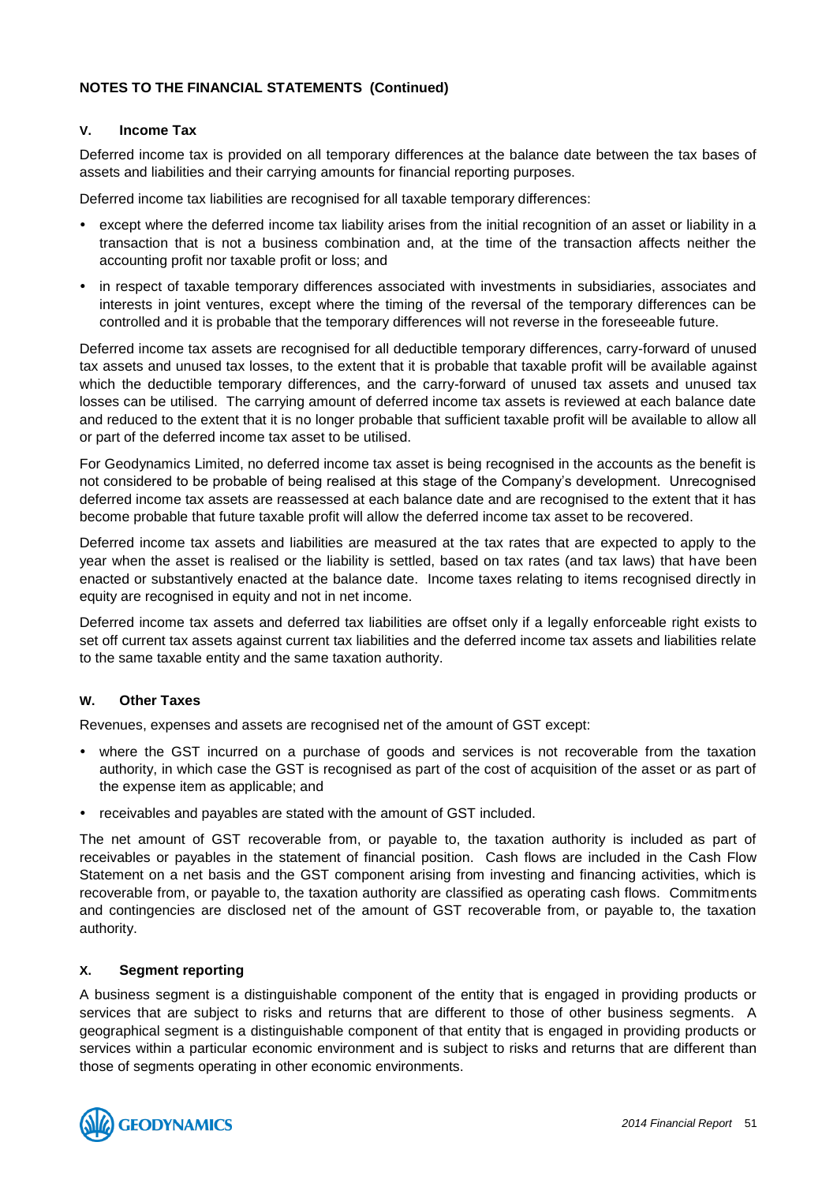**NOTES TO THE FINANCIAL STATEMENTS (Continued)**

#### V. Income Tax

Deferred income tax is provided on all temporary differences at the balance date between the tax bases of assets and liabilities and their carrying amounts for financial reporting purposes.

Deferred income tax liabilities are recognised for all taxable temporary differences:

- except where the deferred income tax liability arises from the initial recognition of an asset or liability in a transaction that is not a business combination and, at the time of the transaction affects neither the accounting profit nor taxable profit or loss; and
- in respect of taxable temporary differences associated with investments in subsidiaries, associates and interests in joint ventures, except where the timing of the reversal of the temporary differences can be controlled and it is probable that the temporary differences will not reverse in the foreseeable future.

Deferred income tax assets are recognised for all deductible temporary differences, carry-forward of unused tax assets and unused tax losses, to the extent that it is probable that taxable profit will be available against which the deductible temporary differences, and the carry-forward of unused tax assets and unused tax losses can be utilised. The carrying amount of deferred income tax assets is reviewed at each balance date and reduced to the extent that it is no longer probable that sufficient taxable profit will be available to allow all or part of the deferred income tax asset to be utilised.

For Geodynamics Limited, no deferred income tax asset is being recognised in the accounts as the benefit is not considered to be probable of being realised at this stage of the Company's development. Unrecognised deferred income tax assets are reassessed at each balance date and are recognised to the extent that it has become probable that future taxable profit will allow the deferred income tax asset to be recovered.

Deferred income tax assets and liabilities are measured at the tax rates that are expected to apply to the year when the asset is realised or the liability is settled, based on tax rates (and tax laws) that have been enacted or substantively enacted at the balance date. Income taxes relating to items recognised directly in equity are recognised in equity and not in net income.

Deferred income tax assets and deferred tax liabilities are offset only if a legally enforceable right exists to set off current tax assets against current tax liabilities and the deferred income tax assets and liabilities relate to the same taxable entity and the same taxation authority.

#### W. Other Taxes

Revenues, expenses and assets are recognised net of the amount of GST except:

- where the GST incurred on a purchase of goods and services is not recoverable from the taxation authority, in which case the GST is recognised as part of the cost of acquisition of the asset or as part of the expense item as applicable; and
- receivables and payables are stated with the amount of GST included.

The net amount of GST recoverable from, or payable to, the taxation authority is included as part of receivables or payables in the statement of financial position. Cash flows are included in the Cash Flow Statement on a net basis and the GST component arising from investing and financing activities, which is recoverable from, or payable to, the taxation authority are classified as operating cash flows. Commitments and contingencies are disclosed net of the amount of GST recoverable from, or payable to, the taxation authority.

#### X. Segment reporting

A business segment is a distinguishable component of the entity that is engaged in providing products or services that are subject to risks and returns that are different to those of other business segments. A geographical segment is a distinguishable component of that entity that is engaged in providing products or services within a particular economic environment and is subject to risks and returns that are different than those of segments operating in other economic environments.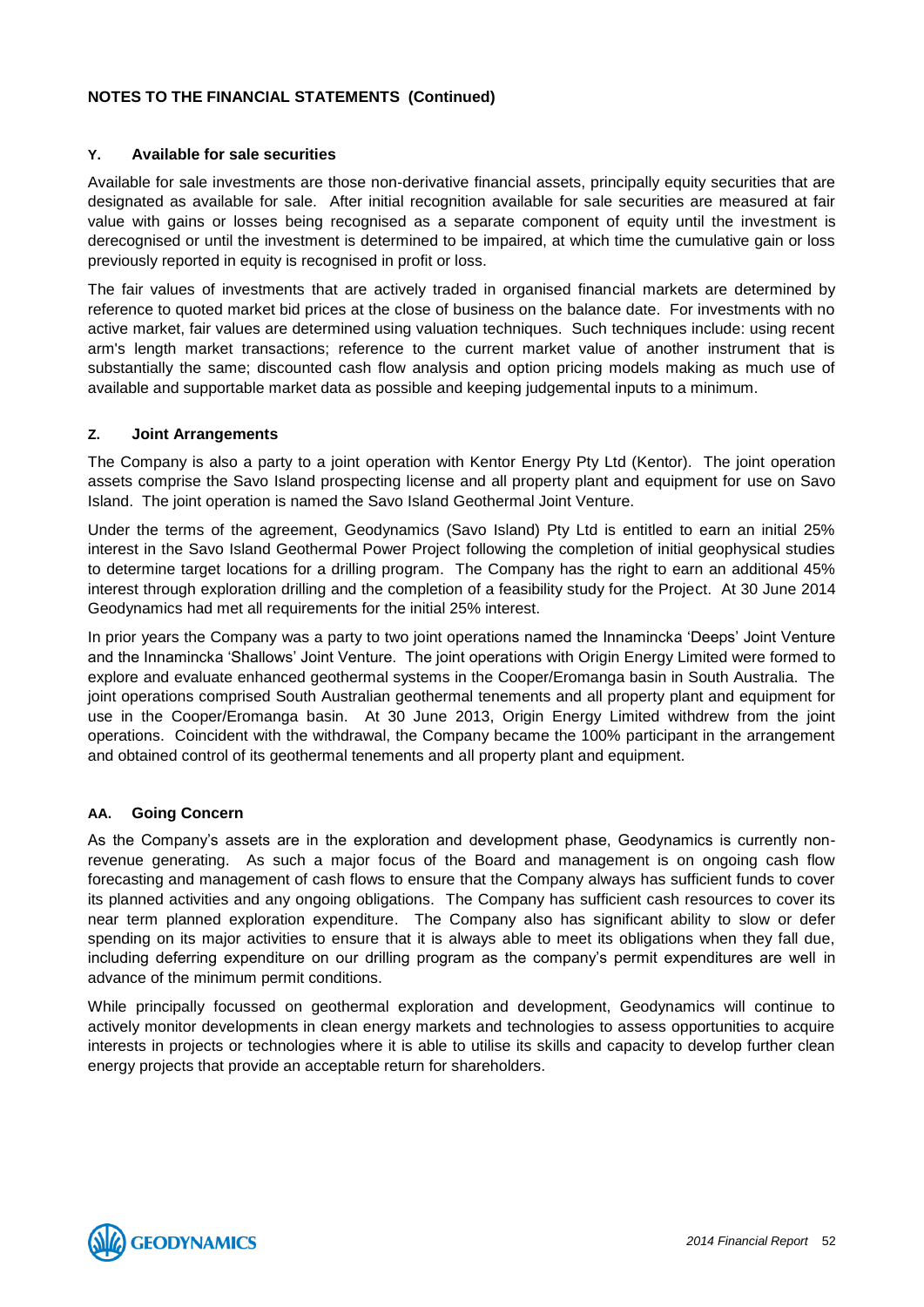## NOTES TO THE FINANCIAL STATEMENTS (Continued)

### Y. Available for sale securities

Available for sale investments are those non-derivative financial assets, principally equity securities that are designated as available for sale. After initial recognition available for sale securities are measured at fair value with gains or losses being recognised as a separate component of equity until the investment is derecognised or until the investment is determined to be impaired, at which time the cumulative gain or loss previously reported in equity is recognised in profit or loss.

The fair values of investments that are actively traded in organised financial markets are determined by reference to quoted market bid prices at the close of business on the balance date. For investments with no active market, fair values are determined using valuation techniques. Such techniques include: using recent arm's length market transactions; reference to the current market value of another instrument that is substantially the same; discounted cash flow analysis and option pricing models making as much use of available and supportable market data as possible and keeping judgemental inputs to a minimum.

### Z. Joint Arrangements

The Company is also a party to a joint operation with Kentor Energy Pty Ltd (Kentor). The joint operation assets comprise the Savo Island prospecting license and all property plant and equipment for use on Savo Island. The joint operation is named the Savo Island Geothermal Joint Venture.

Under the terms of the agreement, Geodynamics (Savo Island) Pty Ltd is entitled to earn an initial 25% interest in the Savo Island Geothermal Power Project following the completion of initial geophysical studies to determine target locations for a drilling program. The Company has the right to earn an additional 45% interest through exploration drilling and the completion of a feasibility study for the Project. At 30 June 2014 Geodynamics had met all requirements for the initial 25% interest.

In prior years the Company was a party to two joint operations named the Innamincka 'Deeps' Joint Venture and the Innamincka 'Shallows' Joint Venture. The joint operations with Origin Energy Limited were formed to explore and evaluate enhanced geothermal systems in the Cooper/Eromanga basin in South Australia. The joint operations comprised South Australian geothermal tenements and all property plant and equipment for use in the Cooper/Eromanga basin. At 30 June 2013, Origin Energy Limited withdrew from the joint operations. Coincident with the withdrawal, the Company became the 100% participant in the arrangement and obtained control of its geothermal tenements and all property plant and equipment.

### AA. Going Concern

As the Company's assets are in the exploration and development phase, Geodynamics is currently non-revenue generating. As such a major focus of the Board and management is on ongoing cash flow forecasting and management of cash flows to ensure that the Company always has sufficient funds to cover its planned activities and any ongoing obligations. The Company has sufficient cash resources to cover its near term planned exploration expenditure. The Company also has significant ability to slow or defer spending on its major activities to ensure that it is always able to meet its obligations when they fall due, including deferring expenditure on our drilling program as the company's permit expenditures are well in advance of the minimum permit conditions.

While principally focussed on geothermal exploration and development, Geodynamics will continue to actively monitor developments in clean energy markets and technologies to assess opportunities to acquire interests in projects or technologies where it is able to utilise its skills and capacity to develop further clean energy projects that provide an acceptable return for shareholders.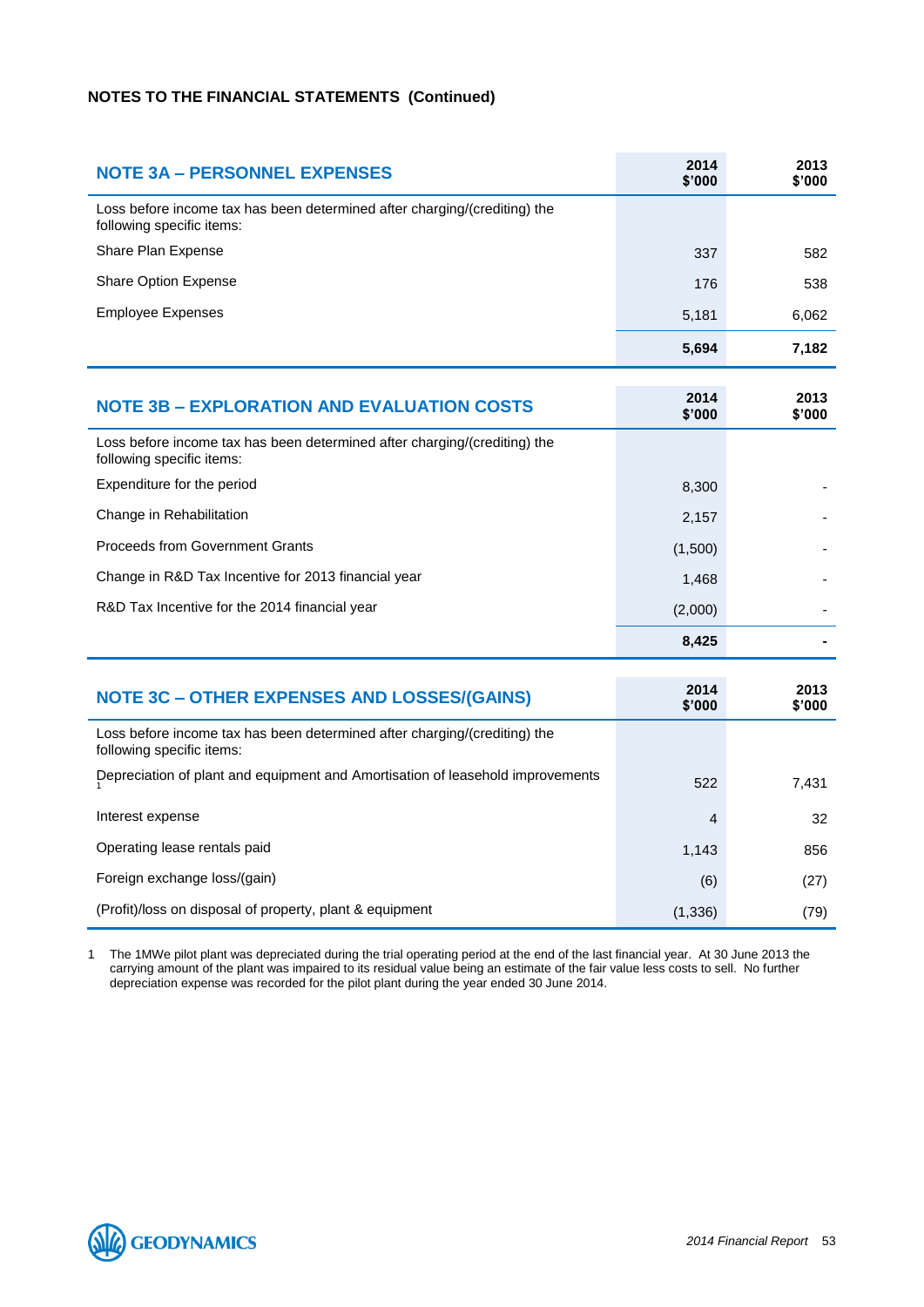**NOTES TO THE FINANCIAL STATEMENTS (Continued)**

| NOTE 3A – PERSONNEL EXPENSES | 2014 $'000 | 2013 $'000 |
|---|---|---|
| Loss before income tax has been determined after charging/(crediting) the following specific items: | | |
| Share Plan Expense | 337 | 582 |
| Share Option Expense | 176 | 538 |
| Employee Expenses | 5,181 | 6,062 |
| | **5,694** | **7,182** |

| NOTE 3B – EXPLORATION AND EVALUATION COSTS | 2014 $'000 | 2013 $'000 |
|---|---|---|
| Loss before income tax has been determined after charging/(crediting) the following specific items: | | |
| Expenditure for the period | 8,300 | - |
| Change in Rehabilitation | 2,157 | - |
| Proceeds from Government Grants | (1,500) | - |
| Change in R&D Tax Incentive for 2013 financial year | 1,468 | - |
| R&D Tax Incentive for the 2014 financial year | (2,000) | - |
| | **8,425** | **-** |

| NOTE 3C – OTHER EXPENSES AND LOSSES/(GAINS) | 2014 $'000 | 2013 $'000 |
|---|---|---|
| Loss before income tax has been determined after charging/(crediting) the following specific items: | | |
| Depreciation of plant and equipment and Amortisation of leasehold improvements [1] | 522 | 7,431 |
| Interest expense | 4 | 32 |
| Operating lease rentals paid | 1,143 | 856 |
| Foreign exchange loss/(gain) | (6) | (27) |
| (Profit)/loss on disposal of property, plant & equipment | (1,336) | (79) |

1 The 1MWe pilot plant was depreciated during the trial operating period at the end of the last financial year. At 30 June 2013 the carrying amount of the plant was impaired to its residual value being an estimate of the fair value less costs to sell. No further depreciation expense was recorded for the pilot plant during the year ended 30 June 2014.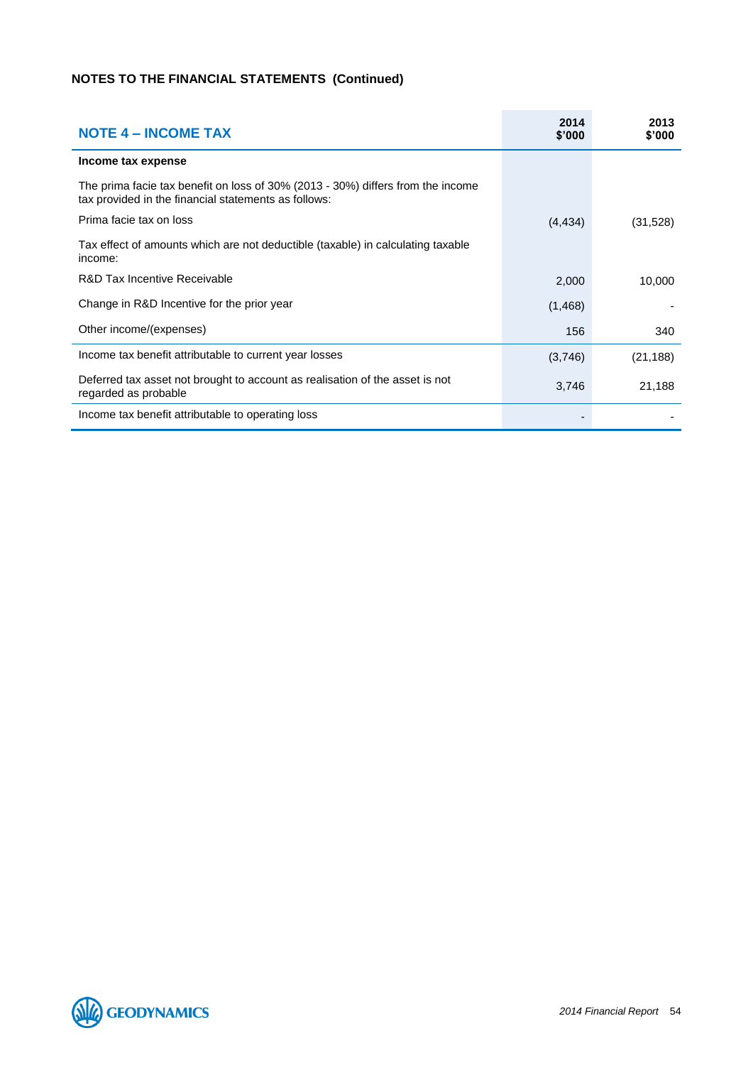**NOTES TO THE FINANCIAL STATEMENTS (Continued)**

## NOTE 4 – INCOME TAX

| | 2014 $'000 | 2013 $'000 |
|---|---|---|
| **Income tax expense** | | |
| The prima facie tax benefit on loss of 30% (2013 - 30%) differs from the income tax provided in the financial statements as follows: | | |
| Prima facie tax on loss | (4,434) | (31,528) |
| Tax effect of amounts which are not deductible (taxable) in calculating taxable income: | | |
| R&D Tax Incentive Receivable | 2,000 | 10,000 |
| Change in R&D Incentive for the prior year | (1,468) | - |
| Other income/(expenses) | 156 | 340 |
| Income tax benefit attributable to current year losses | (3,746) | (21,188) |
| Deferred tax asset not brought to account as realisation of the asset is not regarded as probable | 3,746 | 21,188 |
| Income tax benefit attributable to operating loss | - | - |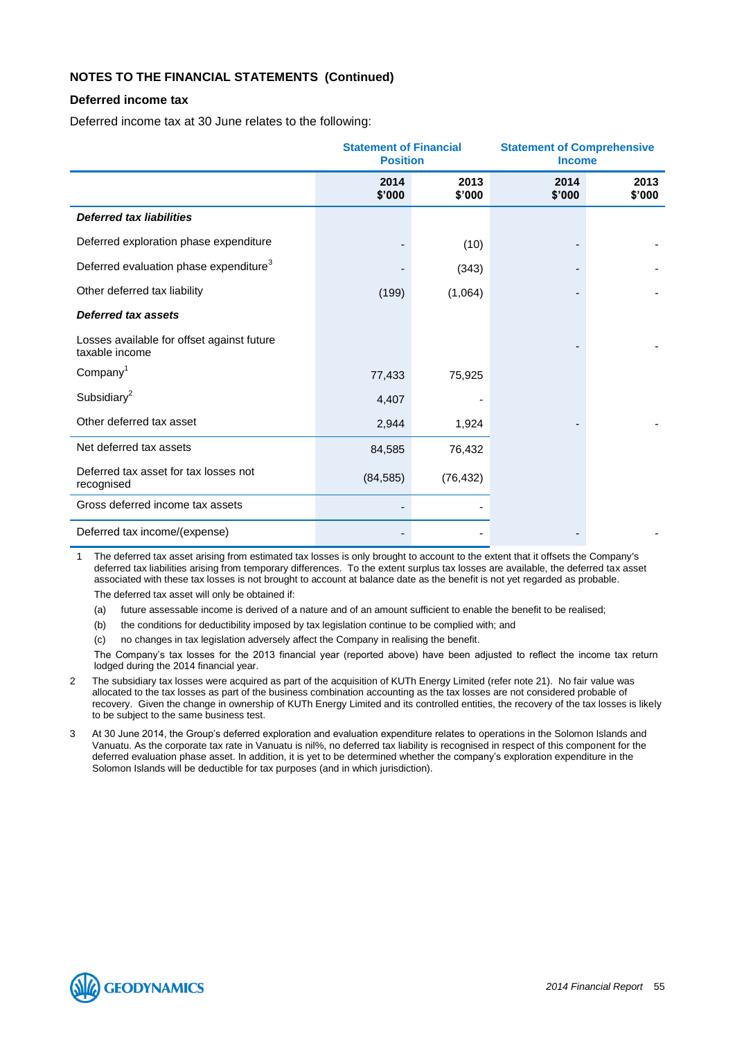## NOTES TO THE FINANCIAL STATEMENTS (Continued)

### Deferred income tax

Deferred income tax at 30 June relates to the following:

| | Statement of Financial Position | | Statement of Comprehensive Income | |
|---|---|---|---|---|
| | 2014 $'000 | 2013 $'000 | 2014 $'000 | 2013 $'000 |
| ***Deferred tax liabilities*** | | | | |
| Deferred exploration phase expenditure | - | (10) | - | - |
| Deferred evaluation phase expenditure[3] | - | (343) | - | - |
| Other deferred tax liability | (199) | (1,064) | - | - |
| ***Deferred tax assets*** | | | | |
| Losses available for offset against future taxable income | | | - | - |
| Company[1] | 77,433 | 75,925 | | |
| Subsidiary[2] | 4,407 | - | | |
| Other deferred tax asset | 2,944 | 1,924 | - | - |
| Net deferred tax assets | 84,585 | 76,432 | | |
| Deferred tax asset for tax losses not recognised | (84,585) | (76,432) | | |
| Gross deferred income tax assets | - | - | | |
| Deferred tax income/(expense) | - | - | - | - |

1 The deferred tax asset arising from estimated tax losses is only brought to account to the extent that it offsets the Company's deferred tax liabilities arising from temporary differences. To the extent surplus tax losses are available, the deferred tax asset associated with these tax losses is not brought to account at balance date as the benefit is not yet regarded as probable.

The deferred tax asset will only be obtained if:

(a) future assessable income is derived of a nature and of an amount sufficient to enable the benefit to be realised;

(b) the conditions for deductibility imposed by tax legislation continue to be complied with; and

(c) no changes in tax legislation adversely affect the Company in realising the benefit.

The Company's tax losses for the 2013 financial year (reported above) have been adjusted to reflect the income tax return lodged during the 2014 financial year.

2 The subsidiary tax losses were acquired as part of the acquisition of KUTh Energy Limited (refer note 21). No fair value was allocated to the tax losses as part of the business combination accounting as the tax losses are not considered probable of recovery. Given the change in ownership of KUTh Energy Limited and its controlled entities, the recovery of the tax losses is likely to be subject to the same business test.

3 At 30 June 2014, the Group's deferred exploration and evaluation expenditure relates to operations in the Solomon Islands and Vanuatu. As the corporate tax rate in Vanuatu is nil%, no deferred tax liability is recognised in respect of this component for the deferred evaluation phase asset. In addition, it is yet to be determined whether the company's exploration expenditure in the Solomon Islands will be deductible for tax purposes (and in which jurisdiction).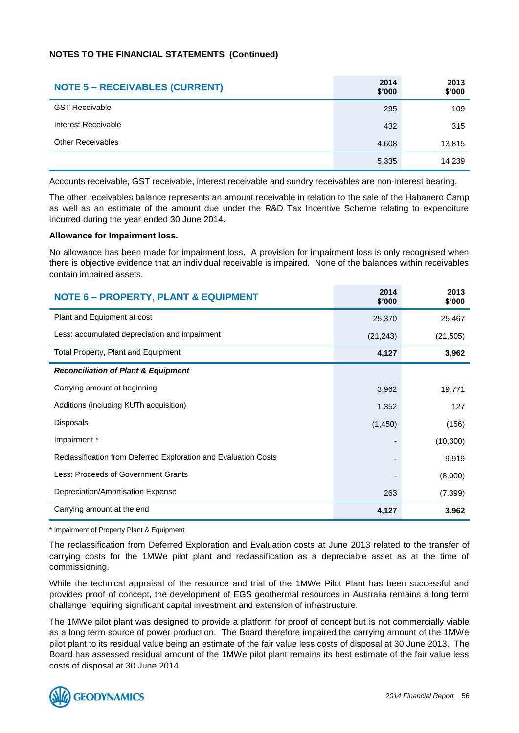**NOTES TO THE FINANCIAL STATEMENTS (Continued)**

## NOTE 5 – RECEIVABLES (CURRENT)

| | 2014 $'000 | 2013 $'000 |
|---|---|---|
| GST Receivable | 295 | 109 |
| Interest Receivable | 432 | 315 |
| Other Receivables | 4,608 | 13,815 |
| | 5,335 | 14,239 |

Accounts receivable, GST receivable, interest receivable and sundry receivables are non-interest bearing.

The other receivables balance represents an amount receivable in relation to the sale of the Habanero Camp as well as an estimate of the amount due under the R&D Tax Incentive Scheme relating to expenditure incurred during the year ended 30 June 2014.

**Allowance for Impairment loss.**

No allowance has been made for impairment loss. A provision for impairment loss is only recognised when there is objective evidence that an individual receivable is impaired. None of the balances within receivables contain impaired assets.

## NOTE 6 – PROPERTY, PLANT & EQUIPMENT

| | 2014 $'000 | 2013 $'000 |
|---|---|---|
| Plant and Equipment at cost | 25,370 | 25,467 |
| Less: accumulated depreciation and impairment | (21,243) | (21,505) |
| Total Property, Plant and Equipment | **4,127** | **3,962** |
| ***Reconciliation of Plant & Equipment*** | | |
| Carrying amount at beginning | 3,962 | 19,771 |
| Additions (including KUTh acquisition) | 1,352 | 127 |
| Disposals | (1,450) | (156) |
| Impairment * | - | (10,300) |
| Reclassification from Deferred Exploration and Evaluation Costs | - | 9,919 |
| Less: Proceeds of Government Grants | - | (8,000) |
| Depreciation/Amortisation Expense | 263 | (7,399) |
| Carrying amount at the end | **4,127** | **3,962** |

* Impairment of Property Plant & Equipment

The reclassification from Deferred Exploration and Evaluation costs at June 2013 related to the transfer of carrying costs for the 1MWe pilot plant and reclassification as a depreciable asset as at the time of commissioning.

While the technical appraisal of the resource and trial of the 1MWe Pilot Plant has been successful and provides proof of concept, the development of EGS geothermal resources in Australia remains a long term challenge requiring significant capital investment and extension of infrastructure.

The 1MWe pilot plant was designed to provide a platform for proof of concept but is not commercially viable as a long term source of power production. The Board therefore impaired the carrying amount of the 1MWe pilot plant to its residual value being an estimate of the fair value less costs of disposal at 30 June 2013. The Board has assessed residual amount of the 1MWe pilot plant remains its best estimate of the fair value less costs of disposal at 30 June 2014.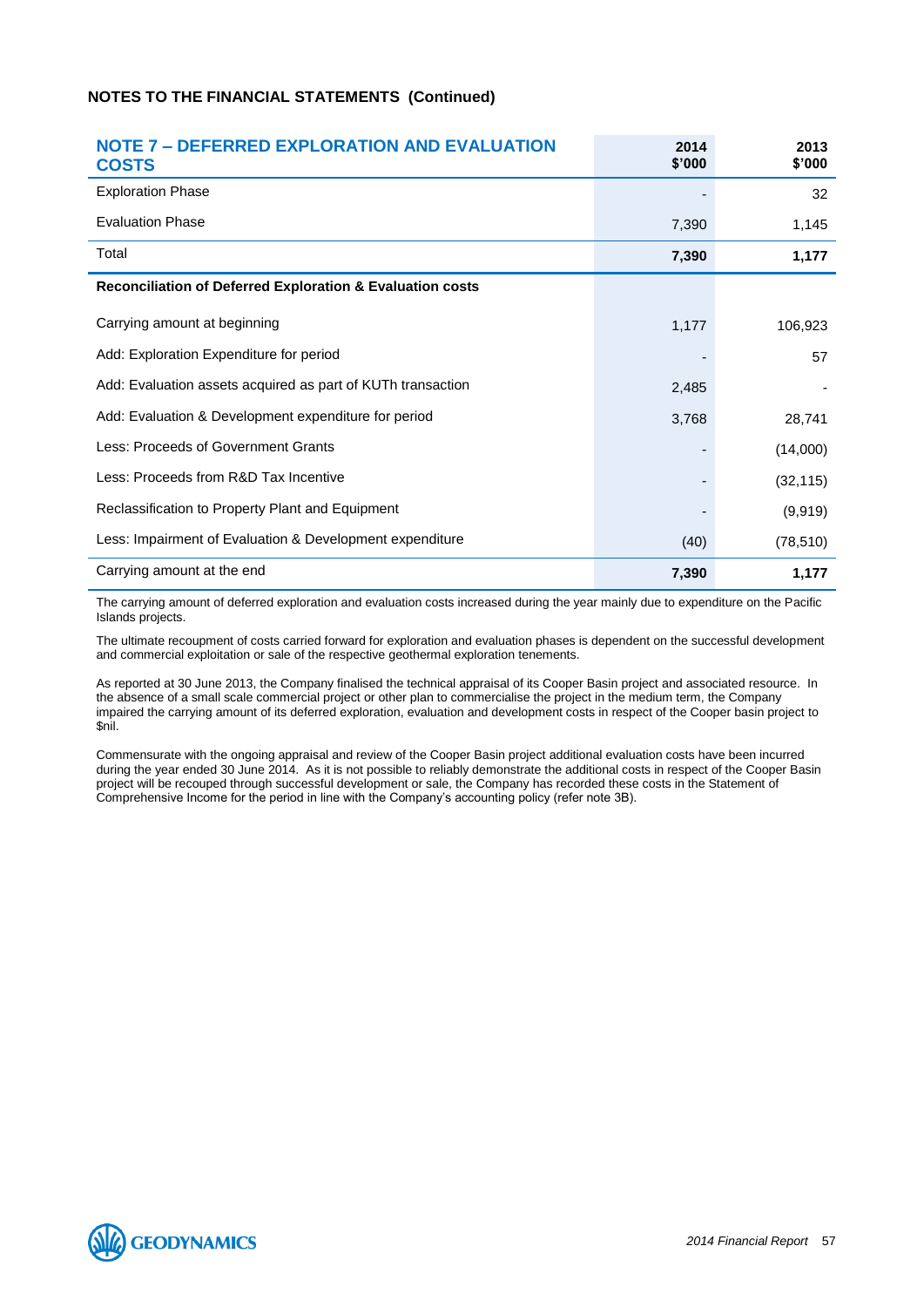## NOTES TO THE FINANCIAL STATEMENTS (Continued)

| NOTE 7 – DEFERRED EXPLORATION AND EVALUATION COSTS | 2014 $'000 | 2013 $'000 |
|---|---|---|
| Exploration Phase | - | 32 |
| Evaluation Phase | 7,390 | 1,145 |
| Total | **7,390** | **1,177** |
| **Reconciliation of Deferred Exploration & Evaluation costs** | | |
| Carrying amount at beginning | 1,177 | 106,923 |
| Add: Exploration Expenditure for period | - | 57 |
| Add: Evaluation assets acquired as part of KUTh transaction | 2,485 | - |
| Add: Evaluation & Development expenditure for period | 3,768 | 28,741 |
| Less: Proceeds of Government Grants | - | (14,000) |
| Less: Proceeds from R&D Tax Incentive | - | (32,115) |
| Reclassification to Property Plant and Equipment | - | (9,919) |
| Less: Impairment of Evaluation & Development expenditure | (40) | (78,510) |
| Carrying amount at the end | **7,390** | **1,177** |

The carrying amount of deferred exploration and evaluation costs increased during the year mainly due to expenditure on the Pacific Islands projects.

The ultimate recoupment of costs carried forward for exploration and evaluation phases is dependent on the successful development and commercial exploitation or sale of the respective geothermal exploration tenements.

As reported at 30 June 2013, the Company finalised the technical appraisal of its Cooper Basin project and associated resource. In the absence of a small scale commercial project or other plan to commercialise the project in the medium term, the Company impaired the carrying amount of its deferred exploration, evaluation and development costs in respect of the Cooper basin project to $nil.

Commensurate with the ongoing appraisal and review of the Cooper Basin project additional evaluation costs have been incurred during the year ended 30 June 2014. As it is not possible to reliably demonstrate the additional costs in respect of the Cooper Basin project will be recouped through successful development or sale, the Company has recorded these costs in the Statement of Comprehensive Income for the period in line with the Company's accounting policy (refer note 3B).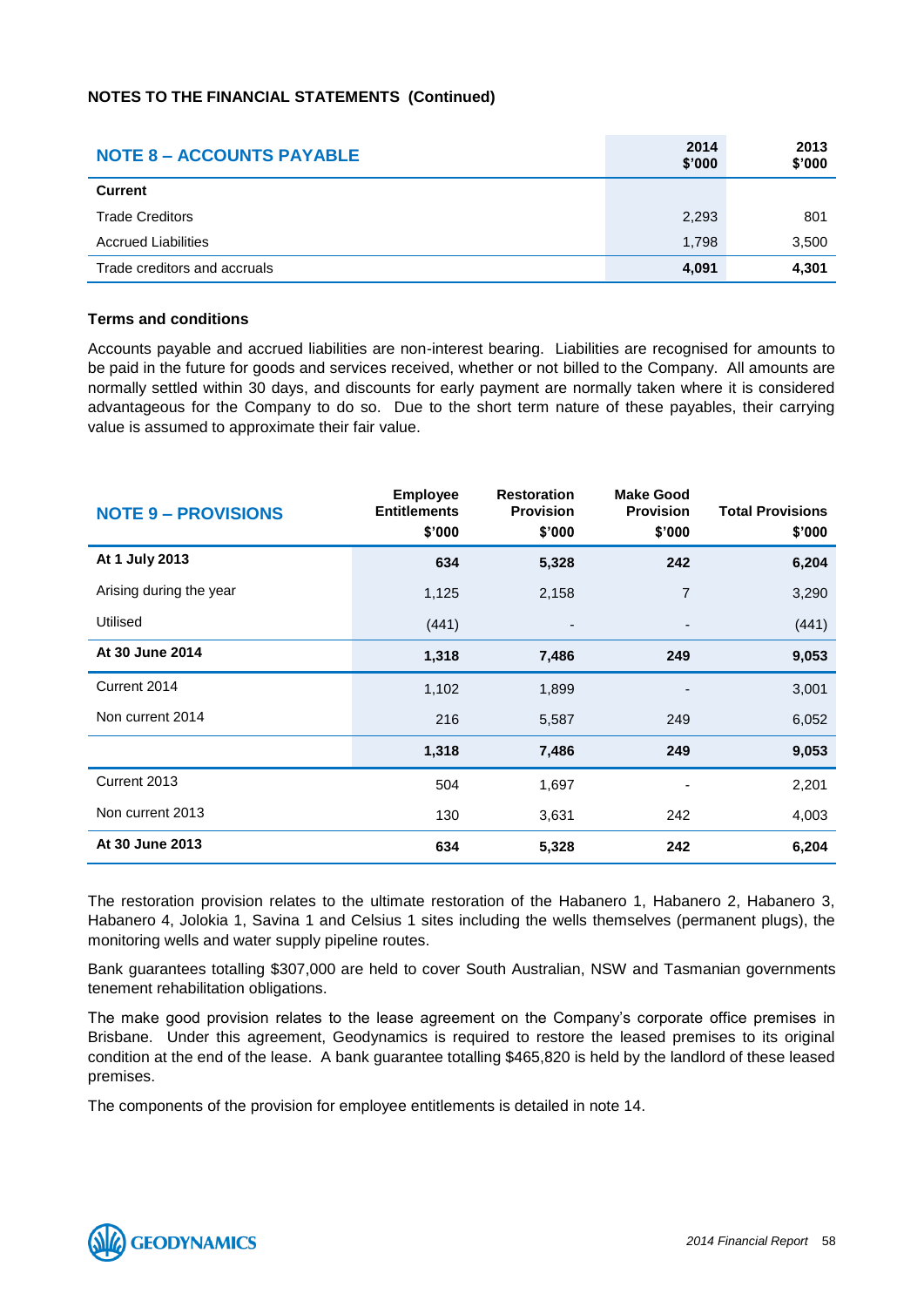NOTES TO THE FINANCIAL STATEMENTS (Continued)

## NOTE 8 – ACCOUNTS PAYABLE

| | 2014 $'000 | 2013 $'000 |
|---|---|---|
| **Current** | | |
| Trade Creditors | 2,293 | 801 |
| Accrued Liabilities | 1,798 | 3,500 |
| Trade creditors and accruals | **4,091** | **4,301** |

### Terms and conditions

Accounts payable and accrued liabilities are non-interest bearing. Liabilities are recognised for amounts to be paid in the future for goods and services received, whether or not billed to the Company. All amounts are normally settled within 30 days, and discounts for early payment are normally taken where it is considered advantageous for the Company to do so. Due to the short term nature of these payables, their carrying value is assumed to approximate their fair value.

## NOTE 9 – PROVISIONS

| | Employee Entitlements $'000 | Restoration Provision $'000 | Make Good Provision $'000 | Total Provisions $'000 |
|---|---|---|---|---|
| **At 1 July 2013** | **634** | **5,328** | **242** | **6,204** |
| Arising during the year | 1,125 | 2,158 | 7 | 3,290 |
| Utilised | (441) | - | - | (441) |
| **At 30 June 2014** | **1,318** | **7,486** | **249** | **9,053** |
| Current 2014 | 1,102 | 1,899 | - | 3,001 |
| Non current 2014 | 216 | 5,587 | 249 | 6,052 |
| | **1,318** | **7,486** | **249** | **9,053** |
| Current 2013 | 504 | 1,697 | - | 2,201 |
| Non current 2013 | 130 | 3,631 | 242 | 4,003 |
| **At 30 June 2013** | **634** | **5,328** | **242** | **6,204** |

The restoration provision relates to the ultimate restoration of the Habanero 1, Habanero 2, Habanero 3, Habanero 4, Jolokia 1, Savina 1 and Celsius 1 sites including the wells themselves (permanent plugs), the monitoring wells and water supply pipeline routes.

Bank guarantees totalling $307,000 are held to cover South Australian, NSW and Tasmanian governments tenement rehabilitation obligations.

The make good provision relates to the lease agreement on the Company's corporate office premises in Brisbane. Under this agreement, Geodynamics is required to restore the leased premises to its original condition at the end of the lease. A bank guarantee totalling $465,820 is held by the landlord of these leased premises.

The components of the provision for employee entitlements is detailed in note 14.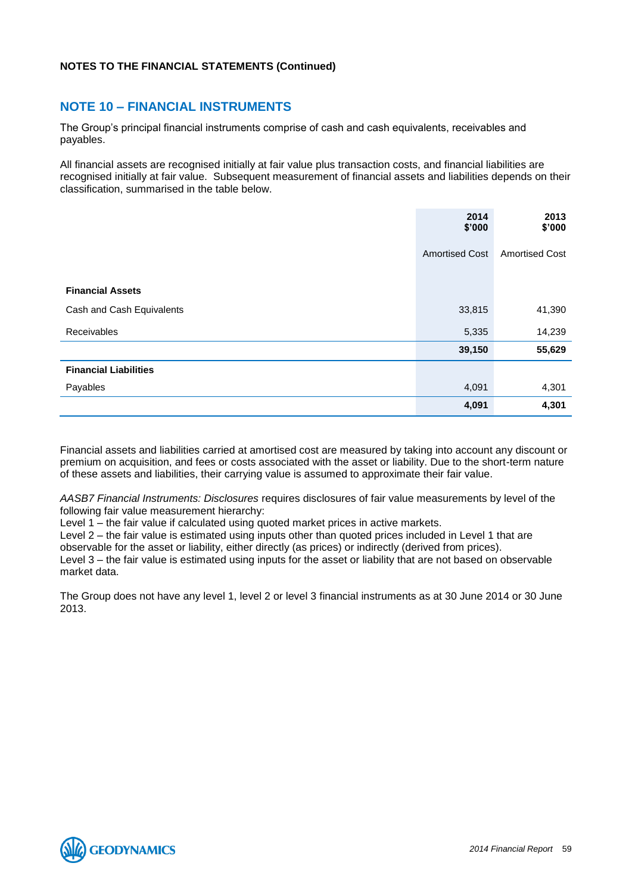**NOTES TO THE FINANCIAL STATEMENTS (Continued)**

## NOTE 10 – FINANCIAL INSTRUMENTS

The Group's principal financial instruments comprise of cash and cash equivalents, receivables and payables.

All financial assets are recognised initially at fair value plus transaction costs, and financial liabilities are recognised initially at fair value. Subsequent measurement of financial assets and liabilities depends on their classification, summarised in the table below.

| | 2014 $'000 | 2013 $'000 |
|---|---|---|
| | Amortised Cost | Amortised Cost |
| **Financial Assets** | | |
| Cash and Cash Equivalents | 33,815 | 41,390 |
| Receivables | 5,335 | 14,239 |
| | **39,150** | **55,629** |
| **Financial Liabilities** | | |
| Payables | 4,091 | 4,301 |
| | **4,091** | **4,301** |

Financial assets and liabilities carried at amortised cost are measured by taking into account any discount or premium on acquisition, and fees or costs associated with the asset or liability. Due to the short-term nature of these assets and liabilities, their carrying value is assumed to approximate their fair value.

*AASB7 Financial Instruments: Disclosures* requires disclosures of fair value measurements by level of the following fair value measurement hierarchy:

Level 1 – the fair value if calculated using quoted market prices in active markets.

Level 2 – the fair value is estimated using inputs other than quoted prices included in Level 1 that are observable for the asset or liability, either directly (as prices) or indirectly (derived from prices).

Level 3 – the fair value is estimated using inputs for the asset or liability that are not based on observable market data.

The Group does not have any level 1, level 2 or level 3 financial instruments as at 30 June 2014 or 30 June 2013.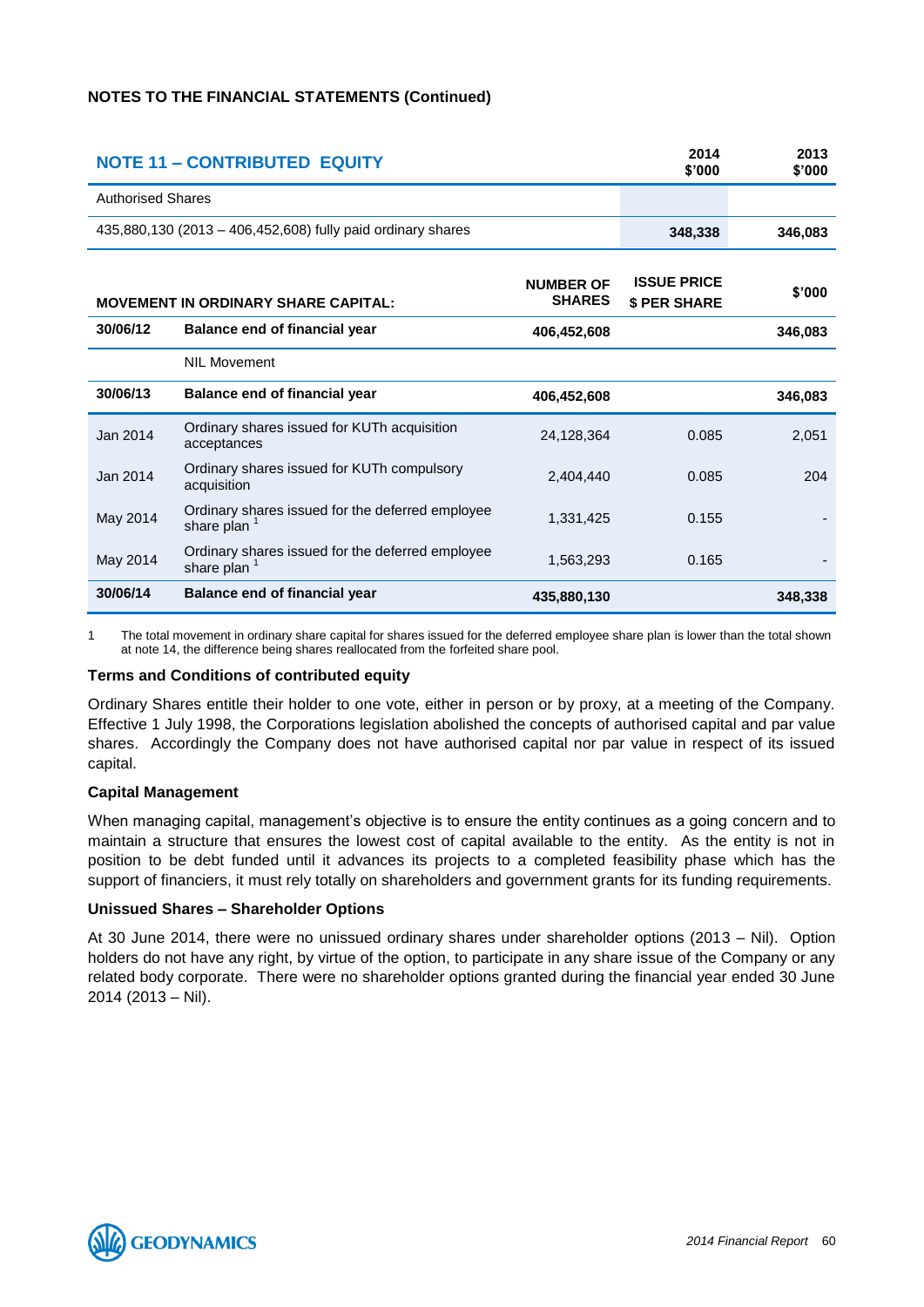**NOTES TO THE FINANCIAL STATEMENTS (Continued)**

| NOTE 11 – CONTRIBUTED EQUITY | 2014 $'000 | 2013 $'000 |
|---|---|---|
| Authorised Shares | | |
| 435,880,130 (2013 – 406,452,608) fully paid ordinary shares | **348,338** | **346,083** |

| MOVEMENT IN ORDINARY SHARE CAPITAL: | | NUMBER OF SHARES | ISSUE PRICE $ PER SHARE | $'000 |
|---|---|---|---|---|
| **30/06/12** | **Balance end of financial year** | **406,452,608** | | **346,083** |
| | NIL Movement | | | |
| **30/06/13** | **Balance end of financial year** | **406,452,608** | | **346,083** |
| Jan 2014 | Ordinary shares issued for KUTh acquisition acceptances | 24,128,364 | 0.085 | 2,051 |
| Jan 2014 | Ordinary shares issued for KUTh compulsory acquisition | 2,404,440 | 0.085 | 204 |
| May 2014 | Ordinary shares issued for the deferred employee share plan [1] | 1,331,425 | 0.155 | - |
| May 2014 | Ordinary shares issued for the deferred employee share plan [1] | 1,563,293 | 0.165 | - |
| **30/06/14** | **Balance end of financial year** | **435,880,130** | | **348,338** |

1 The total movement in ordinary share capital for shares issued for the deferred employee share plan is lower than the total shown at note 14, the difference being shares reallocated from the forfeited share pool.

**Terms and Conditions of contributed equity**

Ordinary Shares entitle their holder to one vote, either in person or by proxy, at a meeting of the Company. Effective 1 July 1998, the Corporations legislation abolished the concepts of authorised capital and par value shares. Accordingly the Company does not have authorised capital nor par value in respect of its issued capital.

**Capital Management**

When managing capital, management's objective is to ensure the entity continues as a going concern and to maintain a structure that ensures the lowest cost of capital available to the entity. As the entity is not in position to be debt funded until it advances its projects to a completed feasibility phase which has the support of financiers, it must rely totally on shareholders and government grants for its funding requirements.

**Unissued Shares – Shareholder Options**

At 30 June 2014, there were no unissued ordinary shares under shareholder options (2013 – Nil). Option holders do not have any right, by virtue of the option, to participate in any share issue of the Company or any related body corporate. There were no shareholder options granted during the financial year ended 30 June 2014 (2013 – Nil).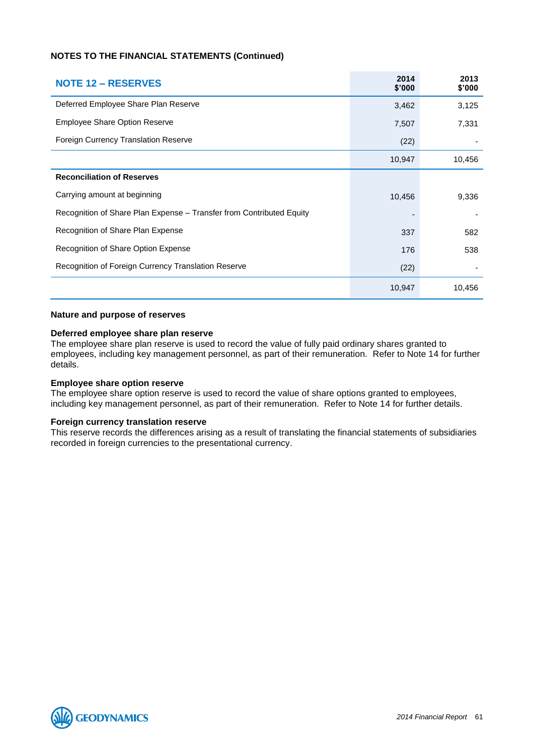**NOTES TO THE FINANCIAL STATEMENTS (Continued)**

## NOTE 12 – RESERVES

| | 2014 $'000 | 2013 $'000 |
|---|---|---|
| Deferred Employee Share Plan Reserve | 3,462 | 3,125 |
| Employee Share Option Reserve | 7,507 | 7,331 |
| Foreign Currency Translation Reserve | (22) | - |
| | 10,947 | 10,456 |
| **Reconciliation of Reserves** | | |
| Carrying amount at beginning | 10,456 | 9,336 |
| Recognition of Share Plan Expense – Transfer from Contributed Equity | - | - |
| Recognition of Share Plan Expense | 337 | 582 |
| Recognition of Share Option Expense | 176 | 538 |
| Recognition of Foreign Currency Translation Reserve | (22) | - |
| | 10,947 | 10,456 |

**Nature and purpose of reserves**

**Deferred employee share plan reserve**
The employee share plan reserve is used to record the value of fully paid ordinary shares granted to employees, including key management personnel, as part of their remuneration. Refer to Note 14 for further details.

**Employee share option reserve**
The employee share option reserve is used to record the value of share options granted to employees, including key management personnel, as part of their remuneration. Refer to Note 14 for further details.

**Foreign currency translation reserve**
This reserve records the differences arising as a result of translating the financial statements of subsidiaries recorded in foreign currencies to the presentational currency.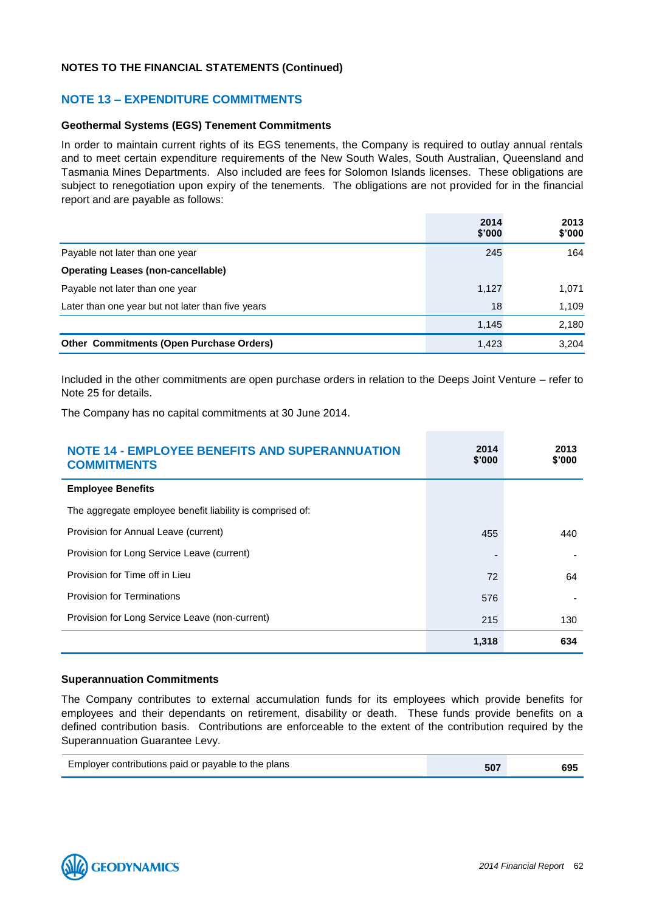**NOTES TO THE FINANCIAL STATEMENTS (Continued)**

## NOTE 13 – EXPENDITURE COMMITMENTS

### Geothermal Systems (EGS) Tenement Commitments

In order to maintain current rights of its EGS tenements, the Company is required to outlay annual rentals and to meet certain expenditure requirements of the New South Wales, South Australian, Queensland and Tasmania Mines Departments. Also included are fees for Solomon Islands licenses. These obligations are subject to renegotiation upon expiry of the tenements. The obligations are not provided for in the financial report and are payable as follows:

| | 2014 $'000 | 2013 $'000 |
|---|---|---|
| Payable not later than one year | 245 | 164 |
| **Operating Leases (non-cancellable)** | | |
| Payable not later than one year | 1,127 | 1,071 |
| Later than one year but not later than five years | 18 | 1,109 |
| | 1,145 | 2,180 |
| **Other Commitments (Open Purchase Orders)** | 1,423 | 3,204 |

Included in the other commitments are open purchase orders in relation to the Deeps Joint Venture – refer to Note 25 for details.

The Company has no capital commitments at 30 June 2014.

## NOTE 14 - EMPLOYEE BENEFITS AND SUPERANNUATION COMMITMENTS

| | 2014 $'000 | 2013 $'000 |
|---|---|---|
| **Employee Benefits** | | |
| The aggregate employee benefit liability is comprised of: | | |
| Provision for Annual Leave (current) | 455 | 440 |
| Provision for Long Service Leave (current) | - | - |
| Provision for Time off in Lieu | 72 | 64 |
| Provision for Terminations | 576 | - |
| Provision for Long Service Leave (non-current) | 215 | 130 |
| | **1,318** | **634** |

### Superannuation Commitments

The Company contributes to external accumulation funds for its employees which provide benefits for employees and their dependants on retirement, disability or death. These funds provide benefits on a defined contribution basis. Contributions are enforceable to the extent of the contribution required by the Superannuation Guarantee Levy.

| | 2014 $'000 | 2013 $'000 |
|---|---|---|
| Employer contributions paid or payable to the plans | **507** | **695** |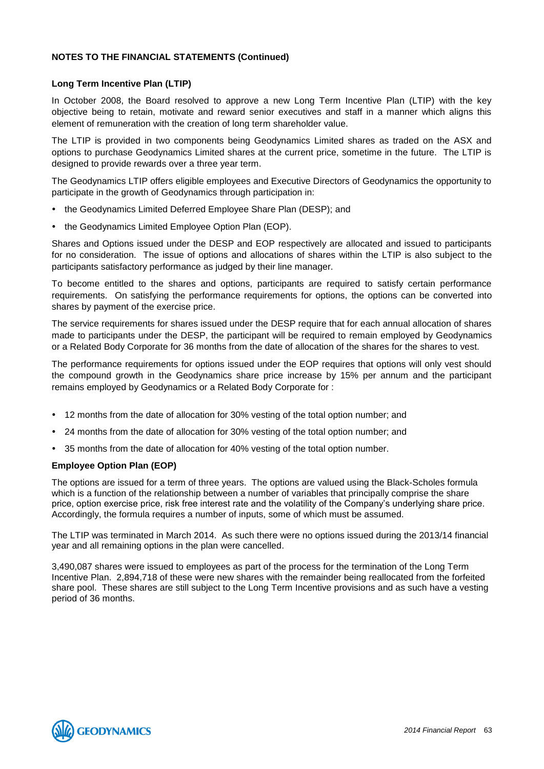## NOTES TO THE FINANCIAL STATEMENTS (Continued)

### Long Term Incentive Plan (LTIP)

In October 2008, the Board resolved to approve a new Long Term Incentive Plan (LTIP) with the key objective being to retain, motivate and reward senior executives and staff in a manner which aligns this element of remuneration with the creation of long term shareholder value.

The LTIP is provided in two components being Geodynamics Limited shares as traded on the ASX and options to purchase Geodynamics Limited shares at the current price, sometime in the future. The LTIP is designed to provide rewards over a three year term.

The Geodynamics LTIP offers eligible employees and Executive Directors of Geodynamics the opportunity to participate in the growth of Geodynamics through participation in:

- the Geodynamics Limited Deferred Employee Share Plan (DESP); and
- the Geodynamics Limited Employee Option Plan (EOP).

Shares and Options issued under the DESP and EOP respectively are allocated and issued to participants for no consideration. The issue of options and allocations of shares within the LTIP is also subject to the participants satisfactory performance as judged by their line manager.

To become entitled to the shares and options, participants are required to satisfy certain performance requirements. On satisfying the performance requirements for options, the options can be converted into shares by payment of the exercise price.

The service requirements for shares issued under the DESP require that for each annual allocation of shares made to participants under the DESP, the participant will be required to remain employed by Geodynamics or a Related Body Corporate for 36 months from the date of allocation of the shares for the shares to vest.

The performance requirements for options issued under the EOP requires that options will only vest should the compound growth in the Geodynamics share price increase by 15% per annum and the participant remains employed by Geodynamics or a Related Body Corporate for :

- 12 months from the date of allocation for 30% vesting of the total option number; and
- 24 months from the date of allocation for 30% vesting of the total option number; and
- 35 months from the date of allocation for 40% vesting of the total option number.

### Employee Option Plan (EOP)

The options are issued for a term of three years. The options are valued using the Black-Scholes formula which is a function of the relationship between a number of variables that principally comprise the share price, option exercise price, risk free interest rate and the volatility of the Company's underlying share price. Accordingly, the formula requires a number of inputs, some of which must be assumed.

The LTIP was terminated in March 2014. As such there were no options issued during the 2013/14 financial year and all remaining options in the plan were cancelled.

3,490,087 shares were issued to employees as part of the process for the termination of the Long Term Incentive Plan. 2,894,718 of these were new shares with the remainder being reallocated from the forfeited share pool. These shares are still subject to the Long Term Incentive provisions and as such have a vesting period of 36 months.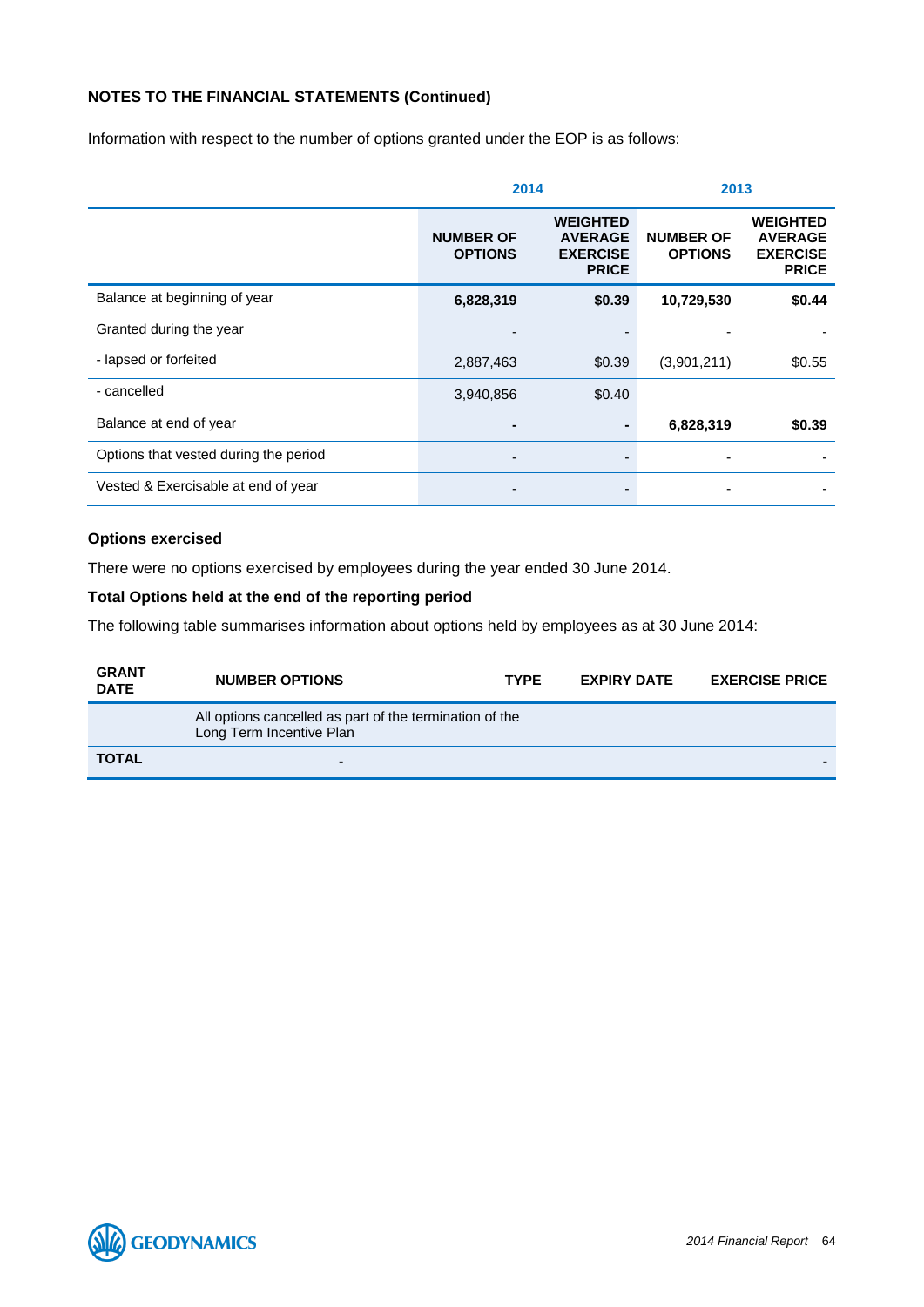**NOTES TO THE FINANCIAL STATEMENTS (Continued)**

Information with respect to the number of options granted under the EOP is as follows:

| | 2014 | | 2013 | |
|---|---|---|---|---|
| | **NUMBER OF OPTIONS** | **WEIGHTED AVERAGE EXERCISE PRICE** | **NUMBER OF OPTIONS** | **WEIGHTED AVERAGE EXERCISE PRICE** |
| Balance at beginning of year | **6,828,319** | **$0.39** | **10,729,530** | **$0.44** |
| Granted during the year | - | - | - | - |
| - lapsed or forfeited | 2,887,463 | $0.39 | (3,901,211) | $0.55 |
| - cancelled | 3,940,856 | $0.40 | | |
| Balance at end of year | **-** | **-** | **6,828,319** | **$0.39** |
| Options that vested during the period | - | - | - | - |
| Vested & Exercisable at end of year | - | - | - | - |

**Options exercised**

There were no options exercised by employees during the year ended 30 June 2014.

**Total Options held at the end of the reporting period**

The following table summarises information about options held by employees as at 30 June 2014:

| GRANT DATE | NUMBER OPTIONS | TYPE | EXPIRY DATE | EXERCISE PRICE |
|---|---|---|---|---|
| | All options cancelled as part of the termination of the Long Term Incentive Plan | | | |
| **TOTAL** | **-** | | | **-** |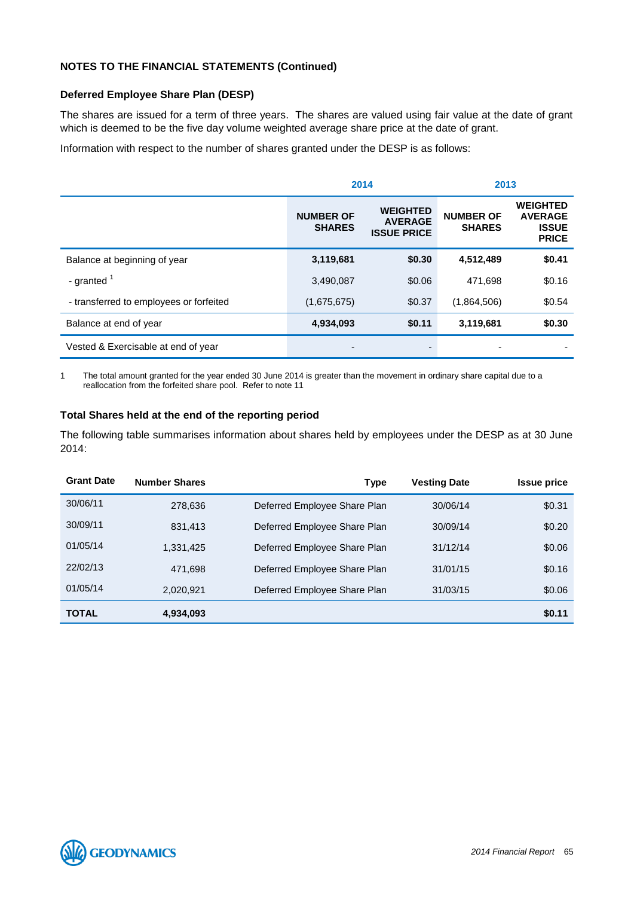**NOTES TO THE FINANCIAL STATEMENTS (Continued)**

**Deferred Employee Share Plan (DESP)**

The shares are issued for a term of three years. The shares are valued using fair value at the date of grant which is deemed to be the five day volume weighted average share price at the date of grant.

Information with respect to the number of shares granted under the DESP is as follows:

| | 2014 | | 2013 | |
|---|---|---|---|---|
| | **NUMBER OF SHARES** | **WEIGHTED AVERAGE ISSUE PRICE** | **NUMBER OF SHARES** | **WEIGHTED AVERAGE ISSUE PRICE** |
| Balance at beginning of year | **3,119,681** | **$0.30** | **4,512,489** | **$0.41** |
| - granted [1] | 3,490,087 | $0.06 | 471,698 | $0.16 |
| - transferred to employees or forfeited | (1,675,675) | $0.37 | (1,864,506) | $0.54 |
| Balance at end of year | **4,934,093** | **$0.11** | **3,119,681** | **$0.30** |
| Vested & Exercisable at end of year | - | - | - | - |

1 The total amount granted for the year ended 30 June 2014 is greater than the movement in ordinary share capital due to a reallocation from the forfeited share pool. Refer to note 11

**Total Shares held at the end of the reporting period**

The following table summarises information about shares held by employees under the DESP as at 30 June 2014:

| Grant Date | Number Shares | Type | Vesting Date | Issue price |
|---|---|---|---|---|
| 30/06/11 | 278,636 | Deferred Employee Share Plan | 30/06/14 | $0.31 |
| 30/09/11 | 831,413 | Deferred Employee Share Plan | 30/09/14 | $0.20 |
| 01/05/14 | 1,331,425 | Deferred Employee Share Plan | 31/12/14 | $0.06 |
| 22/02/13 | 471,698 | Deferred Employee Share Plan | 31/01/15 | $0.16 |
| 01/05/14 | 2,020,921 | Deferred Employee Share Plan | 31/03/15 | $0.06 |
| **TOTAL** | **4,934,093** | | | **$0.11** |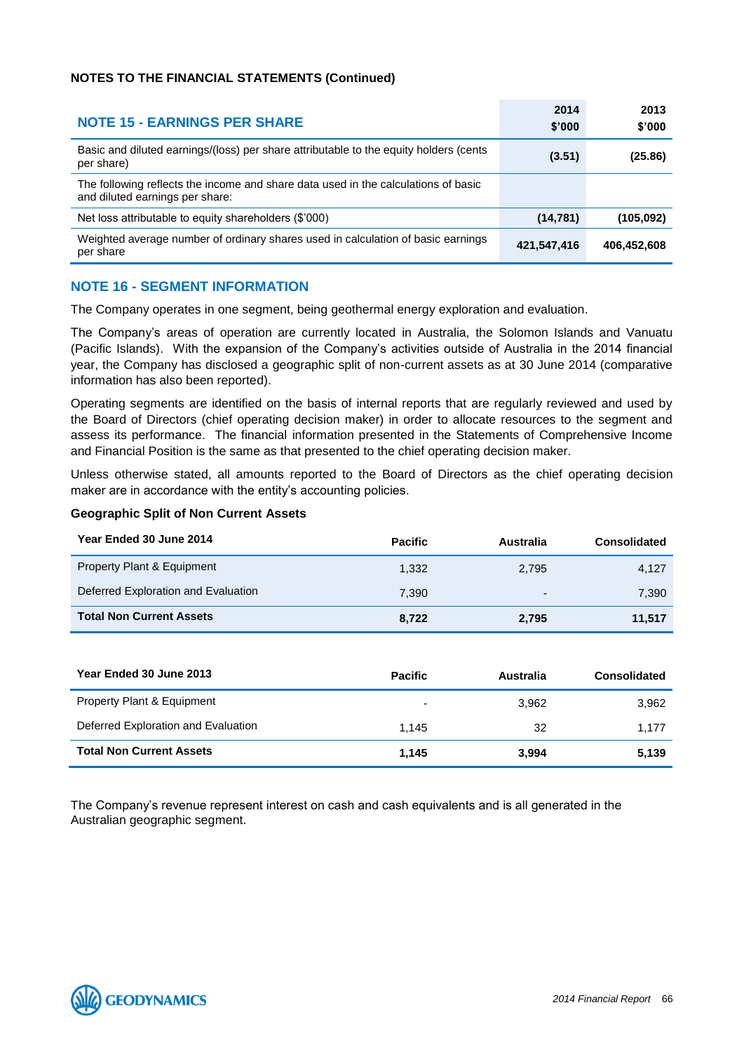**NOTES TO THE FINANCIAL STATEMENTS (Continued)**

| NOTE 15 - EARNINGS PER SHARE | 2014 $'000 | 2013 $'000 |
|---|---|---|
| Basic and diluted earnings/(loss) per share attributable to the equity holders (cents per share) | **(3.51)** | **(25.86)** |
| The following reflects the income and share data used in the calculations of basic and diluted earnings per share: | | |
| Net loss attributable to equity shareholders ($'000) | **(14,781)** | **(105,092)** |
| Weighted average number of ordinary shares used in calculation of basic earnings per share | **421,547,416** | **406,452,608** |

## NOTE 16 - SEGMENT INFORMATION

The Company operates in one segment, being geothermal energy exploration and evaluation.

The Company's areas of operation are currently located in Australia, the Solomon Islands and Vanuatu (Pacific Islands). With the expansion of the Company's activities outside of Australia in the 2014 financial year, the Company has disclosed a geographic split of non-current assets as at 30 June 2014 (comparative information has also been reported).

Operating segments are identified on the basis of internal reports that are regularly reviewed and used by the Board of Directors (chief operating decision maker) in order to allocate resources to the segment and assess its performance. The financial information presented in the Statements of Comprehensive Income and Financial Position is the same as that presented to the chief operating decision maker.

Unless otherwise stated, all amounts reported to the Board of Directors as the chief operating decision maker are in accordance with the entity's accounting policies.

**Geographic Split of Non Current Assets**

| Year Ended 30 June 2014 | Pacific | Australia | Consolidated |
|---|---|---|---|
| Property Plant & Equipment | 1,332 | 2,795 | 4,127 |
| Deferred Exploration and Evaluation | 7,390 | - | 7,390 |
| **Total Non Current Assets** | **8,722** | **2,795** | **11,517** |

| Year Ended 30 June 2013 | Pacific | Australia | Consolidated |
|---|---|---|---|
| Property Plant & Equipment | - | 3,962 | 3,962 |
| Deferred Exploration and Evaluation | 1,145 | 32 | 1,177 |
| **Total Non Current Assets** | **1,145** | **3,994** | **5,139** |

The Company's revenue represent interest on cash and cash equivalents and is all generated in the Australian geographic segment.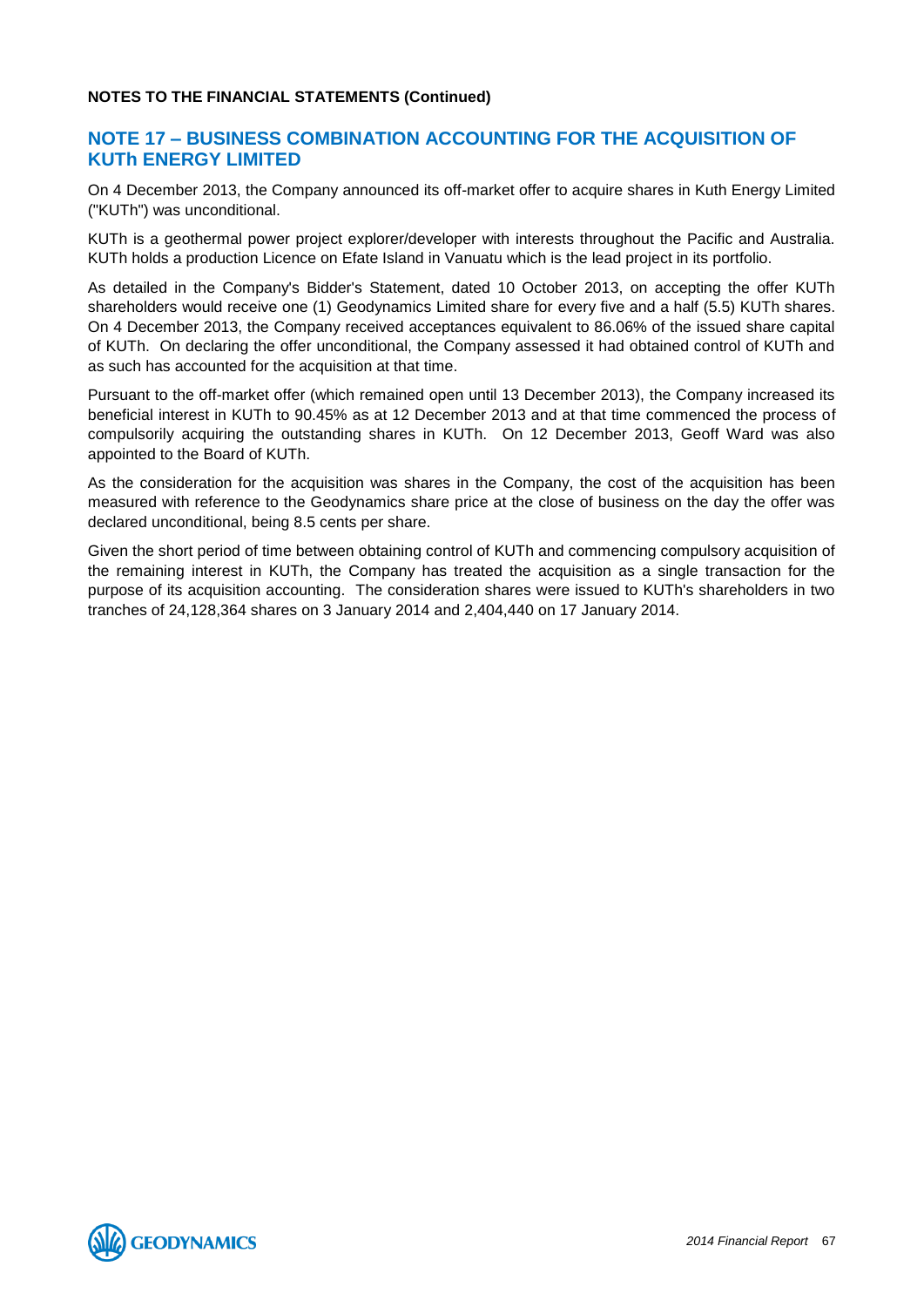**NOTES TO THE FINANCIAL STATEMENTS (Continued)**

## NOTE 17 – BUSINESS COMBINATION ACCOUNTING FOR THE ACQUISITION OF KUTh ENERGY LIMITED

On 4 December 2013, the Company announced its off-market offer to acquire shares in Kuth Energy Limited ("KUTh") was unconditional.

KUTh is a geothermal power project explorer/developer with interests throughout the Pacific and Australia. KUTh holds a production Licence on Efate Island in Vanuatu which is the lead project in its portfolio.

As detailed in the Company's Bidder's Statement, dated 10 October 2013, on accepting the offer KUTh shareholders would receive one (1) Geodynamics Limited share for every five and a half (5.5) KUTh shares. On 4 December 2013, the Company received acceptances equivalent to 86.06% of the issued share capital of KUTh. On declaring the offer unconditional, the Company assessed it had obtained control of KUTh and as such has accounted for the acquisition at that time.

Pursuant to the off-market offer (which remained open until 13 December 2013), the Company increased its beneficial interest in KUTh to 90.45% as at 12 December 2013 and at that time commenced the process of compulsorily acquiring the outstanding shares in KUTh. On 12 December 2013, Geoff Ward was also appointed to the Board of KUTh.

As the consideration for the acquisition was shares in the Company, the cost of the acquisition has been measured with reference to the Geodynamics share price at the close of business on the day the offer was declared unconditional, being 8.5 cents per share.

Given the short period of time between obtaining control of KUTh and commencing compulsory acquisition of the remaining interest in KUTh, the Company has treated the acquisition as a single transaction for the purpose of its acquisition accounting. The consideration shares were issued to KUTh's shareholders in two tranches of 24,128,364 shares on 3 January 2014 and 2,404,440 on 17 January 2014.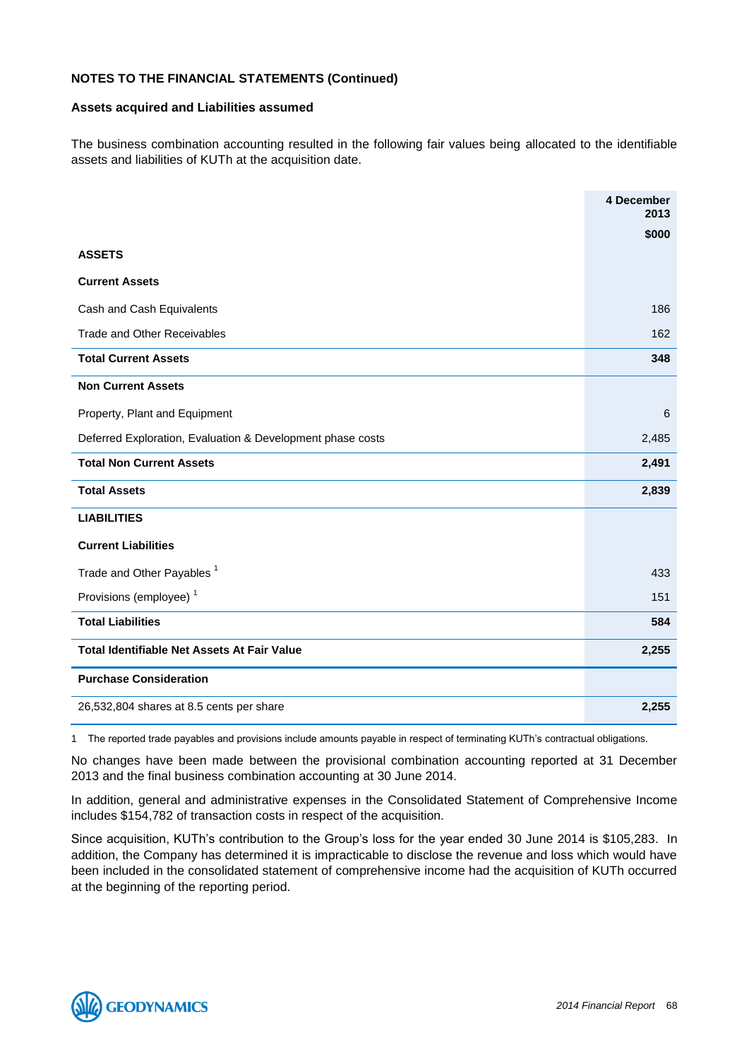**NOTES TO THE FINANCIAL STATEMENTS (Continued)**

**Assets acquired and Liabilities assumed**

The business combination accounting resulted in the following fair values being allocated to the identifiable assets and liabilities of KUTh at the acquisition date.

| | 4 December 2013 |
|---|---|
| | **$000** |
| **ASSETS** | |
| **Current Assets** | |
| Cash and Cash Equivalents | 186 |
| Trade and Other Receivables | 162 |
| **Total Current Assets** | **348** |
| **Non Current Assets** | |
| Property, Plant and Equipment | 6 |
| Deferred Exploration, Evaluation & Development phase costs | 2,485 |
| **Total Non Current Assets** | **2,491** |
| **Total Assets** | **2,839** |
| **LIABILITIES** | |
| **Current Liabilities** | |
| Trade and Other Payables [1] | 433 |
| Provisions (employee) [1] | 151 |
| **Total Liabilities** | **584** |
| **Total Identifiable Net Assets At Fair Value** | **2,255** |
| **Purchase Consideration** | |
| 26,532,804 shares at 8.5 cents per share | **2,255** |

1 The reported trade payables and provisions include amounts payable in respect of terminating KUTh's contractual obligations.

No changes have been made between the provisional combination accounting reported at 31 December 2013 and the final business combination accounting at 30 June 2014.

In addition, general and administrative expenses in the Consolidated Statement of Comprehensive Income includes $154,782 of transaction costs in respect of the acquisition.

Since acquisition, KUTh's contribution to the Group's loss for the year ended 30 June 2014 is $105,283. In addition, the Company has determined it is impracticable to disclose the revenue and loss which would have been included in the consolidated statement of comprehensive income had the acquisition of KUTh occurred at the beginning of the reporting period.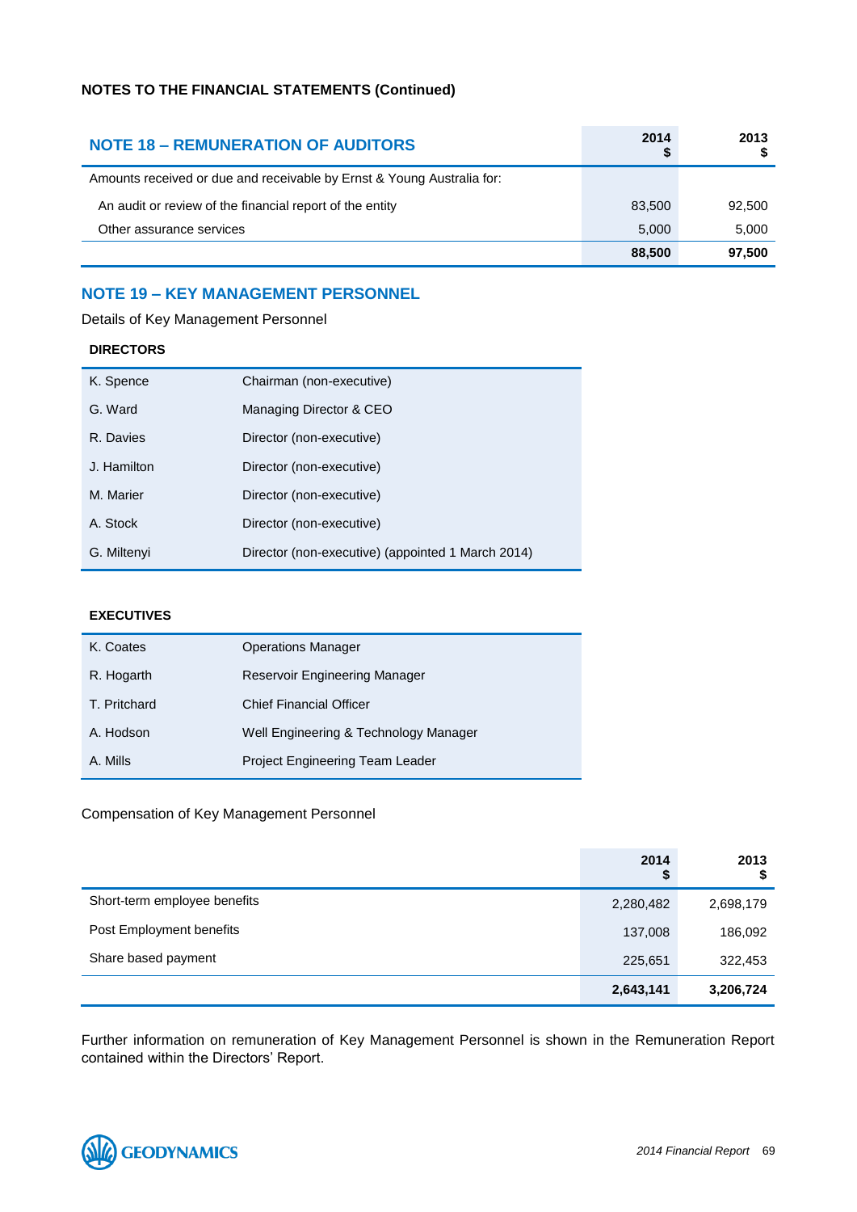## NOTES TO THE FINANCIAL STATEMENTS (Continued)

| NOTE 18 – REMUNERATION OF AUDITORS | 2014 $ | 2013 $ |
|---|---|---|
| Amounts received or due and receivable by Ernst & Young Australia for: | | |
| An audit or review of the financial report of the entity | 83,500 | 92,500 |
| Other assurance services | 5,000 | 5,000 |
| | **88,500** | **97,500** |

## NOTE 19 – KEY MANAGEMENT PERSONNEL

Details of Key Management Personnel

**DIRECTORS**

| | |
|---|---|
| K. Spence | Chairman (non-executive) |
| G. Ward | Managing Director & CEO |
| R. Davies | Director (non-executive) |
| J. Hamilton | Director (non-executive) |
| M. Marier | Director (non-executive) |
| A. Stock | Director (non-executive) |
| G. Miltenyi | Director (non-executive) (appointed 1 March 2014) |

**EXECUTIVES**

| | |
|---|---|
| K. Coates | Operations Manager |
| R. Hogarth | Reservoir Engineering Manager |
| T. Pritchard | Chief Financial Officer |
| A. Hodson | Well Engineering & Technology Manager |
| A. Mills | Project Engineering Team Leader |

Compensation of Key Management Personnel

| | 2014 $ | 2013 $ |
|---|---|---|
| Short-term employee benefits | 2,280,482 | 2,698,179 |
| Post Employment benefits | 137,008 | 186,092 |
| Share based payment | 225,651 | 322,453 |
| | **2,643,141** | **3,206,724** |

Further information on remuneration of Key Management Personnel is shown in the Remuneration Report contained within the Directors' Report.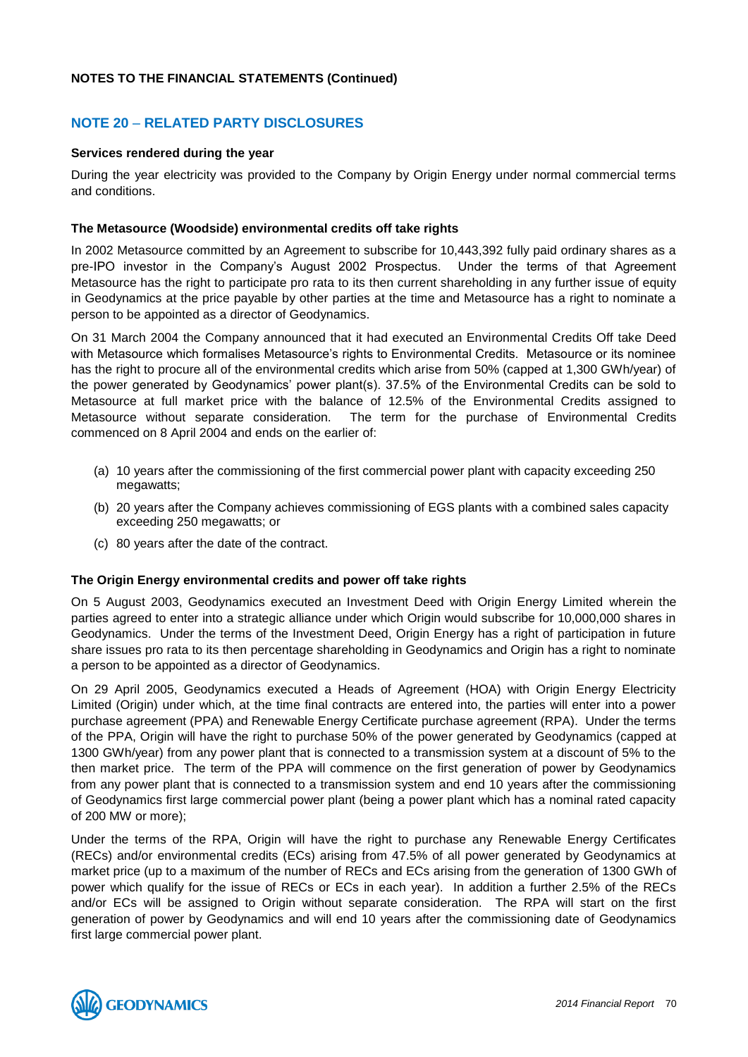**NOTES TO THE FINANCIAL STATEMENTS (Continued)**

## NOTE 20 – RELATED PARTY DISCLOSURES

**Services rendered during the year**

During the year electricity was provided to the Company by Origin Energy under normal commercial terms and conditions.

**The Metasource (Woodside) environmental credits off take rights**

In 2002 Metasource committed by an Agreement to subscribe for 10,443,392 fully paid ordinary shares as a pre-IPO investor in the Company's August 2002 Prospectus. Under the terms of that Agreement Metasource has the right to participate pro rata to its then current shareholding in any further issue of equity in Geodynamics at the price payable by other parties at the time and Metasource has a right to nominate a person to be appointed as a director of Geodynamics.

On 31 March 2004 the Company announced that it had executed an Environmental Credits Off take Deed with Metasource which formalises Metasource's rights to Environmental Credits. Metasource or its nominee has the right to procure all of the environmental credits which arise from 50% (capped at 1,300 GWh/year) of the power generated by Geodynamics' power plant(s). 37.5% of the Environmental Credits can be sold to Metasource at full market price with the balance of 12.5% of the Environmental Credits assigned to Metasource without separate consideration. The term for the purchase of Environmental Credits commenced on 8 April 2004 and ends on the earlier of:

(a) 10 years after the commissioning of the first commercial power plant with capacity exceeding 250 megawatts;

(b) 20 years after the Company achieves commissioning of EGS plants with a combined sales capacity exceeding 250 megawatts; or

(c) 80 years after the date of the contract.

**The Origin Energy environmental credits and power off take rights**

On 5 August 2003, Geodynamics executed an Investment Deed with Origin Energy Limited wherein the parties agreed to enter into a strategic alliance under which Origin would subscribe for 10,000,000 shares in Geodynamics. Under the terms of the Investment Deed, Origin Energy has a right of participation in future share issues pro rata to its then percentage shareholding in Geodynamics and Origin has a right to nominate a person to be appointed as a director of Geodynamics.

On 29 April 2005, Geodynamics executed a Heads of Agreement (HOA) with Origin Energy Electricity Limited (Origin) under which, at the time final contracts are entered into, the parties will enter into a power purchase agreement (PPA) and Renewable Energy Certificate purchase agreement (RPA). Under the terms of the PPA, Origin will have the right to purchase 50% of the power generated by Geodynamics (capped at 1300 GWh/year) from any power plant that is connected to a transmission system at a discount of 5% to the then market price. The term of the PPA will commence on the first generation of power by Geodynamics from any power plant that is connected to a transmission system and end 10 years after the commissioning of Geodynamics first large commercial power plant (being a power plant which has a nominal rated capacity of 200 MW or more);

Under the terms of the RPA, Origin will have the right to purchase any Renewable Energy Certificates (RECs) and/or environmental credits (ECs) arising from 47.5% of all power generated by Geodynamics at market price (up to a maximum of the number of RECs and ECs arising from the generation of 1300 GWh of power which qualify for the issue of RECs or ECs in each year). In addition a further 2.5% of the RECs and/or ECs will be assigned to Origin without separate consideration. The RPA will start on the first generation of power by Geodynamics and will end 10 years after the commissioning date of Geodynamics first large commercial power plant.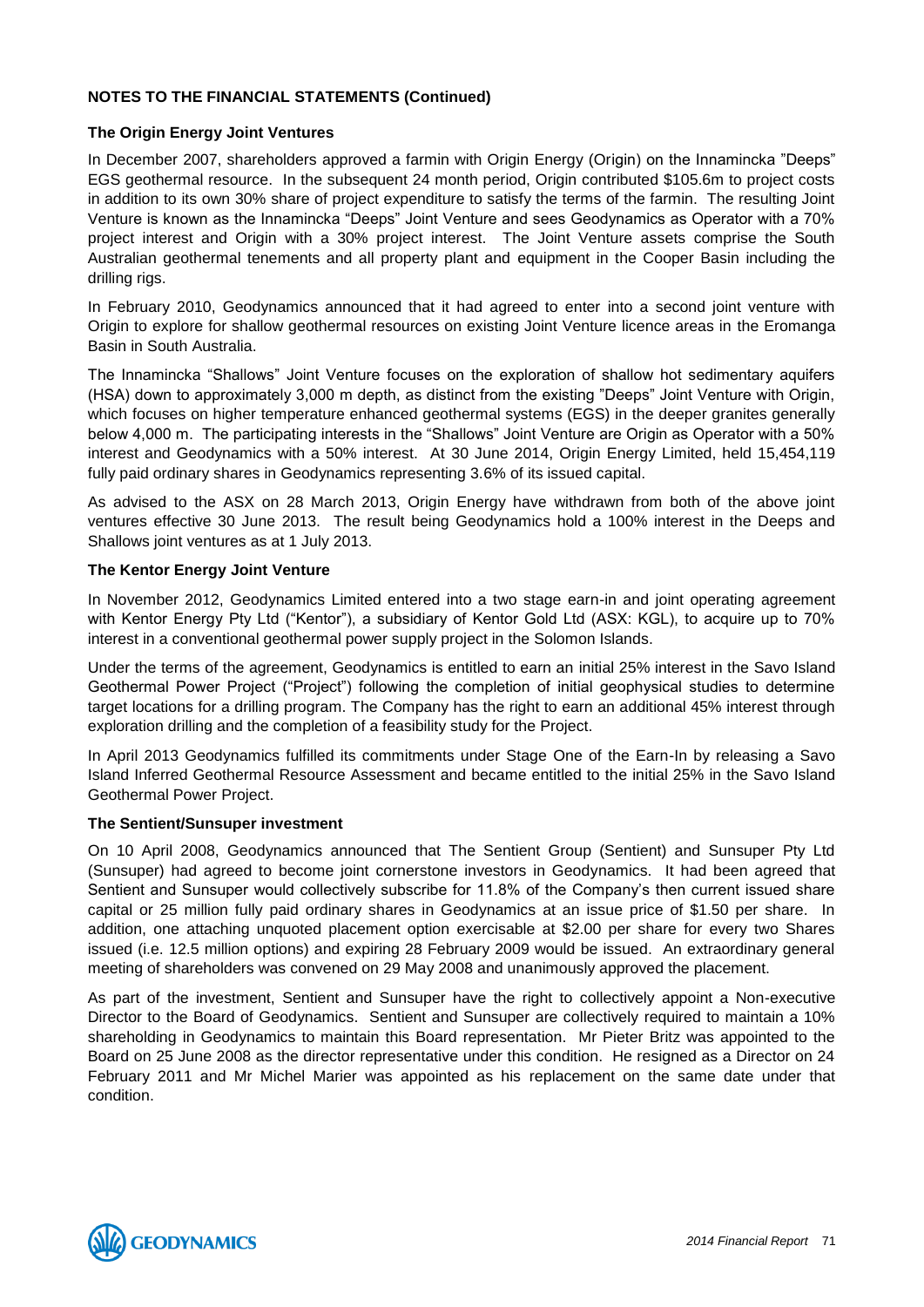**NOTES TO THE FINANCIAL STATEMENTS (Continued)**

### The Origin Energy Joint Ventures

In December 2007, shareholders approved a farmin with Origin Energy (Origin) on the Innamincka "Deeps" EGS geothermal resource. In the subsequent 24 month period, Origin contributed $105.6m to project costs in addition to its own 30% share of project expenditure to satisfy the terms of the farmin. The resulting Joint Venture is known as the Innamincka "Deeps" Joint Venture and sees Geodynamics as Operator with a 70% project interest and Origin with a 30% project interest. The Joint Venture assets comprise the South Australian geothermal tenements and all property plant and equipment in the Cooper Basin including the drilling rigs.

In February 2010, Geodynamics announced that it had agreed to enter into a second joint venture with Origin to explore for shallow geothermal resources on existing Joint Venture licence areas in the Eromanga Basin in South Australia.

The Innamincka "Shallows" Joint Venture focuses on the exploration of shallow hot sedimentary aquifers (HSA) down to approximately 3,000 m depth, as distinct from the existing "Deeps" Joint Venture with Origin, which focuses on higher temperature enhanced geothermal systems (EGS) in the deeper granites generally below 4,000 m. The participating interests in the "Shallows" Joint Venture are Origin as Operator with a 50% interest and Geodynamics with a 50% interest. At 30 June 2014, Origin Energy Limited, held 15,454,119 fully paid ordinary shares in Geodynamics representing 3.6% of its issued capital.

As advised to the ASX on 28 March 2013, Origin Energy have withdrawn from both of the above joint ventures effective 30 June 2013. The result being Geodynamics hold a 100% interest in the Deeps and Shallows joint ventures as at 1 July 2013.

### The Kentor Energy Joint Venture

In November 2012, Geodynamics Limited entered into a two stage earn-in and joint operating agreement with Kentor Energy Pty Ltd ("Kentor"), a subsidiary of Kentor Gold Ltd (ASX: KGL), to acquire up to 70% interest in a conventional geothermal power supply project in the Solomon Islands.

Under the terms of the agreement, Geodynamics is entitled to earn an initial 25% interest in the Savo Island Geothermal Power Project ("Project") following the completion of initial geophysical studies to determine target locations for a drilling program. The Company has the right to earn an additional 45% interest through exploration drilling and the completion of a feasibility study for the Project.

In April 2013 Geodynamics fulfilled its commitments under Stage One of the Earn-In by releasing a Savo Island Inferred Geothermal Resource Assessment and became entitled to the initial 25% in the Savo Island Geothermal Power Project.

### The Sentient/Sunsuper investment

On 10 April 2008, Geodynamics announced that The Sentient Group (Sentient) and Sunsuper Pty Ltd (Sunsuper) had agreed to become joint cornerstone investors in Geodynamics. It had been agreed that Sentient and Sunsuper would collectively subscribe for 11.8% of the Company's then current issued share capital or 25 million fully paid ordinary shares in Geodynamics at an issue price of $1.50 per share. In addition, one attaching unquoted placement option exercisable at $2.00 per share for every two Shares issued (i.e. 12.5 million options) and expiring 28 February 2009 would be issued. An extraordinary general meeting of shareholders was convened on 29 May 2008 and unanimously approved the placement.

As part of the investment, Sentient and Sunsuper have the right to collectively appoint a Non-executive Director to the Board of Geodynamics. Sentient and Sunsuper are collectively required to maintain a 10% shareholding in Geodynamics to maintain this Board representation. Mr Pieter Britz was appointed to the Board on 25 June 2008 as the director representative under this condition. He resigned as a Director on 24 February 2011 and Mr Michel Marier was appointed as his replacement on the same date under that condition.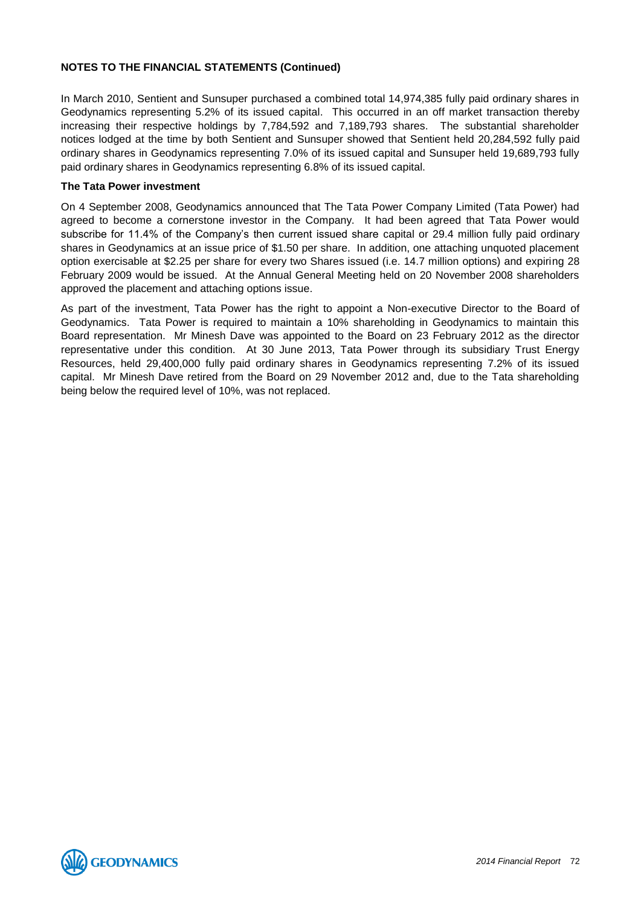**NOTES TO THE FINANCIAL STATEMENTS (Continued)**

In March 2010, Sentient and Sunsuper purchased a combined total 14,974,385 fully paid ordinary shares in Geodynamics representing 5.2% of its issued capital. This occurred in an off market transaction thereby increasing their respective holdings by 7,784,592 and 7,189,793 shares. The substantial shareholder notices lodged at the time by both Sentient and Sunsuper showed that Sentient held 20,284,592 fully paid ordinary shares in Geodynamics representing 7.0% of its issued capital and Sunsuper held 19,689,793 fully paid ordinary shares in Geodynamics representing 6.8% of its issued capital.

**The Tata Power investment**

On 4 September 2008, Geodynamics announced that The Tata Power Company Limited (Tata Power) had agreed to become a cornerstone investor in the Company. It had been agreed that Tata Power would subscribe for 11.4% of the Company's then current issued share capital or 29.4 million fully paid ordinary shares in Geodynamics at an issue price of $1.50 per share. In addition, one attaching unquoted placement option exercisable at $2.25 per share for every two Shares issued (i.e. 14.7 million options) and expiring 28 February 2009 would be issued. At the Annual General Meeting held on 20 November 2008 shareholders approved the placement and attaching options issue.

As part of the investment, Tata Power has the right to appoint a Non-executive Director to the Board of Geodynamics. Tata Power is required to maintain a 10% shareholding in Geodynamics to maintain this Board representation. Mr Minesh Dave was appointed to the Board on 23 February 2012 as the director representative under this condition. At 30 June 2013, Tata Power through its subsidiary Trust Energy Resources, held 29,400,000 fully paid ordinary shares in Geodynamics representing 7.2% of its issued capital. Mr Minesh Dave retired from the Board on 29 November 2012 and, due to the Tata shareholding being below the required level of 10%, was not replaced.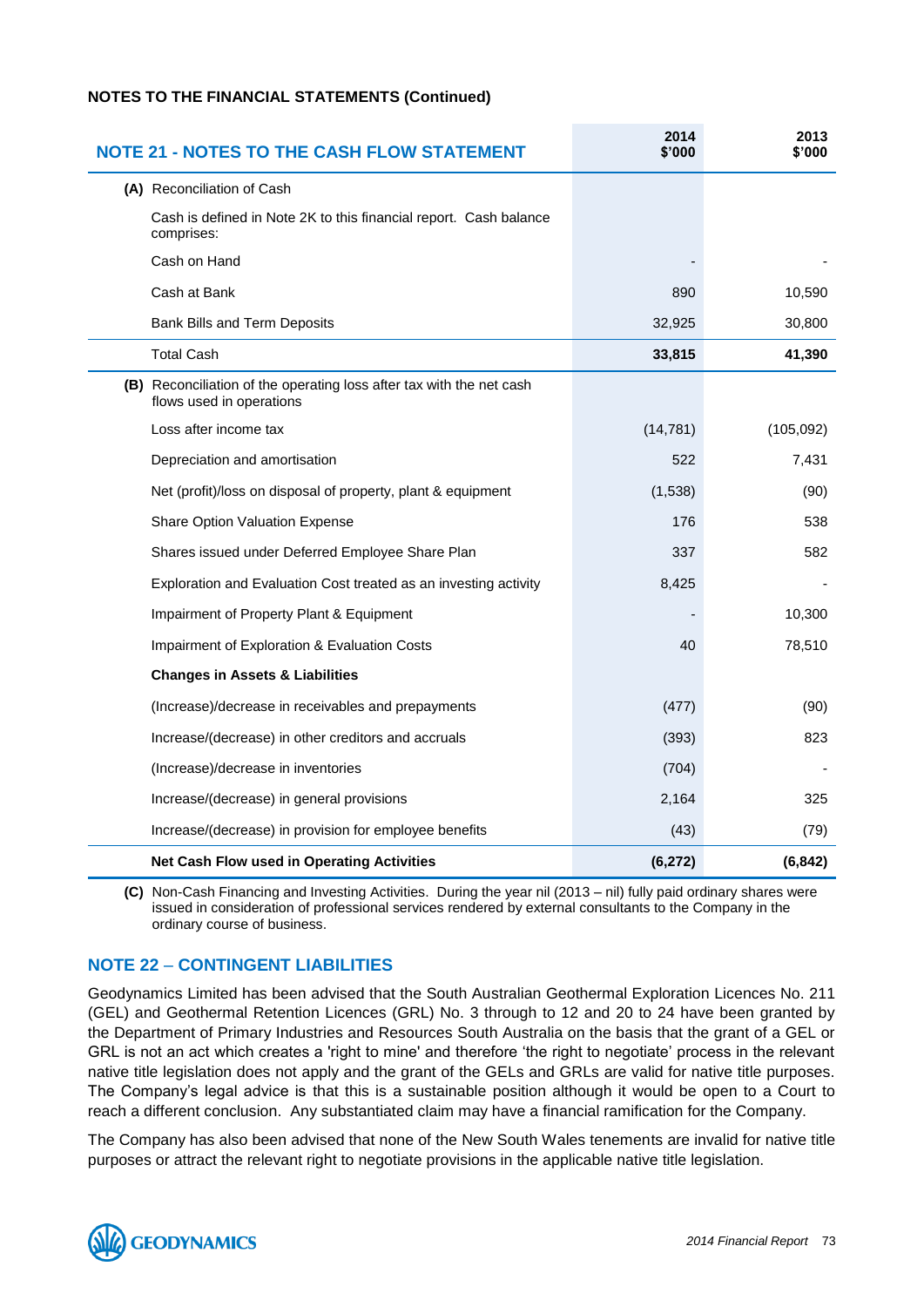**NOTES TO THE FINANCIAL STATEMENTS (Continued)**

## NOTE 21 - NOTES TO THE CASH FLOW STATEMENT

| | 2014 $'000 | 2013 $'000 |
|---|---|---|
| **(A)** Reconciliation of Cash | | |
| Cash is defined in Note 2K to this financial report. Cash balance comprises: | | |
| Cash on Hand | - | - |
| Cash at Bank | 890 | 10,590 |
| Bank Bills and Term Deposits | 32,925 | 30,800 |
| Total Cash | **33,815** | **41,390** |
| **(B)** Reconciliation of the operating loss after tax with the net cash flows used in operations | | |
| Loss after income tax | (14,781) | (105,092) |
| Depreciation and amortisation | 522 | 7,431 |
| Net (profit)/loss on disposal of property, plant & equipment | (1,538) | (90) |
| Share Option Valuation Expense | 176 | 538 |
| Shares issued under Deferred Employee Share Plan | 337 | 582 |
| Exploration and Evaluation Cost treated as an investing activity | 8,425 | - |
| Impairment of Property Plant & Equipment | - | 10,300 |
| Impairment of Exploration & Evaluation Costs | 40 | 78,510 |
| **Changes in Assets & Liabilities** | | |
| (Increase)/decrease in receivables and prepayments | (477) | (90) |
| Increase/(decrease) in other creditors and accruals | (393) | 823 |
| (Increase)/decrease in inventories | (704) | - |
| Increase/(decrease) in general provisions | 2,164 | 325 |
| Increase/(decrease) in provision for employee benefits | (43) | (79) |
| **Net Cash Flow used in Operating Activities** | **(6,272)** | **(6,842)** |

**(C)** Non-Cash Financing and Investing Activities. During the year nil (2013 – nil) fully paid ordinary shares were issued in consideration of professional services rendered by external consultants to the Company in the ordinary course of business.

## NOTE 22 – CONTINGENT LIABILITIES

Geodynamics Limited has been advised that the South Australian Geothermal Exploration Licences No. 211 (GEL) and Geothermal Retention Licences (GRL) No. 3 through to 12 and 20 to 24 have been granted by the Department of Primary Industries and Resources South Australia on the basis that the grant of a GEL or GRL is not an act which creates a 'right to mine' and therefore 'the right to negotiate' process in the relevant native title legislation does not apply and the grant of the GELs and GRLs are valid for native title purposes. The Company's legal advice is that this is a sustainable position although it would be open to a Court to reach a different conclusion. Any substantiated claim may have a financial ramification for the Company.

The Company has also been advised that none of the New South Wales tenements are invalid for native title purposes or attract the relevant right to negotiate provisions in the applicable native title legislation.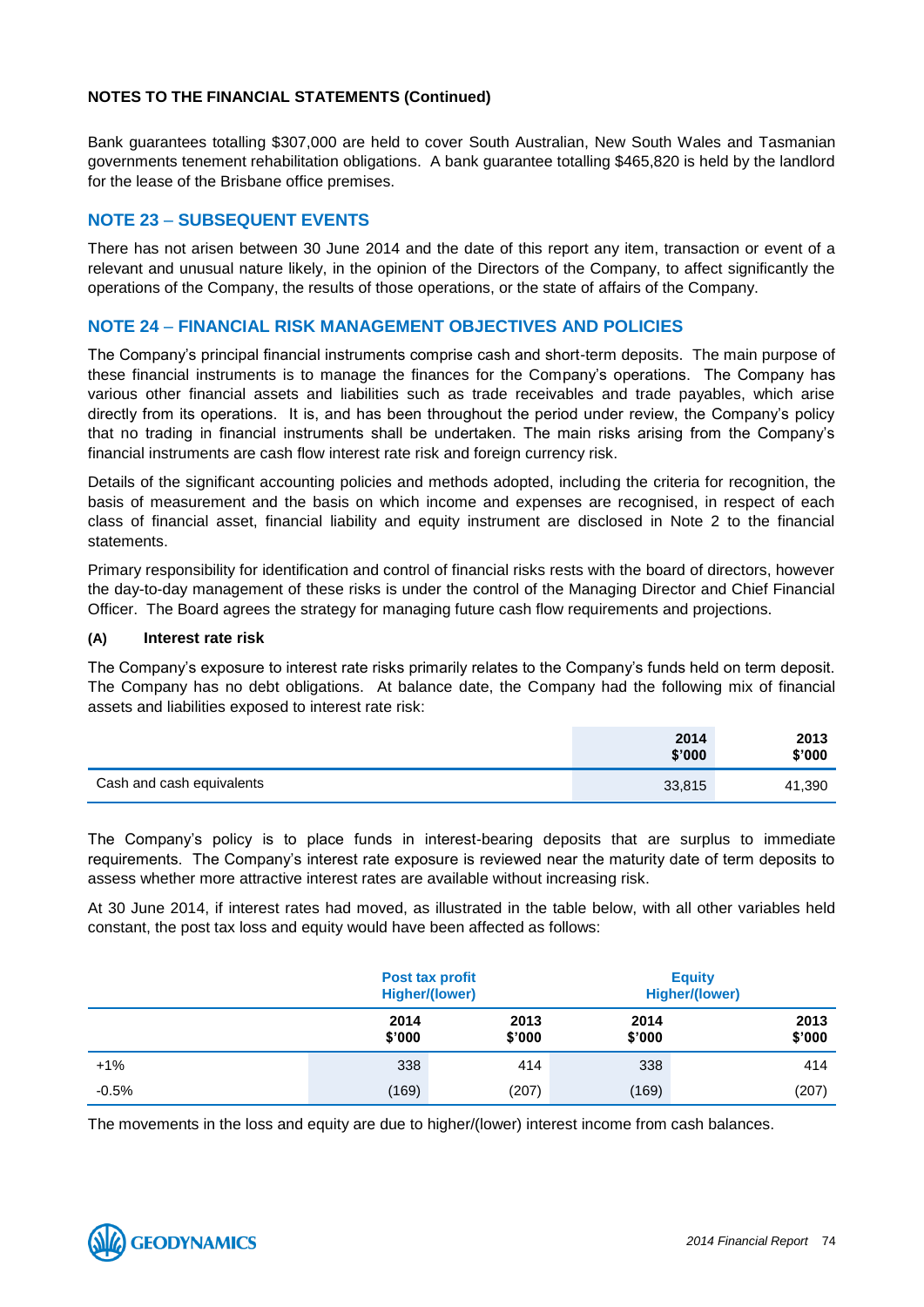**NOTES TO THE FINANCIAL STATEMENTS (Continued)**

Bank guarantees totalling $307,000 are held to cover South Australian, New South Wales and Tasmanian governments tenement rehabilitation obligations. A bank guarantee totalling $465,820 is held by the landlord for the lease of the Brisbane office premises.

## NOTE 23 – SUBSEQUENT EVENTS

There has not arisen between 30 June 2014 and the date of this report any item, transaction or event of a relevant and unusual nature likely, in the opinion of the Directors of the Company, to affect significantly the operations of the Company, the results of those operations, or the state of affairs of the Company.

## NOTE 24 – FINANCIAL RISK MANAGEMENT OBJECTIVES AND POLICIES

The Company's principal financial instruments comprise cash and short-term deposits. The main purpose of these financial instruments is to manage the finances for the Company's operations. The Company has various other financial assets and liabilities such as trade receivables and trade payables, which arise directly from its operations. It is, and has been throughout the period under review, the Company's policy that no trading in financial instruments shall be undertaken. The main risks arising from the Company's financial instruments are cash flow interest rate risk and foreign currency risk.

Details of the significant accounting policies and methods adopted, including the criteria for recognition, the basis of measurement and the basis on which income and expenses are recognised, in respect of each class of financial asset, financial liability and equity instrument are disclosed in Note 2 to the financial statements.

Primary responsibility for identification and control of financial risks rests with the board of directors, however the day-to-day management of these risks is under the control of the Managing Director and Chief Financial Officer. The Board agrees the strategy for managing future cash flow requirements and projections.

**(A) Interest rate risk**

The Company's exposure to interest rate risks primarily relates to the Company's funds held on term deposit. The Company has no debt obligations. At balance date, the Company had the following mix of financial assets and liabilities exposed to interest rate risk:

| | 2014 $'000 | 2013 $'000 |
|---|---|---|
| Cash and cash equivalents | 33,815 | 41,390 |

The Company's policy is to place funds in interest-bearing deposits that are surplus to immediate requirements. The Company's interest rate exposure is reviewed near the maturity date of term deposits to assess whether more attractive interest rates are available without increasing risk.

At 30 June 2014, if interest rates had moved, as illustrated in the table below, with all other variables held constant, the post tax loss and equity would have been affected as follows:

| | Post tax profit Higher/(lower) | | Equity Higher/(lower) | |
|---|---|---|---|---|
| | 2014 $'000 | 2013 $'000 | 2014 $'000 | 2013 $'000 |
| +1% | 338 | 414 | 338 | 414 |
| -0.5% | (169) | (207) | (169) | (207) |

The movements in the loss and equity are due to higher/(lower) interest income from cash balances.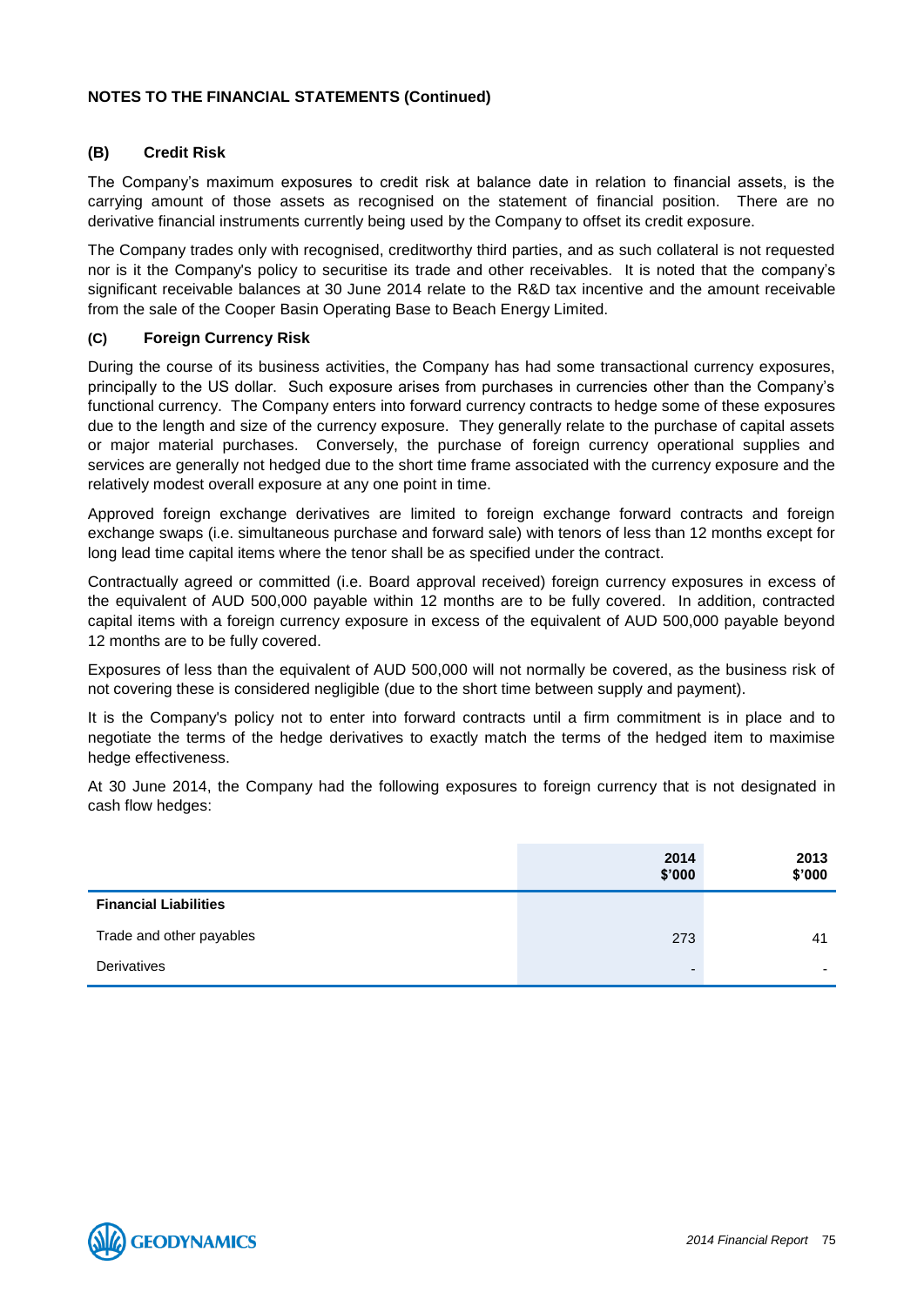## NOTES TO THE FINANCIAL STATEMENTS (Continued)

### (B) Credit Risk

The Company's maximum exposures to credit risk at balance date in relation to financial assets, is the carrying amount of those assets as recognised on the statement of financial position. There are no derivative financial instruments currently being used by the Company to offset its credit exposure.

The Company trades only with recognised, creditworthy third parties, and as such collateral is not requested nor is it the Company's policy to securitise its trade and other receivables. It is noted that the company's significant receivable balances at 30 June 2014 relate to the R&D tax incentive and the amount receivable from the sale of the Cooper Basin Operating Base to Beach Energy Limited.

### (C) Foreign Currency Risk

During the course of its business activities, the Company has had some transactional currency exposures, principally to the US dollar. Such exposure arises from purchases in currencies other than the Company's functional currency. The Company enters into forward currency contracts to hedge some of these exposures due to the length and size of the currency exposure. They generally relate to the purchase of capital assets or major material purchases. Conversely, the purchase of foreign currency operational supplies and services are generally not hedged due to the short time frame associated with the currency exposure and the relatively modest overall exposure at any one point in time.

Approved foreign exchange derivatives are limited to foreign exchange forward contracts and foreign exchange swaps (i.e. simultaneous purchase and forward sale) with tenors of less than 12 months except for long lead time capital items where the tenor shall be as specified under the contract.

Contractually agreed or committed (i.e. Board approval received) foreign currency exposures in excess of the equivalent of AUD 500,000 payable within 12 months are to be fully covered. In addition, contracted capital items with a foreign currency exposure in excess of the equivalent of AUD 500,000 payable beyond 12 months are to be fully covered.

Exposures of less than the equivalent of AUD 500,000 will not normally be covered, as the business risk of not covering these is considered negligible (due to the short time between supply and payment).

It is the Company's policy not to enter into forward contracts until a firm commitment is in place and to negotiate the terms of the hedge derivatives to exactly match the terms of the hedged item to maximise hedge effectiveness.

At 30 June 2014, the Company had the following exposures to foreign currency that is not designated in cash flow hedges:

| | 2014 $'000 | 2013 $'000 |
|---|---|---|
| **Financial Liabilities** | | |
| Trade and other payables | 273 | 41 |
| Derivatives | - | - |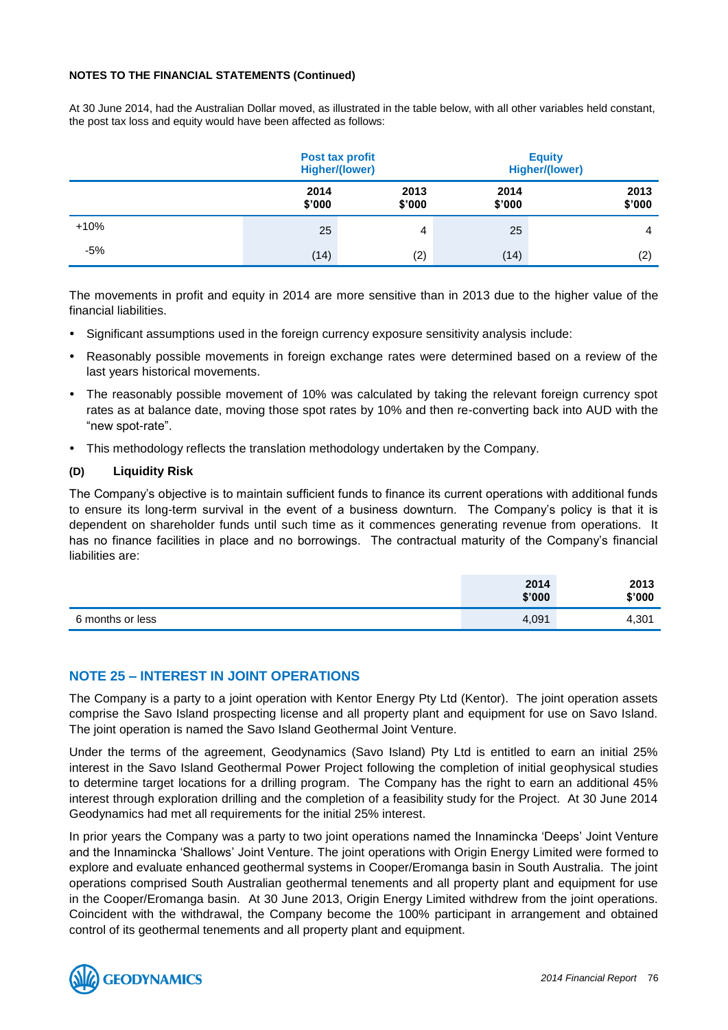**NOTES TO THE FINANCIAL STATEMENTS (Continued)**

At 30 June 2014, had the Australian Dollar moved, as illustrated in the table below, with all other variables held constant, the post tax loss and equity would have been affected as follows:

| | Post tax profit Higher/(lower) | | Equity Higher/(lower) | |
|---|---|---|---|---|
| | 2014 $'000 | 2013 $'000 | 2014 $'000 | 2013 $'000 |
| +10% | 25 | 4 | 25 | 4 |
| -5% | (14) | (2) | (14) | (2) |

The movements in profit and equity in 2014 are more sensitive than in 2013 due to the higher value of the financial liabilities.

- Significant assumptions used in the foreign currency exposure sensitivity analysis include:
- Reasonably possible movements in foreign exchange rates were determined based on a review of the last years historical movements.
- The reasonably possible movement of 10% was calculated by taking the relevant foreign currency spot rates as at balance date, moving those spot rates by 10% and then re-converting back into AUD with the "new spot-rate".
- This methodology reflects the translation methodology undertaken by the Company.

**(D) Liquidity Risk**

The Company's objective is to maintain sufficient funds to finance its current operations with additional funds to ensure its long-term survival in the event of a business downturn. The Company's policy is that it is dependent on shareholder funds until such time as it commences generating revenue from operations. It has no finance facilities in place and no borrowings. The contractual maturity of the Company's financial liabilities are:

| | 2014 $'000 | 2013 $'000 |
|---|---|---|
| 6 months or less | 4,091 | 4,301 |

## NOTE 25 – INTEREST IN JOINT OPERATIONS

The Company is a party to a joint operation with Kentor Energy Pty Ltd (Kentor). The joint operation assets comprise the Savo Island prospecting license and all property plant and equipment for use on Savo Island. The joint operation is named the Savo Island Geothermal Joint Venture.

Under the terms of the agreement, Geodynamics (Savo Island) Pty Ltd is entitled to earn an initial 25% interest in the Savo Island Geothermal Power Project following the completion of initial geophysical studies to determine target locations for a drilling program. The Company has the right to earn an additional 45% interest through exploration drilling and the completion of a feasibility study for the Project. At 30 June 2014 Geodynamics had met all requirements for the initial 25% interest.

In prior years the Company was a party to two joint operations named the Innamincka 'Deeps' Joint Venture and the Innamincka 'Shallows' Joint Venture. The joint operations with Origin Energy Limited were formed to explore and evaluate enhanced geothermal systems in Cooper/Eromanga basin in South Australia. The joint operations comprised South Australian geothermal tenements and all property plant and equipment for use in the Cooper/Eromanga basin. At 30 June 2013, Origin Energy Limited withdrew from the joint operations. Coincident with the withdrawal, the Company become the 100% participant in arrangement and obtained control of its geothermal tenements and all property plant and equipment.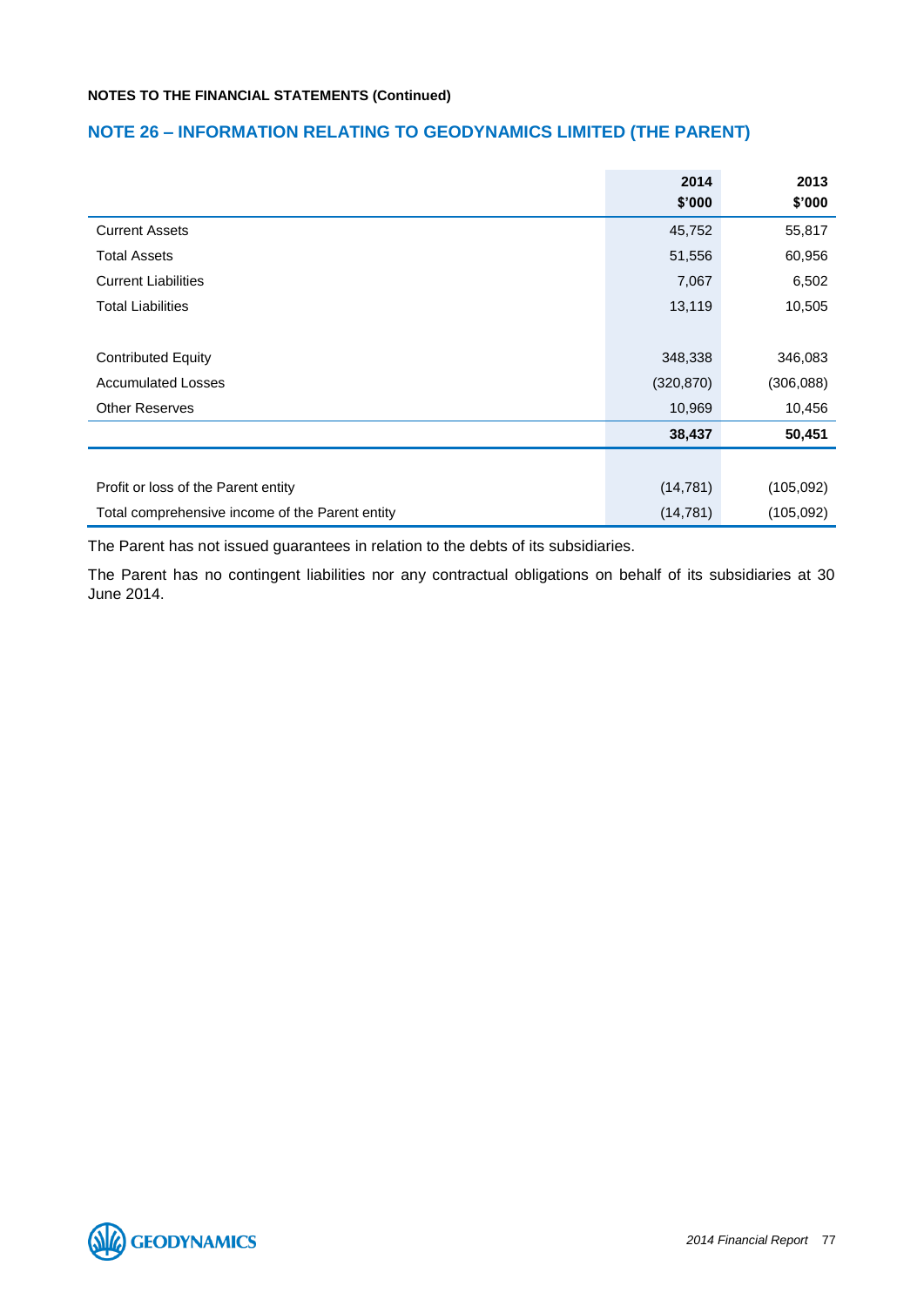**NOTES TO THE FINANCIAL STATEMENTS (Continued)**

## NOTE 26 – INFORMATION RELATING TO GEODYNAMICS LIMITED (THE PARENT)

| | 2014<br>$'000 | 2013<br>$'000 |
|---|---|---|
| Current Assets | 45,752 | 55,817 |
| Total Assets | 51,556 | 60,956 |
| Current Liabilities | 7,067 | 6,502 |
| Total Liabilities | 13,119 | 10,505 |
| | | |
| Contributed Equity | 348,338 | 346,083 |
| Accumulated Losses | (320,870) | (306,088) |
| Other Reserves | 10,969 | 10,456 |
| | **38,437** | **50,451** |
| | | |
| Profit or loss of the Parent entity | (14,781) | (105,092) |
| Total comprehensive income of the Parent entity | (14,781) | (105,092) |

The Parent has not issued guarantees in relation to the debts of its subsidiaries.

The Parent has no contingent liabilities nor any contractual obligations on behalf of its subsidiaries at 30 June 2014.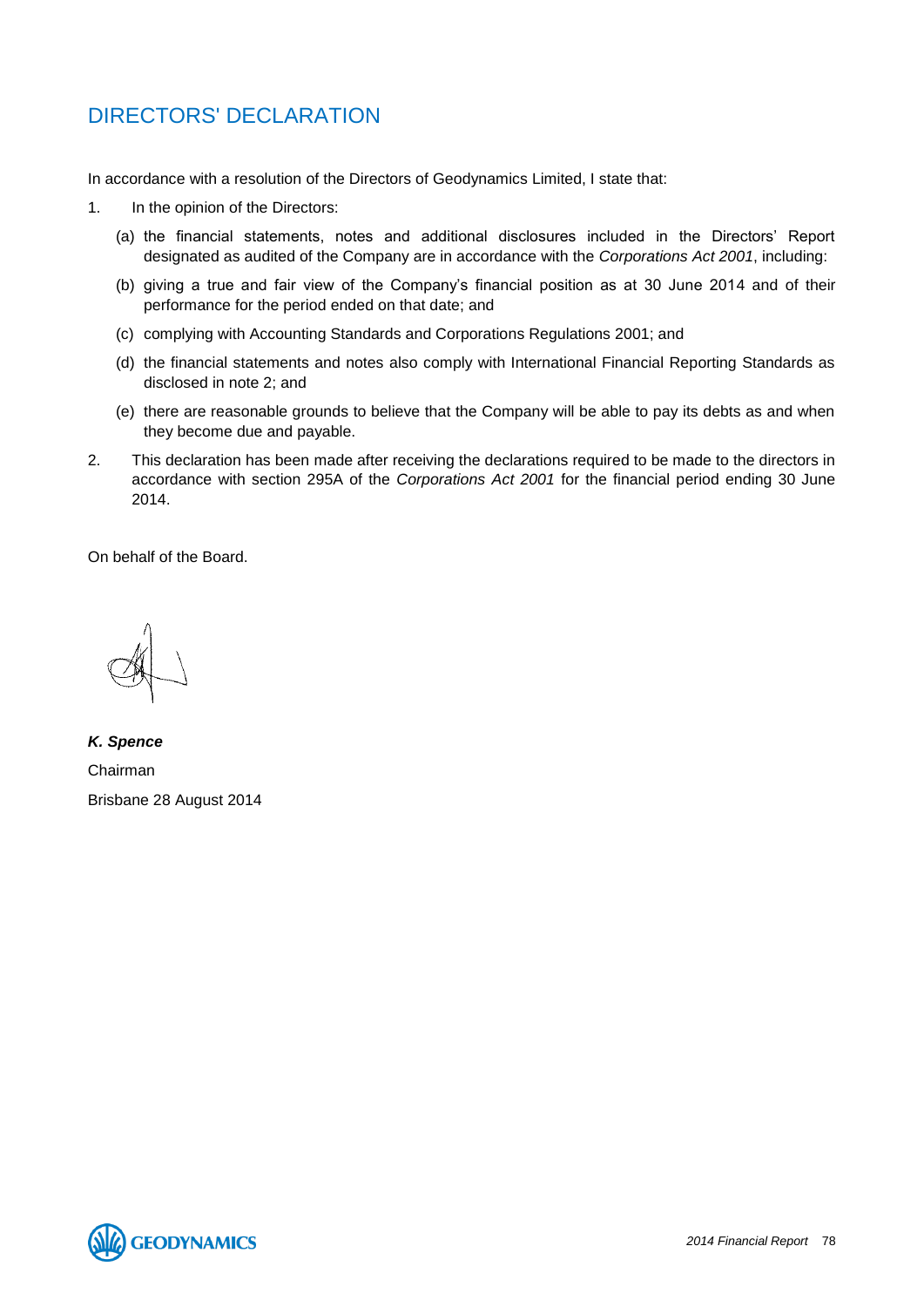# DIRECTORS' DECLARATION

In accordance with a resolution of the Directors of Geodynamics Limited, I state that:

1. In the opinion of the Directors:

   (a) the financial statements, notes and additional disclosures included in the Directors' Report designated as audited of the Company are in accordance with the *Corporations Act 2001*, including:

   (b) giving a true and fair view of the Company's financial position as at 30 June 2014 and of their performance for the period ended on that date; and

   (c) complying with Accounting Standards and Corporations Regulations 2001; and

   (d) the financial statements and notes also comply with International Financial Reporting Standards as disclosed in note 2; and

   (e) there are reasonable grounds to believe that the Company will be able to pay its debts as and when they become due and payable.

2. This declaration has been made after receiving the declarations required to be made to the directors in accordance with section 295A of the *Corporations Act 2001* for the financial period ending 30 June 2014.

On behalf of the Board.

***K. Spence***

Chairman

Brisbane 28 August 2014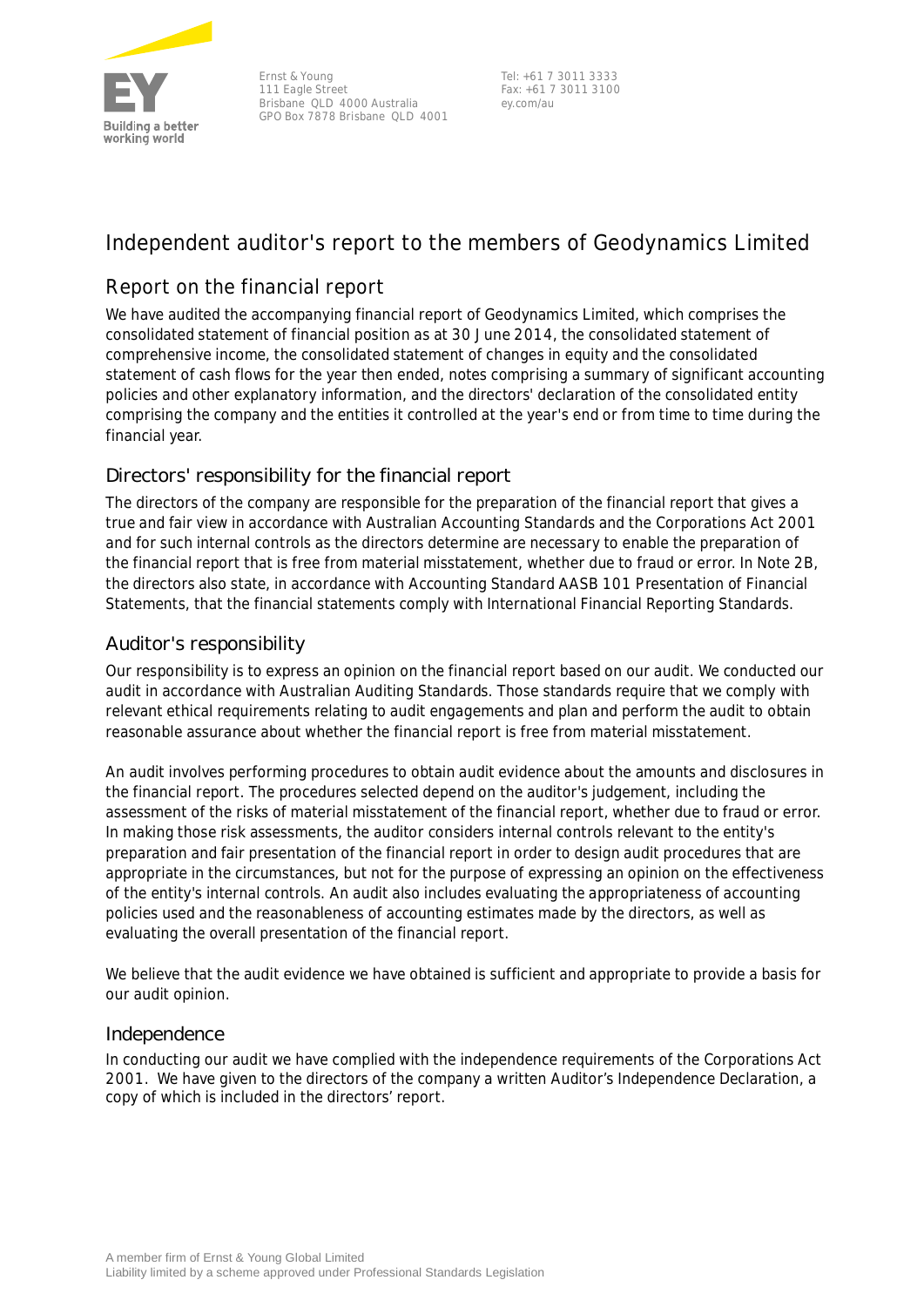Ernst & Young
111 Eagle Street
Brisbane QLD 4000 Australia
GPO Box 7878 Brisbane QLD 4001

Tel: +61 7 3011 3333
Fax: +61 7 3011 3100
ey.com/au

# Independent auditor's report to the members of Geodynamics Limited

## Report on the financial report

We have audited the accompanying financial report of Geodynamics Limited, which comprises the consolidated statement of financial position as at 30 June 2014, the consolidated statement of comprehensive income, the consolidated statement of changes in equity and the consolidated statement of cash flows for the year then ended, notes comprising a summary of significant accounting policies and other explanatory information, and the directors' declaration of the consolidated entity comprising the company and the entities it controlled at the year's end or from time to time during the financial year.

## Directors' responsibility for the financial report

The directors of the company are responsible for the preparation of the financial report that gives a true and fair view in accordance with Australian Accounting Standards and the Corporations Act 2001 and for such internal controls as the directors determine are necessary to enable the preparation of the financial report that is free from material misstatement, whether due to fraud or error. In Note 2B, the directors also state, in accordance with Accounting Standard AASB 101 Presentation of Financial Statements, that the financial statements comply with International Financial Reporting Standards.

## Auditor's responsibility

Our responsibility is to express an opinion on the financial report based on our audit. We conducted our audit in accordance with Australian Auditing Standards. Those standards require that we comply with relevant ethical requirements relating to audit engagements and plan and perform the audit to obtain reasonable assurance about whether the financial report is free from material misstatement.

An audit involves performing procedures to obtain audit evidence about the amounts and disclosures in the financial report. The procedures selected depend on the auditor's judgement, including the assessment of the risks of material misstatement of the financial report, whether due to fraud or error. In making those risk assessments, the auditor considers internal controls relevant to the entity's preparation and fair presentation of the financial report in order to design audit procedures that are appropriate in the circumstances, but not for the purpose of expressing an opinion on the effectiveness of the entity's internal controls. An audit also includes evaluating the appropriateness of accounting policies used and the reasonableness of accounting estimates made by the directors, as well as evaluating the overall presentation of the financial report.

We believe that the audit evidence we have obtained is sufficient and appropriate to provide a basis for our audit opinion.

## Independence

In conducting our audit we have complied with the independence requirements of the Corporations Act 2001. We have given to the directors of the company a written Auditor's Independence Declaration, a copy of which is included in the directors' report.

A member firm of Ernst & Young Global Limited
Liability limited by a scheme approved under Professional Standards Legislation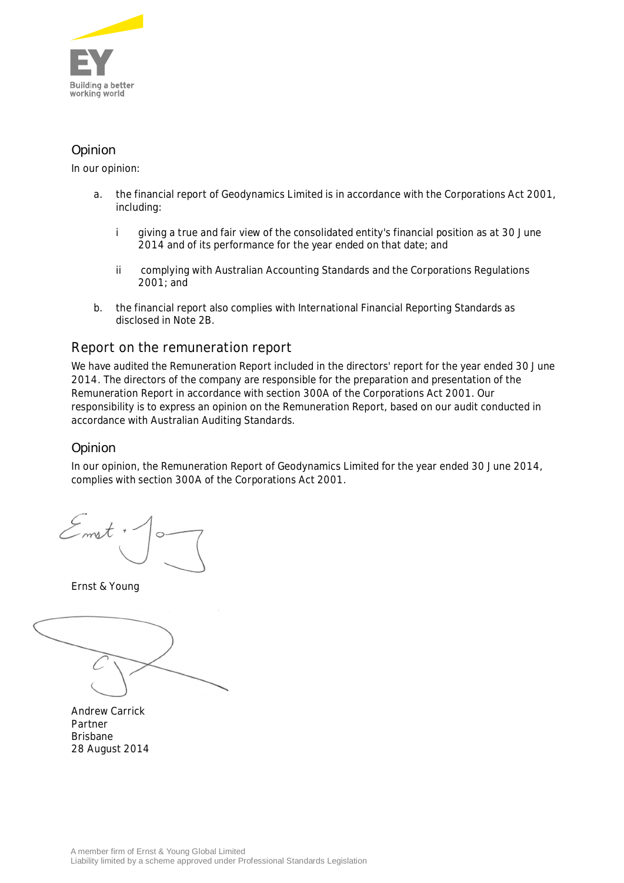## Opinion

In our opinion:

a. the financial report of Geodynamics Limited is in accordance with the Corporations Act 2001, including:

   i giving a true and fair view of the consolidated entity's financial position as at 30 June 2014 and of its performance for the year ended on that date; and

   ii complying with Australian Accounting Standards and the Corporations Regulations 2001; and

b. the financial report also complies with International Financial Reporting Standards as disclosed in Note 2B.

## Report on the remuneration report

We have audited the Remuneration Report included in the directors' report for the year ended 30 June 2014. The directors of the company are responsible for the preparation and presentation of the Remuneration Report in accordance with section 300A of the Corporations Act 2001. Our responsibility is to express an opinion on the Remuneration Report, based on our audit conducted in accordance with Australian Auditing Standards.

## Opinion

In our opinion, the Remuneration Report of Geodynamics Limited for the year ended 30 June 2014, complies with section 300A of the Corporations Act 2001.

Ernst & Young

Andrew Carrick
Partner
Brisbane
28 August 2014

A member firm of Ernst & Young Global Limited
Liability limited by a scheme approved under Professional Standards Legislation